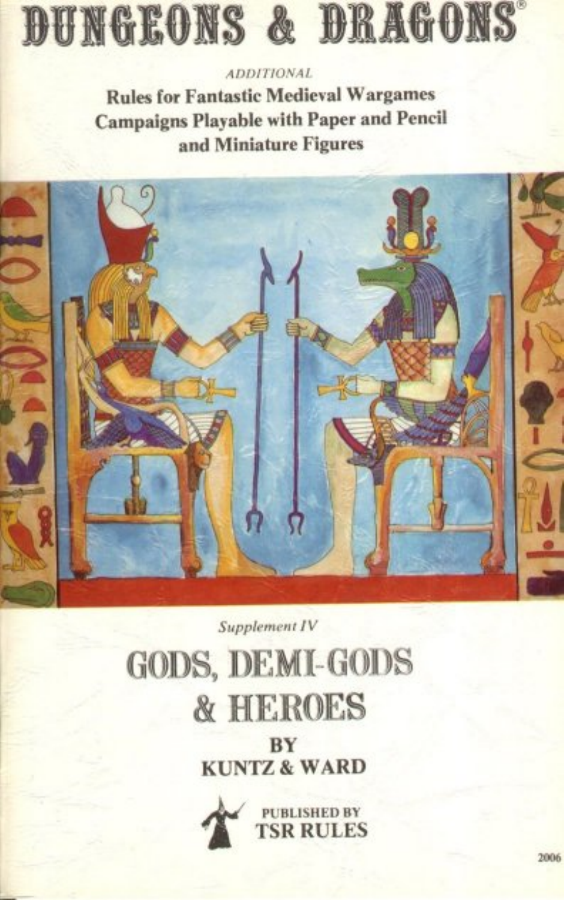# DUNGEONS & DRAGONS®

*ADDITIONAL*

**Rules for Fantastic Medieval Wargames Campaigns Playable with Paper and Pencil and Miniature Figures**

*Supplement IV*

# GODS, DEMI-GODS & HEROES

**BY**
**KUNTZ & WARD**

**PUBLISHED BY**
**TSR RULES**

2006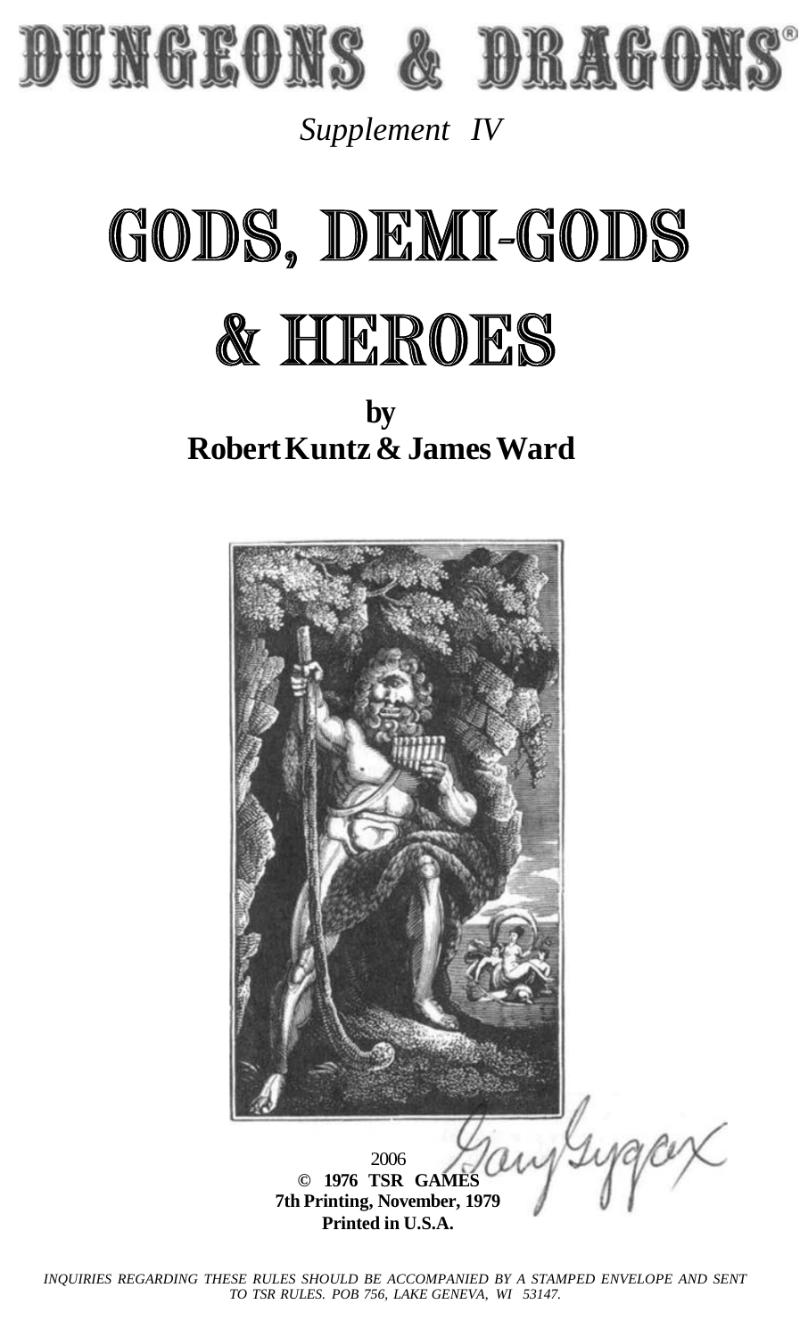# DUNGEONS & DRAGONS®

*Supplement IV*

# GODS, DEMI-GODS & HEROES

**by**
**Robert Kuntz & James Ward**

2006

**© 1976 TSR GAMES**
**7th Printing, November, 1979**
**Printed in U.S.A.**

*INQUIRIES REGARDING THESE RULES SHOULD BE ACCOMPANIED BY A STAMPED ENVELOPE AND SENT TO TSR RULES. POB 756, LAKE GENEVA, WI 53147.*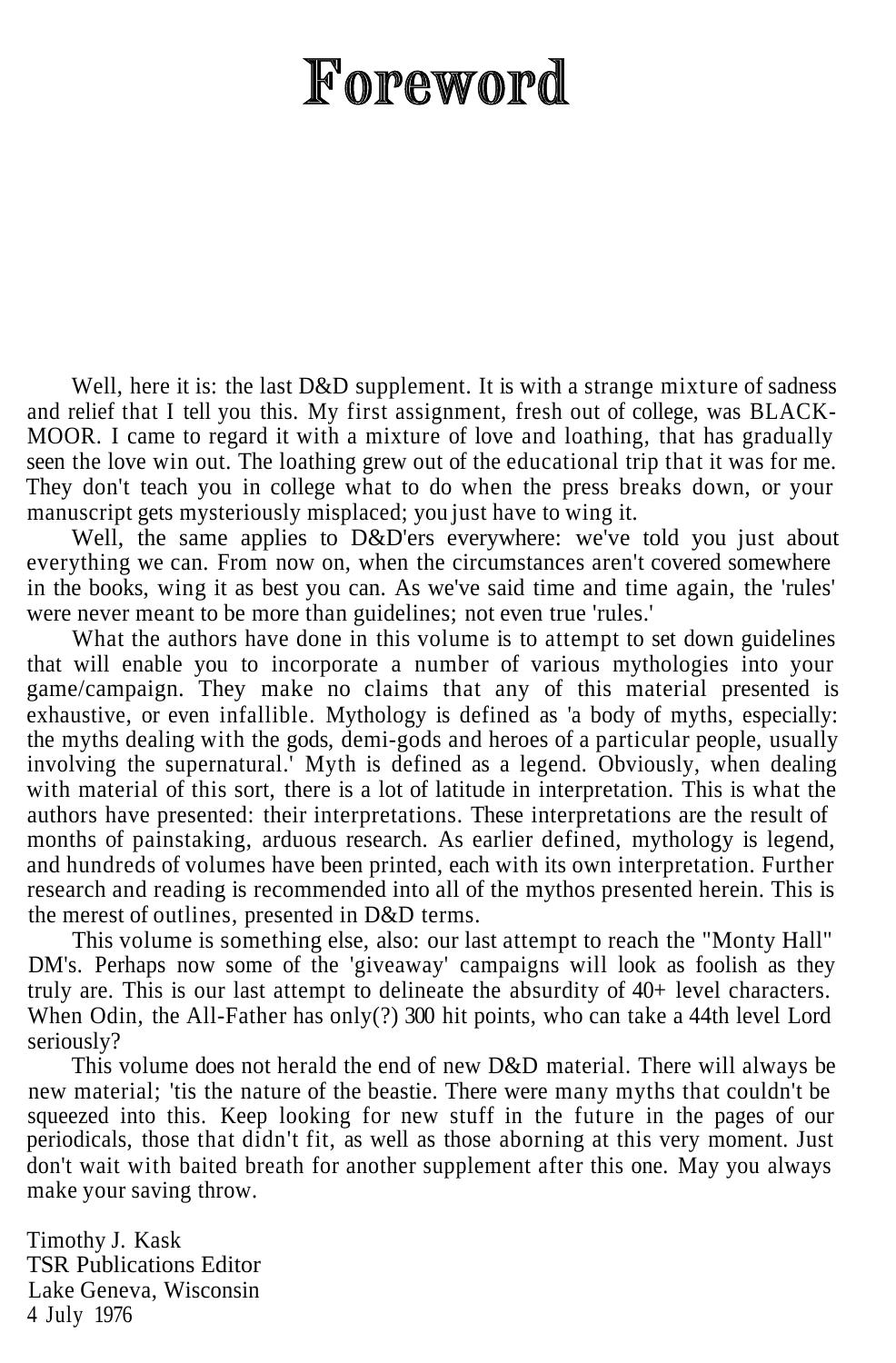# Foreword

Well, here it is: the last D&D supplement. It is with a strange mixture of sadness and relief that I tell you this. My first assignment, fresh out of college, was BLACKMOOR. I came to regard it with a mixture of love and loathing, that has gradually seen the love win out. The loathing grew out of the educational trip that it was for me. They don't teach you in college what to do when the press breaks down, or your manuscript gets mysteriously misplaced; you just have to wing it.

Well, the same applies to D&D'ers everywhere: we've told you just about everything we can. From now on, when the circumstances aren't covered somewhere in the books, wing it as best you can. As we've said time and time again, the 'rules' were never meant to be more than guidelines; not even true 'rules.'

What the authors have done in this volume is to attempt to set down guidelines that will enable you to incorporate a number of various mythologies into your game/campaign. They make no claims that any of this material presented is exhaustive, or even infallible. Mythology is defined as 'a body of myths, especially: the myths dealing with the gods, demi-gods and heroes of a particular people, usually involving the supernatural.' Myth is defined as a legend. Obviously, when dealing with material of this sort, there is a lot of latitude in interpretation. This is what the authors have presented: their interpretations. These interpretations are the result of months of painstaking, arduous research. As earlier defined, mythology is legend, and hundreds of volumes have been printed, each with its own interpretation. Further research and reading is recommended into all of the mythos presented herein. This is the merest of outlines, presented in D&D terms.

This volume is something else, also: our last attempt to reach the "Monty Hall" DM's. Perhaps now some of the 'giveaway' campaigns will look as foolish as they truly are. This is our last attempt to delineate the absurdity of 40+ level characters. When Odin, the All-Father has only(?) 300 hit points, who can take a 44th level Lord seriously?

This volume does not herald the end of new D&D material. There will always be new material; 'tis the nature of the beastie. There were many myths that couldn't be squeezed into this. Keep looking for new stuff in the future in the pages of our periodicals, those that didn't fit, as well as those aborning at this very moment. Just don't wait with baited breath for another supplement after this one. May you always make your saving throw.

Timothy J. Kask
TSR Publications Editor
Lake Geneva, Wisconsin
4 July 1976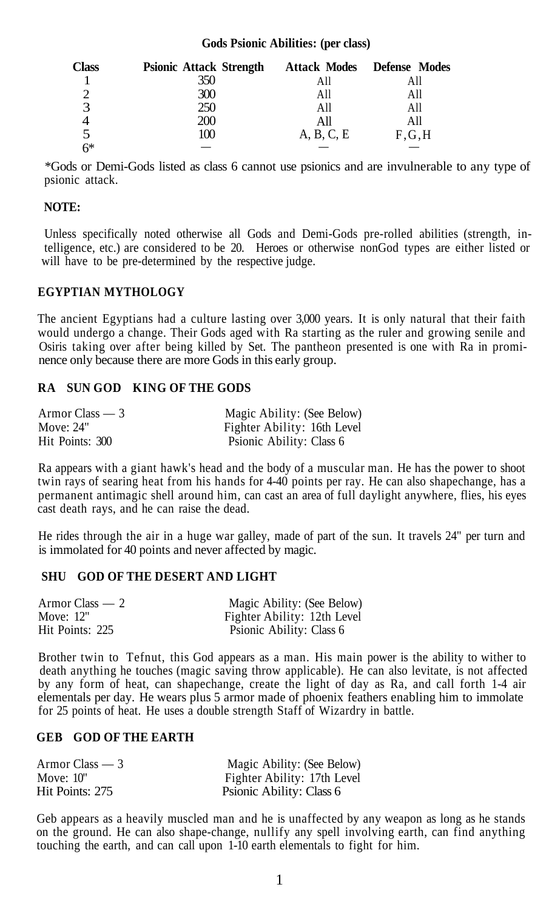**Gods Psionic Abilities: (per class)**

| Class | Psionic Attack Strength | Attack Modes | Defense Modes |
|---|---|---|---|
| 1 | 350 | All | All |
| 2 | 300 | All | All |
| 3 | 250 | All | All |
| 4 | 200 | All | All |
| 5 | 100 | A, B, C, E | F, G, H |
| 6* | — | — | — |

*Gods or Demi-Gods listed as class 6 cannot use psionics and are invulnerable to any type of psionic attack.

**NOTE:**

Unless specifically noted otherwise all Gods and Demi-Gods pre-rolled abilities (strength, intelligence, etc.) are considered to be 20. Heroes or otherwise nonGod types are either listed or will have to be pre-determined by the respective judge.

## EGYPTIAN MYTHOLOGY

The ancient Egyptians had a culture lasting over 3,000 years. It is only natural that their faith would undergo a change. Their Gods aged with Ra starting as the ruler and growing senile and Osiris taking over after being killed by Set. The pantheon presented is one with Ra in prominence only because there are more Gods in this early group.

### RA SUN GOD KING OF THE GODS

Armor Class — 3
Move: 24"
Hit Points: 300

Magic Ability: (See Below)
Fighter Ability: 16th Level
Psionic Ability: Class 6

Ra appears with a giant hawk's head and the body of a muscular man. He has the power to shoot twin rays of searing heat from his hands for 4-40 points per ray. He can also shapechange, has a permanent antimagic shell around him, can cast an area of full daylight anywhere, flies, his eyes cast death rays, and he can raise the dead.

He rides through the air in a huge war galley, made of part of the sun. It travels 24" per turn and is immolated for 40 points and never affected by magic.

### SHU GOD OF THE DESERT AND LIGHT

Armor Class — 2
Move: 12"
Hit Points: 225

Magic Ability: (See Below)
Fighter Ability: 12th Level
Psionic Ability: Class 6

Brother twin to Tefnut, this God appears as a man. His main power is the ability to wither to death anything he touches (magic saving throw applicable). He can also levitate, is not affected by any form of heat, can shapechange, create the light of day as Ra, and call forth 1-4 air elementals per day. He wears plus 5 armor made of phoenix feathers enabling him to immolate for 25 points of heat. He uses a double strength Staff of Wizardry in battle.

### GEB GOD OF THE EARTH

Armor Class — 3
Move: 10"
Hit Points: 275

Magic Ability: (See Below)
Fighter Ability: 17th Level
Psionic Ability: Class 6

Geb appears as a heavily muscled man and he is unaffected by any weapon as long as he stands on the ground. He can also shape-change, nullify any spell involving earth, can find anything touching the earth, and can call upon 1-10 earth elementals to fight for him.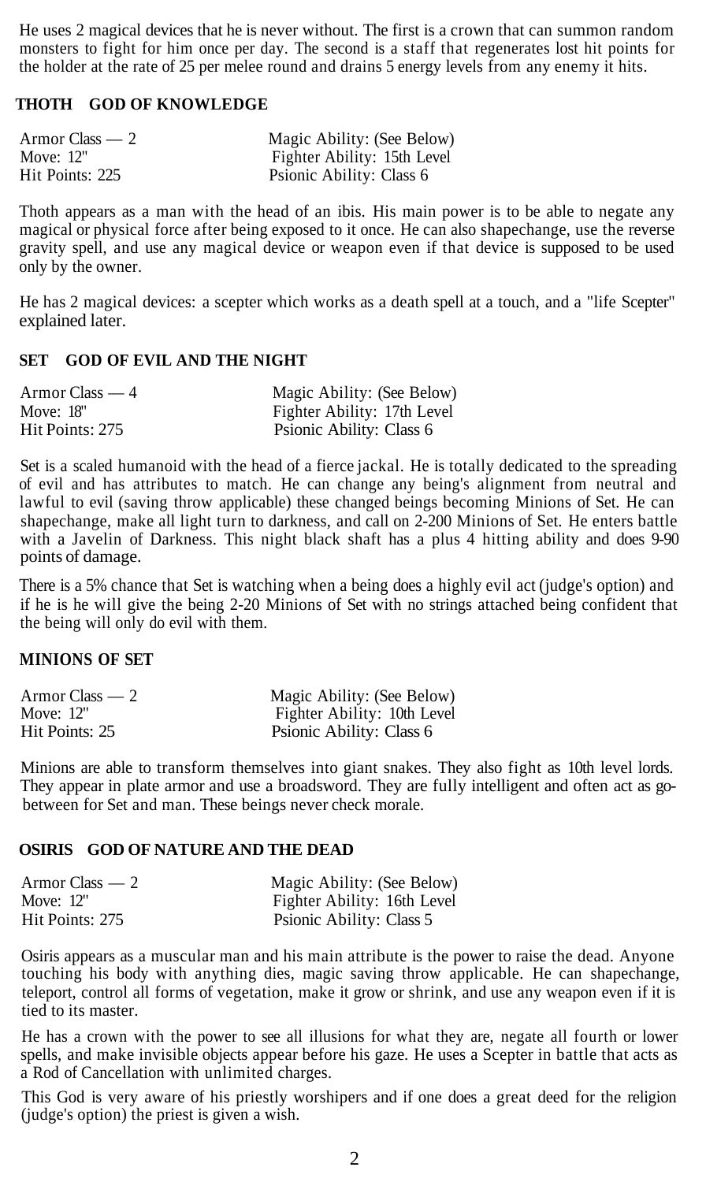He uses 2 magical devices that he is never without. The first is a crown that can summon random monsters to fight for him once per day. The second is a staff that regenerates lost hit points for the holder at the rate of 25 per melee round and drains 5 energy levels from any enemy it hits.

## THOTH GOD OF KNOWLEDGE

| | |
|---|---|
| Armor Class — 2 | Magic Ability: (See Below) |
| Move: 12" | Fighter Ability: 15th Level |
| Hit Points: 225 | Psionic Ability: Class 6 |

Thoth appears as a man with the head of an ibis. His main power is to be able to negate any magical or physical force after being exposed to it once. He can also shapechange, use the reverse gravity spell, and use any magical device or weapon even if that device is supposed to be used only by the owner.

He has 2 magical devices: a scepter which works as a death spell at a touch, and a "life Scepter" explained later.

## SET GOD OF EVIL AND THE NIGHT

| | |
|---|---|
| Armor Class — 4 | Magic Ability: (See Below) |
| Move: 18" | Fighter Ability: 17th Level |
| Hit Points: 275 | Psionic Ability: Class 6 |

Set is a scaled humanoid with the head of a fierce jackal. He is totally dedicated to the spreading of evil and has attributes to match. He can change any being's alignment from neutral and lawful to evil (saving throw applicable) these changed beings becoming Minions of Set. He can shapechange, make all light turn to darkness, and call on 2-200 Minions of Set. He enters battle with a Javelin of Darkness. This night black shaft has a plus 4 hitting ability and does 9-90 points of damage.

There is a 5% chance that Set is watching when a being does a highly evil act (judge's option) and if he is he will give the being 2-20 Minions of Set with no strings attached being confident that the being will only do evil with them.

## MINIONS OF SET

| | |
|---|---|
| Armor Class — 2 | Magic Ability: (See Below) |
| Move: 12" | Fighter Ability: 10th Level |
| Hit Points: 25 | Psionic Ability: Class 6 |

Minions are able to transform themselves into giant snakes. They also fight as 10th level lords. They appear in plate armor and use a broadsword. They are fully intelligent and often act as go-between for Set and man. These beings never check morale.

## OSIRIS GOD OF NATURE AND THE DEAD

| | |
|---|---|
| Armor Class — 2 | Magic Ability: (See Below) |
| Move: 12" | Fighter Ability: 16th Level |
| Hit Points: 275 | Psionic Ability: Class 5 |

Osiris appears as a muscular man and his main attribute is the power to raise the dead. Anyone touching his body with anything dies, magic saving throw applicable. He can shapechange, teleport, control all forms of vegetation, make it grow or shrink, and use any weapon even if it is tied to its master.

He has a crown with the power to see all illusions for what they are, negate all fourth or lower spells, and make invisible objects appear before his gaze. He uses a Scepter in battle that acts as a Rod of Cancellation with unlimited charges.

This God is very aware of his priestly worshipers and if one does a great deed for the religion (judge's option) the priest is given a wish.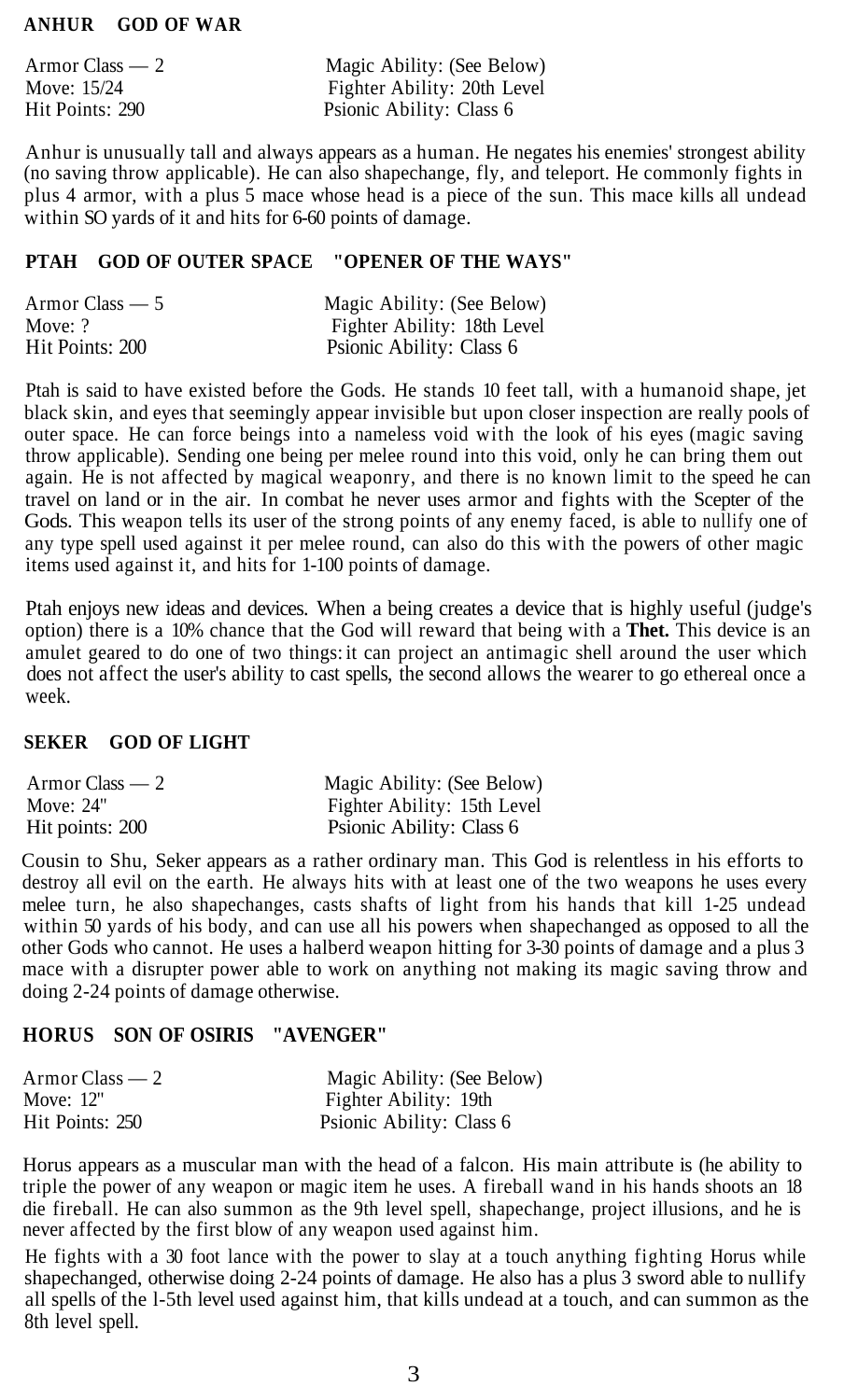### ANHUR GOD OF WAR

| | |
|---|---|
| Armor Class — 2 | Magic Ability: (See Below) |
| Move: 15/24 | Fighter Ability: 20th Level |
| Hit Points: 290 | Psionic Ability: Class 6 |

Anhur is unusually tall and always appears as a human. He negates his enemies' strongest ability (no saving throw applicable). He can also shapechange, fly, and teleport. He commonly fights in plus 4 armor, with a plus 5 mace whose head is a piece of the sun. This mace kills all undead within SO yards of it and hits for 6-60 points of damage.

### PTAH GOD OF OUTER SPACE "OPENER OF THE WAYS"

| | |
|---|---|
| Armor Class — 5 | Magic Ability: (See Below) |
| Move: ? | Fighter Ability: 18th Level |
| Hit Points: 200 | Psionic Ability: Class 6 |

Ptah is said to have existed before the Gods. He stands 10 feet tall, with a humanoid shape, jet black skin, and eyes that seemingly appear invisible but upon closer inspection are really pools of outer space. He can force beings into a nameless void with the look of his eyes (magic saving throw applicable). Sending one being per melee round into this void, only he can bring them out again. He is not affected by magical weaponry, and there is no known limit to the speed he can travel on land or in the air. In combat he never uses armor and fights with the Scepter of the Gods. This weapon tells its user of the strong points of any enemy faced, is able to nullify one of any type spell used against it per melee round, can also do this with the powers of other magic items used against it, and hits for 1-100 points of damage.

Ptah enjoys new ideas and devices. When a being creates a device that is highly useful (judge's option) there is a 10% chance that the God will reward that being with a **Thet.** This device is an amulet geared to do one of two things: it can project an antimagic shell around the user which does not affect the user's ability to cast spells, the second allows the wearer to go ethereal once a week.

### SEKER GOD OF LIGHT

| | |
|---|---|
| Armor Class — 2 | Magic Ability: (See Below) |
| Move: 24" | Fighter Ability: 15th Level |
| Hit points: 200 | Psionic Ability: Class 6 |

Cousin to Shu, Seker appears as a rather ordinary man. This God is relentless in his efforts to destroy all evil on the earth. He always hits with at least one of the two weapons he uses every melee turn, he also shapechanges, casts shafts of light from his hands that kill 1-25 undead within 50 yards of his body, and can use all his powers when shapechanged as opposed to all the other Gods who cannot. He uses a halberd weapon hitting for 3-30 points of damage and a plus 3 mace with a disrupter power able to work on anything not making its magic saving throw and doing 2-24 points of damage otherwise.

### HORUS SON OF OSIRIS "AVENGER"

| | |
|---|---|
| Armor Class — 2 | Magic Ability: (See Below) |
| Move: 12" | Fighter Ability: 19th |
| Hit Points: 250 | Psionic Ability: Class 6 |

Horus appears as a muscular man with the head of a falcon. His main attribute is (he ability to triple the power of any weapon or magic item he uses. A fireball wand in his hands shoots an 18 die fireball. He can also summon as the 9th level spell, shapechange, project illusions, and he is never affected by the first blow of any weapon used against him.

He fights with a 30 foot lance with the power to slay at a touch anything fighting Horus while shapechanged, otherwise doing 2-24 points of damage. He also has a plus 3 sword able to nullify all spells of the l-5th level used against him, that kills undead at a touch, and can summon as the 8th level spell.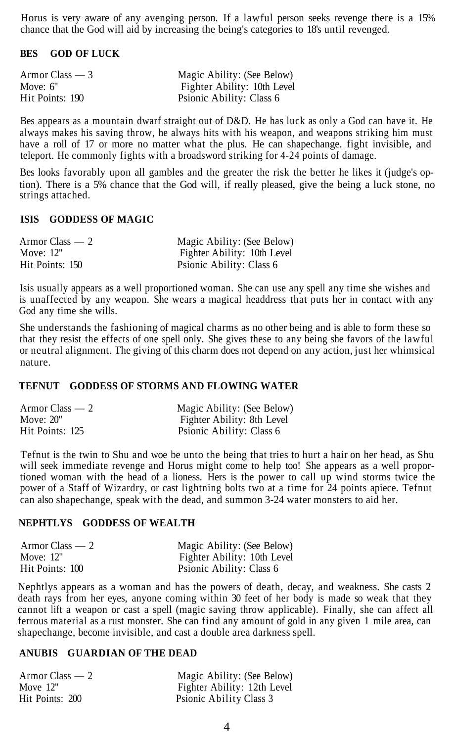Horus is very aware of any avenging person. If a lawful person seeks revenge there is a 15% chance that the God will aid by increasing the being's categories to 18's until revenged.

### BES GOD OF LUCK

| | |
|---|---|
| Armor Class — 3 | Magic Ability: (See Below) |
| Move: 6" | Fighter Ability: 10th Level |
| Hit Points: 190 | Psionic Ability: Class 6 |

Bes appears as a mountain dwarf straight out of D&D. He has luck as only a God can have it. He always makes his saving throw, he always hits with his weapon, and weapons striking him must have a roll of 17 or more no matter what the plus. He can shapechange. fight invisible, and teleport. He commonly fights with a broadsword striking for 4-24 points of damage.

Bes looks favorably upon all gambles and the greater the risk the better he likes it (judge's option). There is a 5% chance that the God will, if really pleased, give the being a luck stone, no strings attached.

### ISIS GODDESS OF MAGIC

| | |
|---|---|
| Armor Class — 2 | Magic Ability: (See Below) |
| Move: 12" | Fighter Ability: 10th Level |
| Hit Points: 150 | Psionic Ability: Class 6 |

Isis usually appears as a well proportioned woman. She can use any spell any time she wishes and is unaffected by any weapon. She wears a magical headdress that puts her in contact with any God any time she wills.

She understands the fashioning of magical charms as no other being and is able to form these so that they resist the effects of one spell only. She gives these to any being she favors of the lawful or neutral alignment. The giving of this charm does not depend on any action, just her whimsical nature.

### TEFNUT GODDESS OF STORMS AND FLOWING WATER

| | |
|---|---|
| Armor Class — 2 | Magic Ability: (See Below) |
| Move: 20" | Fighter Ability: 8th Level |
| Hit Points: 125 | Psionic Ability: Class 6 |

Tefnut is the twin to Shu and woe be unto the being that tries to hurt a hair on her head, as Shu will seek immediate revenge and Horus might come to help too! She appears as a well proportioned woman with the head of a lioness. Hers is the power to call up wind storms twice the power of a Staff of Wizardry, or cast lightning bolts two at a time for 24 points apiece. Tefnut can also shapechange, speak with the dead, and summon 3-24 water monsters to aid her.

### NEPHTLYS GODDESS OF WEALTH

| | |
|---|---|
| Armor Class — 2 | Magic Ability: (See Below) |
| Move: 12" | Fighter Ability: 10th Level |
| Hit Points: 100 | Psionic Ability: Class 6 |

Nephtlys appears as a woman and has the powers of death, decay, and weakness. She casts 2 death rays from her eyes, anyone coming within 30 feet of her body is made so weak that they cannot lift a weapon or cast a spell (magic saving throw applicable). Finally, she can affect all ferrous material as a rust monster. She can find any amount of gold in any given 1 mile area, can shapechange, become invisible, and cast a double area darkness spell.

### ANUBIS GUARDIAN OF THE DEAD

| | |
|---|---|
| Armor Class — 2 | Magic Ability: (See Below) |
| Move 12" | Fighter Ability: 12th Level |
| Hit Points: 200 | Psionic Ability Class 3 |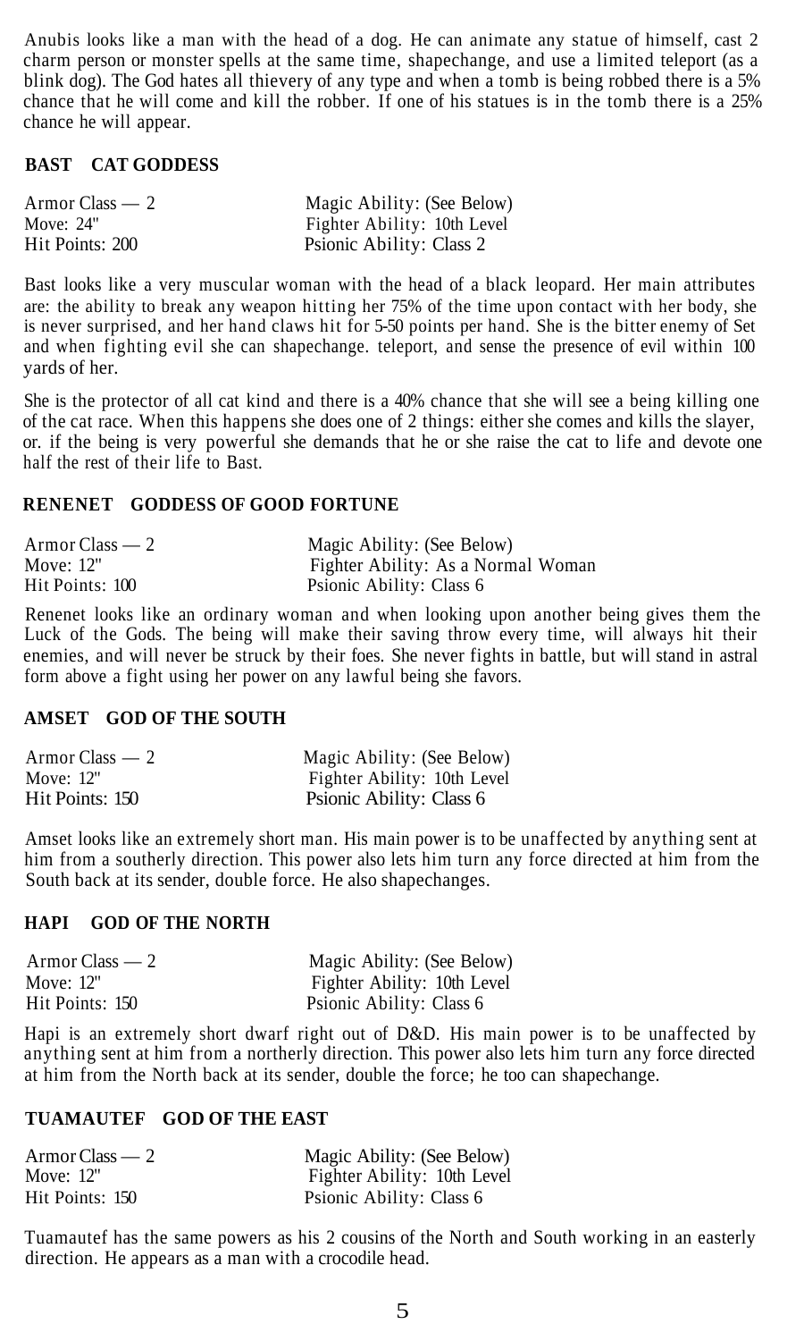Anubis looks like a man with the head of a dog. He can animate any statue of himself, cast 2 charm person or monster spells at the same time, shapechange, and use a limited teleport (as a blink dog). The God hates all thievery of any type and when a tomb is being robbed there is a 5% chance that he will come and kill the robber. If one of his statues is in the tomb there is a 25% chance he will appear.

### BAST CAT GODDESS

| | |
|---|---|
| Armor Class — 2 | Magic Ability: (See Below) |
| Move: 24" | Fighter Ability: 10th Level |
| Hit Points: 200 | Psionic Ability: Class 2 |

Bast looks like a very muscular woman with the head of a black leopard. Her main attributes are: the ability to break any weapon hitting her 75% of the time upon contact with her body, she is never surprised, and her hand claws hit for 5-50 points per hand. She is the bitter enemy of Set and when fighting evil she can shapechange. teleport, and sense the presence of evil within 100 yards of her.

She is the protector of all cat kind and there is a 40% chance that she will see a being killing one of the cat race. When this happens she does one of 2 things: either she comes and kills the slayer, or. if the being is very powerful she demands that he or she raise the cat to life and devote one half the rest of their life to Bast.

### RENENET GODDESS OF GOOD FORTUNE

| | |
|---|---|
| Armor Class — 2 | Magic Ability: (See Below) |
| Move: 12" | Fighter Ability: As a Normal Woman |
| Hit Points: 100 | Psionic Ability: Class 6 |

Renenet looks like an ordinary woman and when looking upon another being gives them the Luck of the Gods. The being will make their saving throw every time, will always hit their enemies, and will never be struck by their foes. She never fights in battle, but will stand in astral form above a fight using her power on any lawful being she favors.

### AMSET GOD OF THE SOUTH

| | |
|---|---|
| Armor Class — 2 | Magic Ability: (See Below) |
| Move: 12" | Fighter Ability: 10th Level |
| Hit Points: 150 | Psionic Ability: Class 6 |

Amset looks like an extremely short man. His main power is to be unaffected by anything sent at him from a southerly direction. This power also lets him turn any force directed at him from the South back at its sender, double force. He also shapechanges.

### HAPI GOD OF THE NORTH

| | |
|---|---|
| Armor Class — 2 | Magic Ability: (See Below) |
| Move: 12" | Fighter Ability: 10th Level |
| Hit Points: 150 | Psionic Ability: Class 6 |

Hapi is an extremely short dwarf right out of D&D. His main power is to be unaffected by anything sent at him from a northerly direction. This power also lets him turn any force directed at him from the North back at its sender, double the force; he too can shapechange.

### TUAMAUTEF GOD OF THE EAST

| | |
|---|---|
| Armor Class — 2 | Magic Ability: (See Below) |
| Move: 12" | Fighter Ability: 10th Level |
| Hit Points: 150 | Psionic Ability: Class 6 |

Tuamautef has the same powers as his 2 cousins of the North and South working in an easterly direction. He appears as a man with a crocodile head.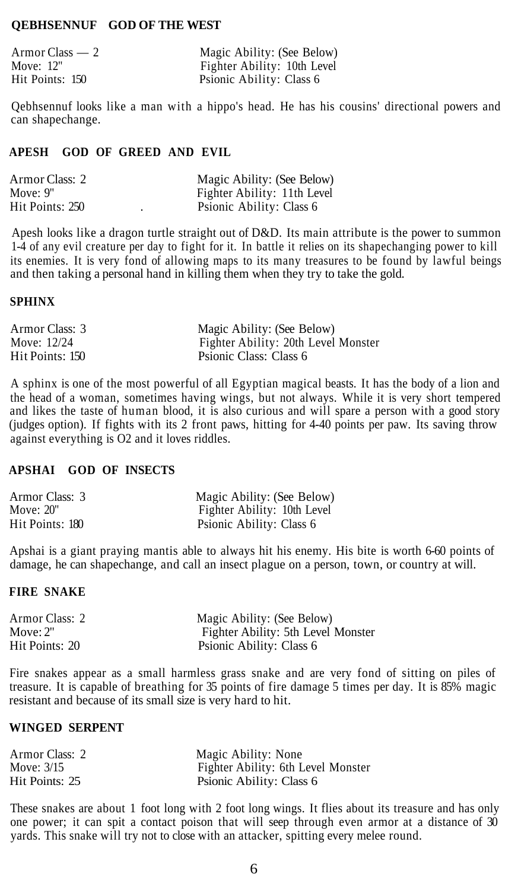### QEBHSENNUF GOD OF THE WEST

| | |
|---|---|
| Armor Class — 2 | Magic Ability: (See Below) |
| Move: 12" | Fighter Ability: 10th Level |
| Hit Points: 150 | Psionic Ability: Class 6 |

Qebhsennuf looks like a man with a hippo's head. He has his cousins' directional powers and can shapechange.

### APESH GOD OF GREED AND EVIL

| | |
|---|---|
| Armor Class: 2 | Magic Ability: (See Below) |
| Move: 9" | Fighter Ability: 11th Level |
| Hit Points: 250 | Psionic Ability: Class 6 |

Apesh looks like a dragon turtle straight out of D&D. Its main attribute is the power to summon 1-4 of any evil creature per day to fight for it. In battle it relies on its shapechanging power to kill its enemies. It is very fond of allowing maps to its many treasures to be found by lawful beings and then taking a personal hand in killing them when they try to take the gold.

### SPHINX

| | |
|---|---|
| Armor Class: 3 | Magic Ability: (See Below) |
| Move: 12/24 | Fighter Ability: 20th Level Monster |
| Hit Points: 150 | Psionic Class: Class 6 |

A sphinx is one of the most powerful of all Egyptian magical beasts. It has the body of a lion and the head of a woman, sometimes having wings, but not always. While it is very short tempered and likes the taste of human blood, it is also curious and will spare a person with a good story (judges option). If fights with its 2 front paws, hitting for 4-40 points per paw. Its saving throw against everything is O2 and it loves riddles.

### APSHAI GOD OF INSECTS

| | |
|---|---|
| Armor Class: 3 | Magic Ability: (See Below) |
| Move: 20" | Fighter Ability: 10th Level |
| Hit Points: 180 | Psionic Ability: Class 6 |

Apshai is a giant praying mantis able to always hit his enemy. His bite is worth 6-60 points of damage, he can shapechange, and call an insect plague on a person, town, or country at will.

### FIRE SNAKE

| | |
|---|---|
| Armor Class: 2 | Magic Ability: (See Below) |
| Move: 2" | Fighter Ability: 5th Level Monster |
| Hit Points: 20 | Psionic Ability: Class 6 |

Fire snakes appear as a small harmless grass snake and are very fond of sitting on piles of treasure. It is capable of breathing for 35 points of fire damage 5 times per day. It is 85% magic resistant and because of its small size is very hard to hit.

### WINGED SERPENT

| | |
|---|---|
| Armor Class: 2 | Magic Ability: None |
| Move: 3/15 | Fighter Ability: 6th Level Monster |
| Hit Points: 25 | Psionic Ability: Class 6 |

These snakes are about 1 foot long with 2 foot long wings. It flies about its treasure and has only one power; it can spit a contact poison that will seep through even armor at a distance of 30 yards. This snake will try not to close with an attacker, spitting every melee round.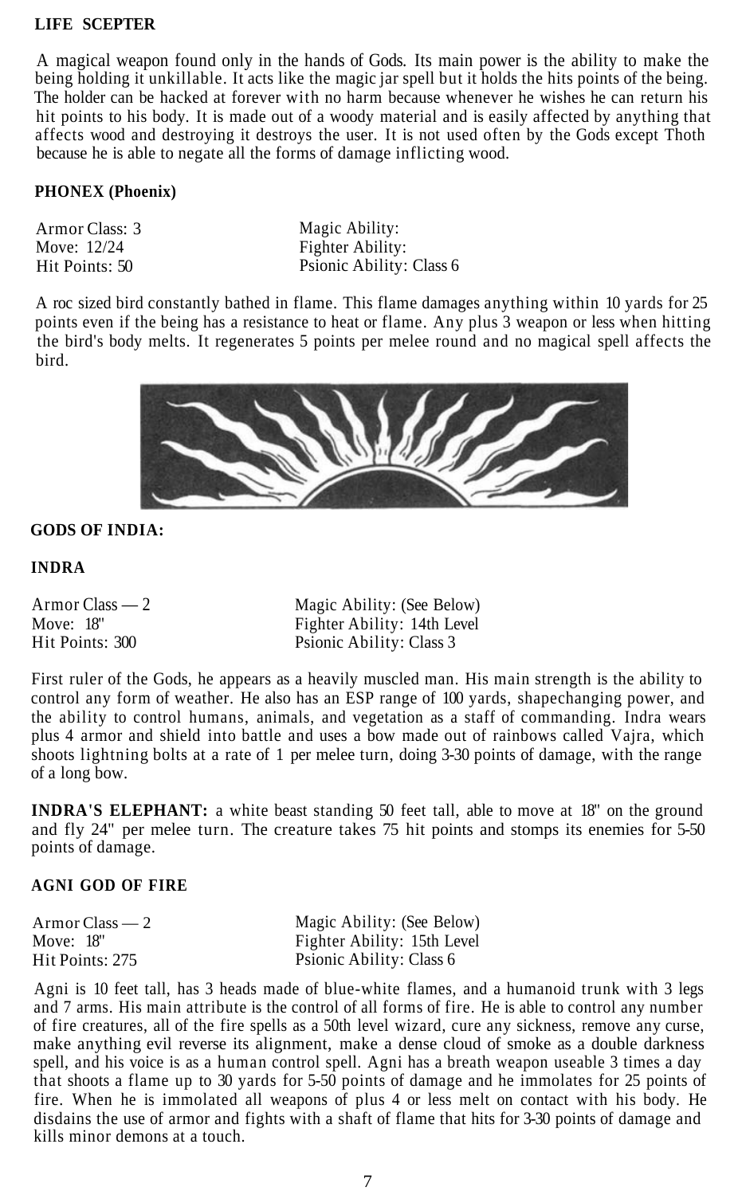## LIFE SCEPTER

A magical weapon found only in the hands of Gods. Its main power is the ability to make the being holding it unkillable. It acts like the magic jar spell but it holds the hits points of the being. The holder can be hacked at forever with no harm because whenever he wishes he can return his hit points to his body. It is made out of a woody material and is easily affected by anything that affects wood and destroying it destroys the user. It is not used often by the Gods except Thoth because he is able to negate all the forms of damage inflicting wood.

## PHONEX (Phoenix)

| | |
|---|---|
| Armor Class: 3 | Magic Ability: |
| Move: 12/24 | Fighter Ability: |
| Hit Points: 50 | Psionic Ability: Class 6 |

A roc sized bird constantly bathed in flame. This flame damages anything within 10 yards for 25 points even if the being has a resistance to heat or flame. Any plus 3 weapon or less when hitting the bird's body melts. It regenerates 5 points per melee round and no magical spell affects the bird.

# GODS OF INDIA:

## INDRA

| | |
|---|---|
| Armor Class — 2 | Magic Ability: (See Below) |
| Move: 18" | Fighter Ability: 14th Level |
| Hit Points: 300 | Psionic Ability: Class 3 |

First ruler of the Gods, he appears as a heavily muscled man. His main strength is the ability to control any form of weather. He also has an ESP range of 100 yards, shapechanging power, and the ability to control humans, animals, and vegetation as a staff of commanding. Indra wears plus 4 armor and shield into battle and uses a bow made out of rainbows called Vajra, which shoots lightning bolts at a rate of 1 per melee turn, doing 3-30 points of damage, with the range of a long bow.

**INDRA'S ELEPHANT:** a white beast standing 50 feet tall, able to move at 18" on the ground and fly 24" per melee turn. The creature takes 75 hit points and stomps its enemies for 5-50 points of damage.

## AGNI GOD OF FIRE

| | |
|---|---|
| Armor Class — 2 | Magic Ability: (See Below) |
| Move: 18" | Fighter Ability: 15th Level |
| Hit Points: 275 | Psionic Ability: Class 6 |

Agni is 10 feet tall, has 3 heads made of blue-white flames, and a humanoid trunk with 3 legs and 7 arms. His main attribute is the control of all forms of fire. He is able to control any number of fire creatures, all of the fire spells as a 50th level wizard, cure any sickness, remove any curse, make anything evil reverse its alignment, make a dense cloud of smoke as a double darkness spell, and his voice is as a human control spell. Agni has a breath weapon useable 3 times a day that shoots a flame up to 30 yards for 5-50 points of damage and he immolates for 25 points of fire. When he is immolated all weapons of plus 4 or less melt on contact with his body. He disdains the use of armor and fights with a shaft of flame that hits for 3-30 points of damage and kills minor demons at a touch.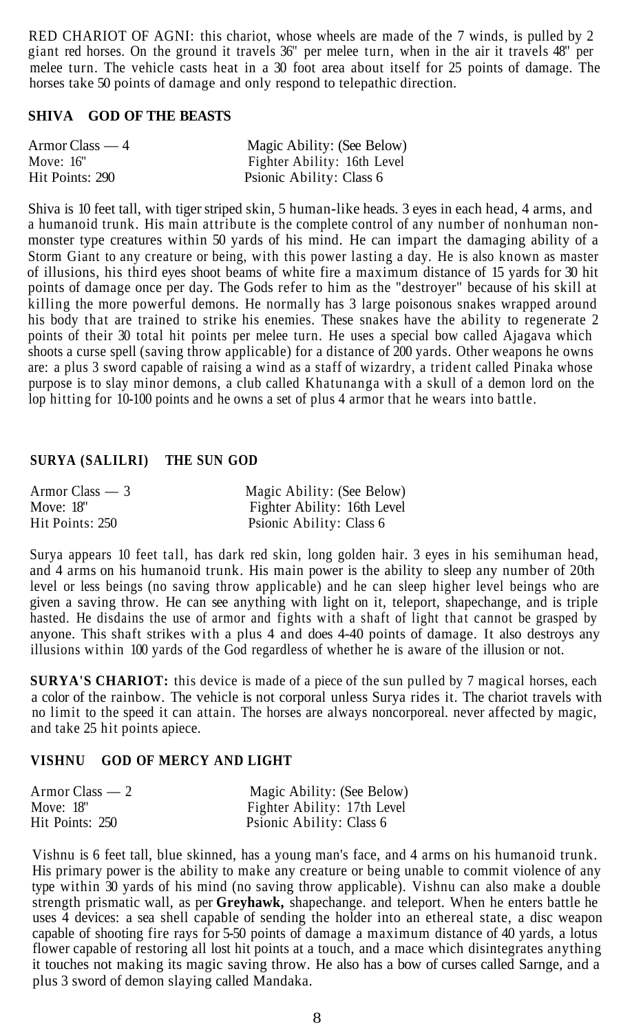RED CHARIOT OF AGNI: this chariot, whose wheels are made of the 7 winds, is pulled by 2 giant red horses. On the ground it travels 36" per melee turn, when in the air it travels 48" per melee turn. The vehicle casts heat in a 30 foot area about itself for 25 points of damage. The horses take 50 points of damage and only respond to telepathic direction.

### SHIVA GOD OF THE BEASTS

| | |
|---|---|
| Armor Class — 4 | Magic Ability: (See Below) |
| Move: 16" | Fighter Ability: 16th Level |
| Hit Points: 290 | Psionic Ability: Class 6 |

Shiva is 10 feet tall, with tiger striped skin, 5 human-like heads. 3 eyes in each head, 4 arms, and a humanoid trunk. His main attribute is the complete control of any number of nonhuman non-monster type creatures within 50 yards of his mind. He can impart the damaging ability of a Storm Giant to any creature or being, with this power lasting a day. He is also known as master of illusions, his third eyes shoot beams of white fire a maximum distance of 15 yards for 30 hit points of damage once per day. The Gods refer to him as the "destroyer" because of his skill at killing the more powerful demons. He normally has 3 large poisonous snakes wrapped around his body that are trained to strike his enemies. These snakes have the ability to regenerate 2 points of their 30 total hit points per melee turn. He uses a special bow called Ajagava which shoots a curse spell (saving throw applicable) for a distance of 200 yards. Other weapons he owns are: a plus 3 sword capable of raising a wind as a staff of wizardry, a trident called Pinaka whose purpose is to slay minor demons, a club called Khatunanga with a skull of a demon lord on the lop hitting for 10-100 points and he owns a set of plus 4 armor that he wears into battle.

### SURYA (SALILRI) THE SUN GOD

| | |
|---|---|
| Armor Class — 3 | Magic Ability: (See Below) |
| Move: 18" | Fighter Ability: 16th Level |
| Hit Points: 250 | Psionic Ability: Class 6 |

Surya appears 10 feet tall, has dark red skin, long golden hair. 3 eyes in his semihuman head, and 4 arms on his humanoid trunk. His main power is the ability to sleep any number of 20th level or less beings (no saving throw applicable) and he can sleep higher level beings who are given a saving throw. He can see anything with light on it, teleport, shapechange, and is triple hasted. He disdains the use of armor and fights with a shaft of light that cannot be grasped by anyone. This shaft strikes with a plus 4 and does 4-40 points of damage. It also destroys any illusions within 100 yards of the God regardless of whether he is aware of the illusion or not.

**SURYA'S CHARIOT:** this device is made of a piece of the sun pulled by 7 magical horses, each a color of the rainbow. The vehicle is not corporal unless Surya rides it. The chariot travels with no limit to the speed it can attain. The horses are always noncorporeal. never affected by magic, and take 25 hit points apiece.

### VISHNU GOD OF MERCY AND LIGHT

| | |
|---|---|
| Armor Class — 2 | Magic Ability: (See Below) |
| Move: 18" | Fighter Ability: 17th Level |
| Hit Points: 250 | Psionic Ability: Class 6 |

Vishnu is 6 feet tall, blue skinned, has a young man's face, and 4 arms on his humanoid trunk. His primary power is the ability to make any creature or being unable to commit violence of any type within 30 yards of his mind (no saving throw applicable). Vishnu can also make a double strength prismatic wall, as per **Greyhawk,** shapechange. and teleport. When he enters battle he uses 4 devices: a sea shell capable of sending the holder into an ethereal state, a disc weapon capable of shooting fire rays for 5-50 points of damage a maximum distance of 40 yards, a lotus flower capable of restoring all lost hit points at a touch, and a mace which disintegrates anything it touches not making its magic saving throw. He also has a bow of curses called Sarnge, and a plus 3 sword of demon slaying called Mandaka.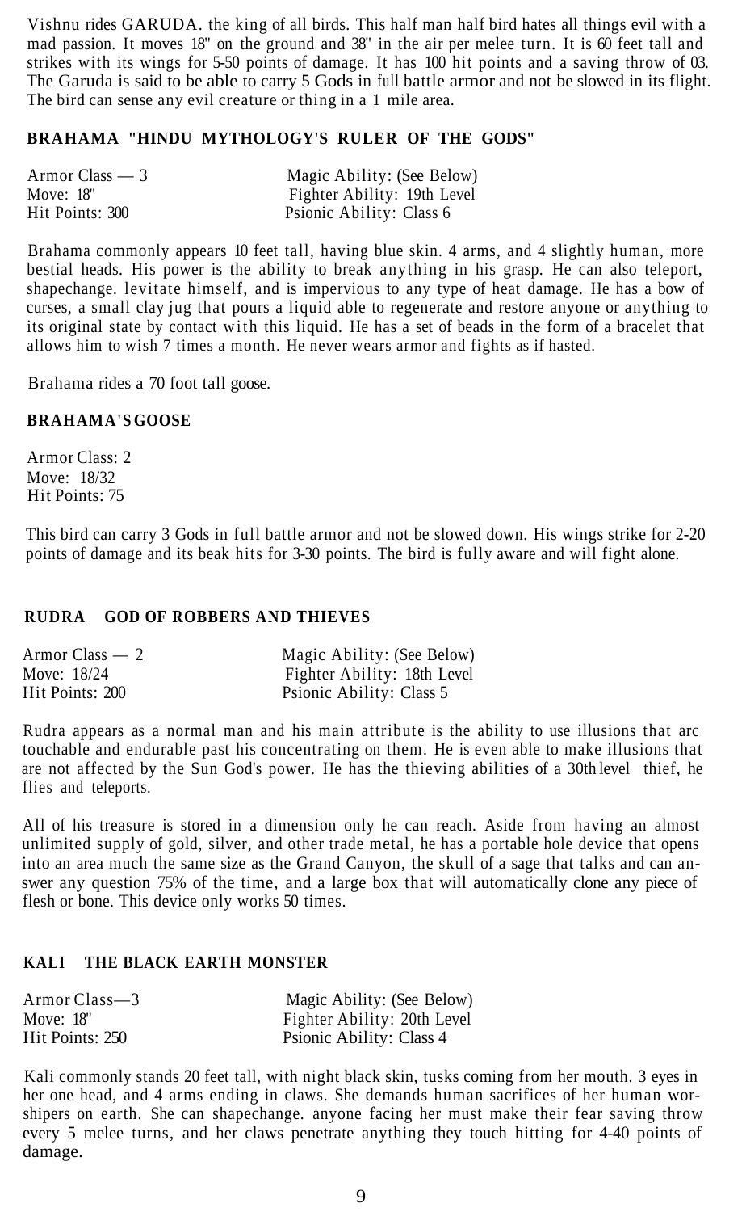Vishnu rides GARUDA. the king of all birds. This half man half bird hates all things evil with a mad passion. It moves 18" on the ground and 38" in the air per melee turn. It is 60 feet tall and strikes with its wings for 5-50 points of damage. It has 100 hit points and a saving throw of 03. The Garuda is said to be able to carry 5 Gods in full battle armor and not be slowed in its flight. The bird can sense any evil creature or thing in a 1 mile area.

### BRAHAMA "HINDU MYTHOLOGY'S RULER OF THE GODS"

| | |
|---|---|
| Armor Class — 3 | Magic Ability: (See Below) |
| Move: 18" | Fighter Ability: 19th Level |
| Hit Points: 300 | Psionic Ability: Class 6 |

Brahama commonly appears 10 feet tall, having blue skin. 4 arms, and 4 slightly human, more bestial heads. His power is the ability to break anything in his grasp. He can also teleport, shapechange. levitate himself, and is impervious to any type of heat damage. He has a bow of curses, a small clay jug that pours a liquid able to regenerate and restore anyone or anything to its original state by contact with this liquid. He has a set of beads in the form of a bracelet that allows him to wish 7 times a month. He never wears armor and fights as if hasted.

Brahama rides a 70 foot tall goose.

### BRAHAMA'S GOOSE

Armor Class: 2
Move: 18/32
Hit Points: 75

This bird can carry 3 Gods in full battle armor and not be slowed down. His wings strike for 2-20 points of damage and its beak hits for 3-30 points. The bird is fully aware and will fight alone.

### RUDRA GOD OF ROBBERS AND THIEVES

| | |
|---|---|
| Armor Class — 2 | Magic Ability: (See Below) |
| Move: 18/24 | Fighter Ability: 18th Level |
| Hit Points: 200 | Psionic Ability: Class 5 |

Rudra appears as a normal man and his main attribute is the ability to use illusions that arc touchable and endurable past his concentrating on them. He is even able to make illusions that are not affected by the Sun God's power. He has the thieving abilities of a 30th level thief, he flies and teleports.

All of his treasure is stored in a dimension only he can reach. Aside from having an almost unlimited supply of gold, silver, and other trade metal, he has a portable hole device that opens into an area much the same size as the Grand Canyon, the skull of a sage that talks and can answer any question 75% of the time, and a large box that will automatically clone any piece of flesh or bone. This device only works 50 times.

### KALI THE BLACK EARTH MONSTER

| | |
|---|---|
| Armor Class—3 | Magic Ability: (See Below) |
| Move: 18" | Fighter Ability: 20th Level |
| Hit Points: 250 | Psionic Ability: Class 4 |

Kali commonly stands 20 feet tall, with night black skin, tusks coming from her mouth. 3 eyes in her one head, and 4 arms ending in claws. She demands human sacrifices of her human worshipers on earth. She can shapechange. anyone facing her must make their fear saving throw every 5 melee turns, and her claws penetrate anything they touch hitting for 4-40 points of damage.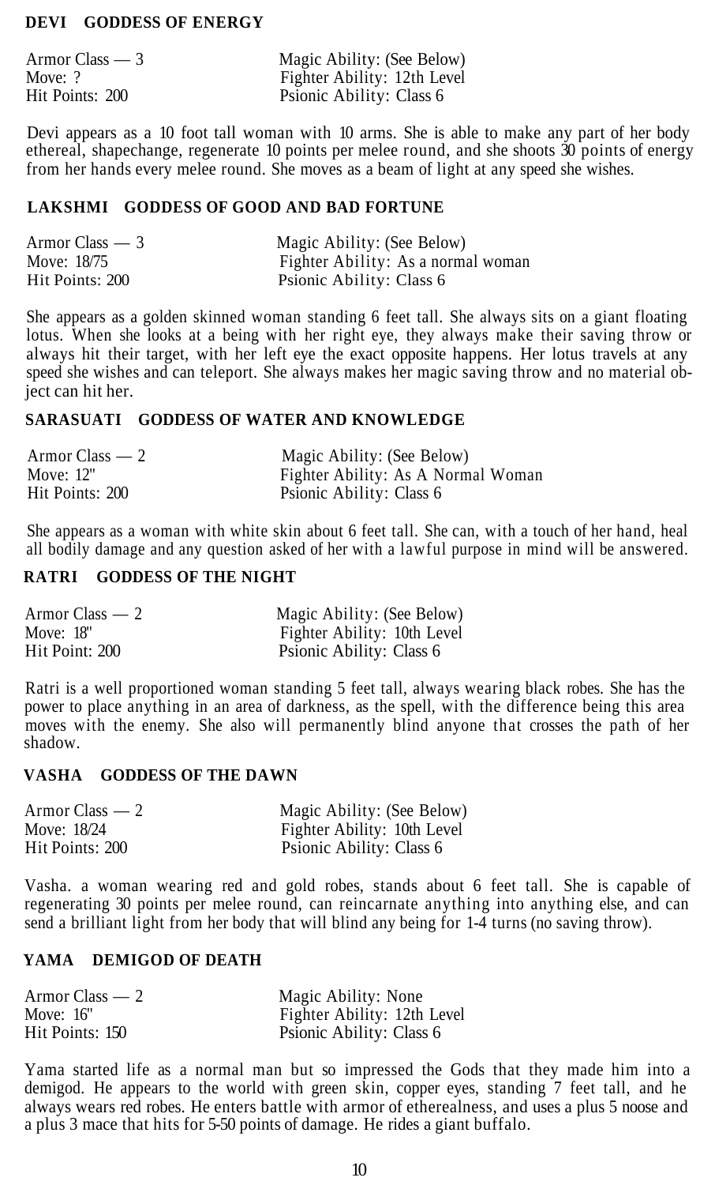### DEVI GODDESS OF ENERGY

| | |
|---|---|
| Armor Class — 3 | Magic Ability: (See Below) |
| Move: ? | Fighter Ability: 12th Level |
| Hit Points: 200 | Psionic Ability: Class 6 |

Devi appears as a 10 foot tall woman with 10 arms. She is able to make any part of her body ethereal, shapechange, regenerate 10 points per melee round, and she shoots 30 points of energy from her hands every melee round. She moves as a beam of light at any speed she wishes.

### LAKSHMI GODDESS OF GOOD AND BAD FORTUNE

| | |
|---|---|
| Armor Class — 3 | Magic Ability: (See Below) |
| Move: 18/75 | Fighter Ability: As a normal woman |
| Hit Points: 200 | Psionic Ability: Class 6 |

She appears as a golden skinned woman standing 6 feet tall. She always sits on a giant floating lotus. When she looks at a being with her right eye, they always make their saving throw or always hit their target, with her left eye the exact opposite happens. Her lotus travels at any speed she wishes and can teleport. She always makes her magic saving throw and no material object can hit her.

### SARASUATI GODDESS OF WATER AND KNOWLEDGE

| | |
|---|---|
| Armor Class — 2 | Magic Ability: (See Below) |
| Move: 12" | Fighter Ability: As A Normal Woman |
| Hit Points: 200 | Psionic Ability: Class 6 |

She appears as a woman with white skin about 6 feet tall. She can, with a touch of her hand, heal all bodily damage and any question asked of her with a lawful purpose in mind will be answered.

### RATRI GODDESS OF THE NIGHT

| | |
|---|---|
| Armor Class — 2 | Magic Ability: (See Below) |
| Move: 18" | Fighter Ability: 10th Level |
| Hit Point: 200 | Psionic Ability: Class 6 |

Ratri is a well proportioned woman standing 5 feet tall, always wearing black robes. She has the power to place anything in an area of darkness, as the spell, with the difference being this area moves with the enemy. She also will permanently blind anyone that crosses the path of her shadow.

### VASHA GODDESS OF THE DAWN

| | |
|---|---|
| Armor Class — 2 | Magic Ability: (See Below) |
| Move: 18/24 | Fighter Ability: 10th Level |
| Hit Points: 200 | Psionic Ability: Class 6 |

Vasha. a woman wearing red and gold robes, stands about 6 feet tall. She is capable of regenerating 30 points per melee round, can reincarnate anything into anything else, and can send a brilliant light from her body that will blind any being for 1-4 turns (no saving throw).

### YAMA DEMIGOD OF DEATH

| | |
|---|---|
| Armor Class — 2 | Magic Ability: None |
| Move: 16" | Fighter Ability: 12th Level |
| Hit Points: 150 | Psionic Ability: Class 6 |

Yama started life as a normal man but so impressed the Gods that they made him into a demigod. He appears to the world with green skin, copper eyes, standing 7 feet tall, and he always wears red robes. He enters battle with armor of etherealness, and uses a plus 5 noose and a plus 3 mace that hits for 5-50 points of damage. He rides a giant buffalo.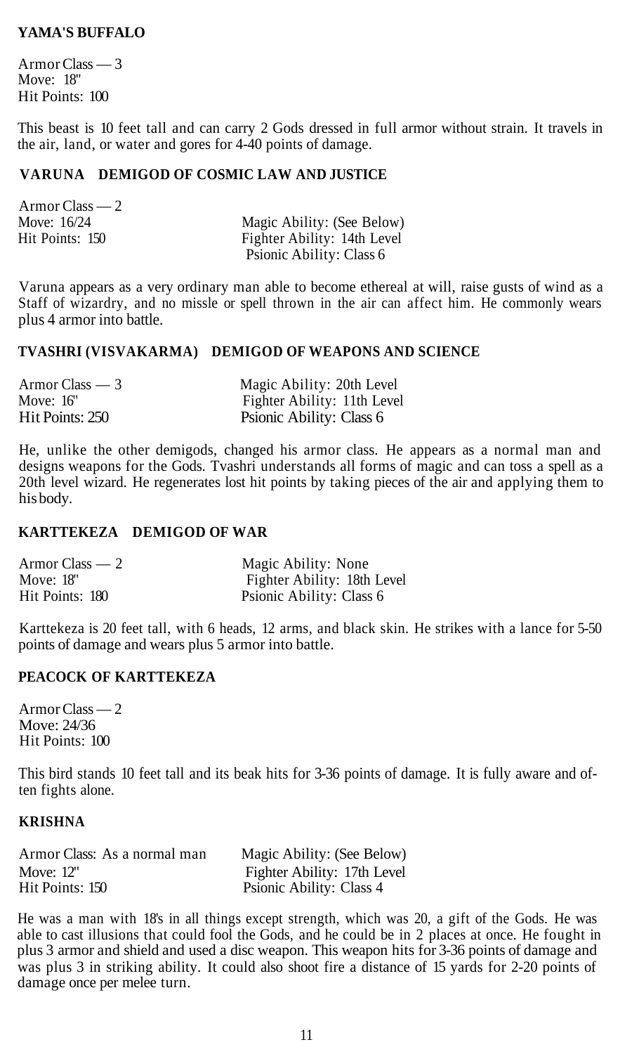### YAMA'S BUFFALO

Armor Class — 3
Move: 18"
Hit Points: 100

This beast is 10 feet tall and can carry 2 Gods dressed in full armor without strain. It travels in the air, land, or water and gores for 4-40 points of damage.

### VARUNA DEMIGOD OF COSMIC LAW AND JUSTICE

| | |
|---|---|
| Armor Class — 2 | |
| Move: 16/24 | Magic Ability: (See Below) |
| Hit Points: 150 | Fighter Ability: 14th Level |
| | Psionic Ability: Class 6 |

Varuna appears as a very ordinary man able to become ethereal at will, raise gusts of wind as a Staff of wizardry, and no missle or spell thrown in the air can affect him. He commonly wears plus 4 armor into battle.

### TVASHRI (VISVAKARMA) DEMIGOD OF WEAPONS AND SCIENCE

| | |
|---|---|
| Armor Class — 3 | Magic Ability: 20th Level |
| Move: 16" | Fighter Ability: 11th Level |
| Hit Points: 250 | Psionic Ability: Class 6 |

He, unlike the other demigods, changed his armor class. He appears as a normal man and designs weapons for the Gods. Tvashri understands all forms of magic and can toss a spell as a 20th level wizard. He regenerates lost hit points by taking pieces of the air and applying them to his body.

### KARTTEKEZA DEMIGOD OF WAR

| | |
|---|---|
| Armor Class — 2 | Magic Ability: None |
| Move: 18" | Fighter Ability: 18th Level |
| Hit Points: 180 | Psionic Ability: Class 6 |

Karttekeza is 20 feet tall, with 6 heads, 12 arms, and black skin. He strikes with a lance for 5-50 points of damage and wears plus 5 armor into battle.

### PEACOCK OF KARTTEKEZA

Armor Class — 2
Move: 24/36
Hit Points: 100

This bird stands 10 feet tall and its beak hits for 3-36 points of damage. It is fully aware and often fights alone.

### KRISHNA

| | |
|---|---|
| Armor Class: As a normal man | Magic Ability: (See Below) |
| Move: 12" | Fighter Ability: 17th Level |
| Hit Points: 150 | Psionic Ability: Class 4 |

He was a man with 18's in all things except strength, which was 20, a gift of the Gods. He was able to cast illusions that could fool the Gods, and he could be in 2 places at once. He fought in plus 3 armor and shield and used a disc weapon. This weapon hits for 3-36 points of damage and was plus 3 in striking ability. It could also shoot fire a distance of 15 yards for 2-20 points of damage once per melee turn.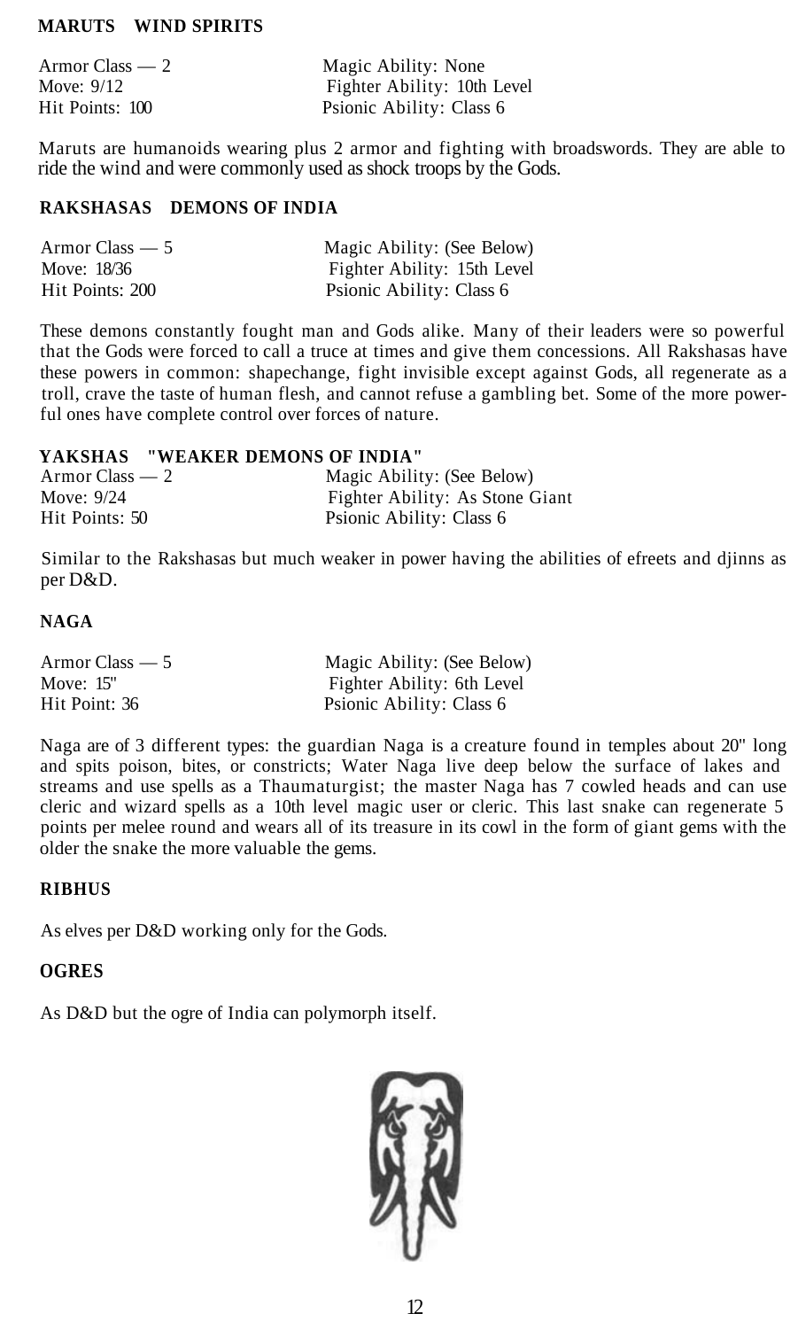## MARUTS WIND SPIRITS

| | |
|---|---|
| Armor Class — 2 | Magic Ability: None |
| Move: 9/12 | Fighter Ability: 10th Level |
| Hit Points: 100 | Psionic Ability: Class 6 |

Maruts are humanoids wearing plus 2 armor and fighting with broadswords. They are able to ride the wind and were commonly used as shock troops by the Gods.

## RAKSHASAS DEMONS OF INDIA

| | |
|---|---|
| Armor Class — 5 | Magic Ability: (See Below) |
| Move: 18/36 | Fighter Ability: 15th Level |
| Hit Points: 200 | Psionic Ability: Class 6 |

These demons constantly fought man and Gods alike. Many of their leaders were so powerful that the Gods were forced to call a truce at times and give them concessions. All Rakshasas have these powers in common: shapechange, fight invisible except against Gods, all regenerate as a troll, crave the taste of human flesh, and cannot refuse a gambling bet. Some of the more powerful ones have complete control over forces of nature.

## YAKSHAS "WEAKER DEMONS OF INDIA"

| | |
|---|---|
| Armor Class — 2 | Magic Ability: (See Below) |
| Move: 9/24 | Fighter Ability: As Stone Giant |
| Hit Points: 50 | Psionic Ability: Class 6 |

Similar to the Rakshasas but much weaker in power having the abilities of efreets and djinns as per D&D.

## NAGA

| | |
|---|---|
| Armor Class — 5 | Magic Ability: (See Below) |
| Move: 15" | Fighter Ability: 6th Level |
| Hit Point: 36 | Psionic Ability: Class 6 |

Naga are of 3 different types: the guardian Naga is a creature found in temples about 20" long and spits poison, bites, or constricts; Water Naga live deep below the surface of lakes and streams and use spells as a Thaumaturgist; the master Naga has 7 cowled heads and can use cleric and wizard spells as a 10th level magic user or cleric. This last snake can regenerate 5 points per melee round and wears all of its treasure in its cowl in the form of giant gems with the older the snake the more valuable the gems.

## RIBHUS

As elves per D&D working only for the Gods.

## OGRES

As D&D but the ogre of India can polymorph itself.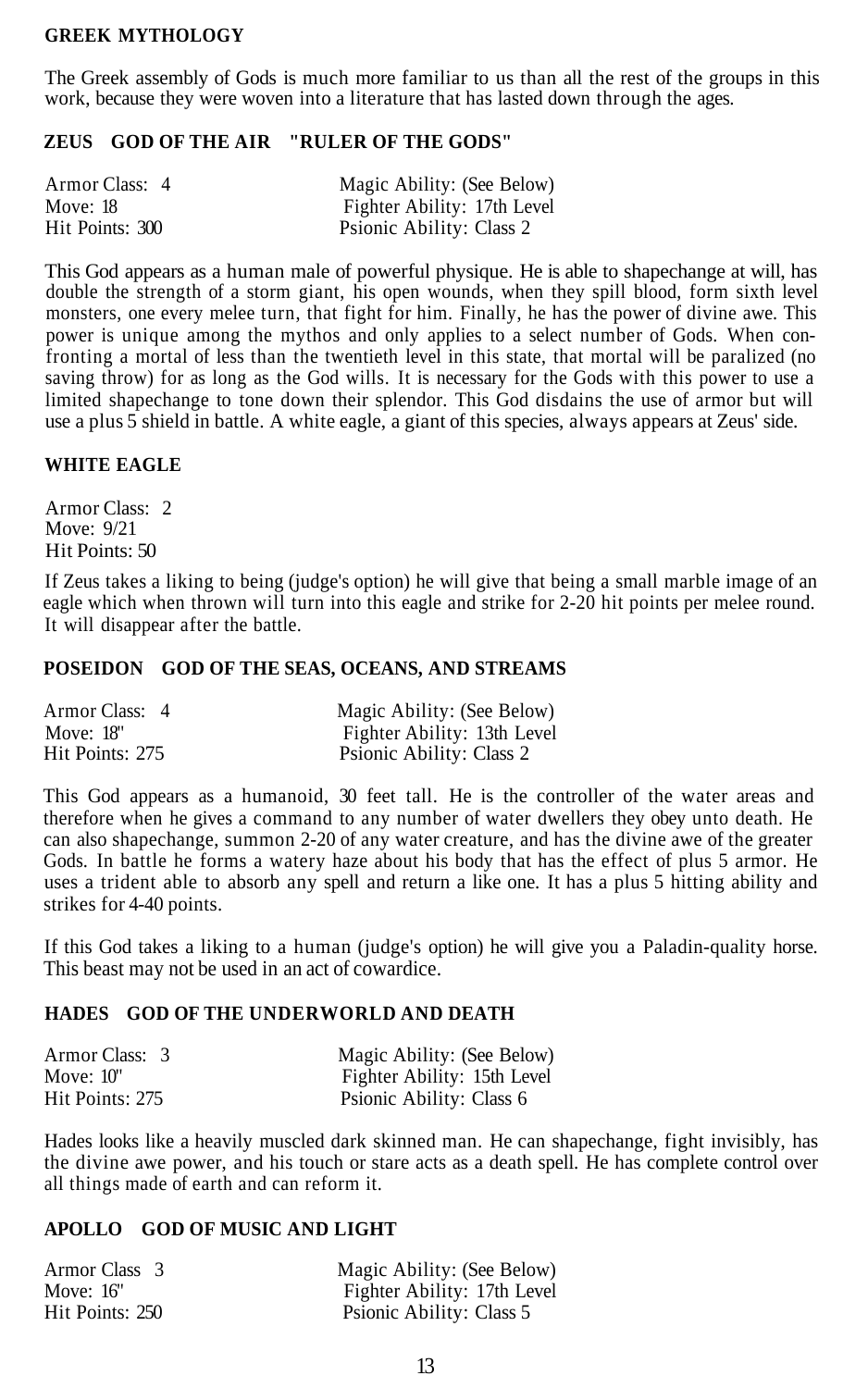## GREEK MYTHOLOGY

The Greek assembly of Gods is much more familiar to us than all the rest of the groups in this work, because they were woven into a literature that has lasted down through the ages.

### ZEUS GOD OF THE AIR "RULER OF THE GODS"

| | |
|---|---|
| Armor Class: 4 | Magic Ability: (See Below) |
| Move: 18 | Fighter Ability: 17th Level |
| Hit Points: 300 | Psionic Ability: Class 2 |

This God appears as a human male of powerful physique. He is able to shapechange at will, has double the strength of a storm giant, his open wounds, when they spill blood, form sixth level monsters, one every melee turn, that fight for him. Finally, he has the power of divine awe. This power is unique among the mythos and only applies to a select number of Gods. When confronting a mortal of less than the twentieth level in this state, that mortal will be paralized (no saving throw) for as long as the God wills. It is necessary for the Gods with this power to use a limited shapechange to tone down their splendor. This God disdains the use of armor but will use a plus 5 shield in battle. A white eagle, a giant of this species, always appears at Zeus' side.

### WHITE EAGLE

Armor Class: 2
Move: 9/21
Hit Points: 50

If Zeus takes a liking to being (judge's option) he will give that being a small marble image of an eagle which when thrown will turn into this eagle and strike for 2-20 hit points per melee round. It will disappear after the battle.

### POSEIDON GOD OF THE SEAS, OCEANS, AND STREAMS

| | |
|---|---|
| Armor Class: 4 | Magic Ability: (See Below) |
| Move: 18" | Fighter Ability: 13th Level |
| Hit Points: 275 | Psionic Ability: Class 2 |

This God appears as a humanoid, 30 feet tall. He is the controller of the water areas and therefore when he gives a command to any number of water dwellers they obey unto death. He can also shapechange, summon 2-20 of any water creature, and has the divine awe of the greater Gods. In battle he forms a watery haze about his body that has the effect of plus 5 armor. He uses a trident able to absorb any spell and return a like one. It has a plus 5 hitting ability and strikes for 4-40 points.

If this God takes a liking to a human (judge's option) he will give you a Paladin-quality horse. This beast may not be used in an act of cowardice.

### HADES GOD OF THE UNDERWORLD AND DEATH

| | |
|---|---|
| Armor Class: 3 | Magic Ability: (See Below) |
| Move: 10" | Fighter Ability: 15th Level |
| Hit Points: 275 | Psionic Ability: Class 6 |

Hades looks like a heavily muscled dark skinned man. He can shapechange, fight invisibly, has the divine awe power, and his touch or stare acts as a death spell. He has complete control over all things made of earth and can reform it.

### APOLLO GOD OF MUSIC AND LIGHT

| | |
|---|---|
| Armor Class 3 | Magic Ability: (See Below) |
| Move: 16" | Fighter Ability: 17th Level |
| Hit Points: 250 | Psionic Ability: Class 5 |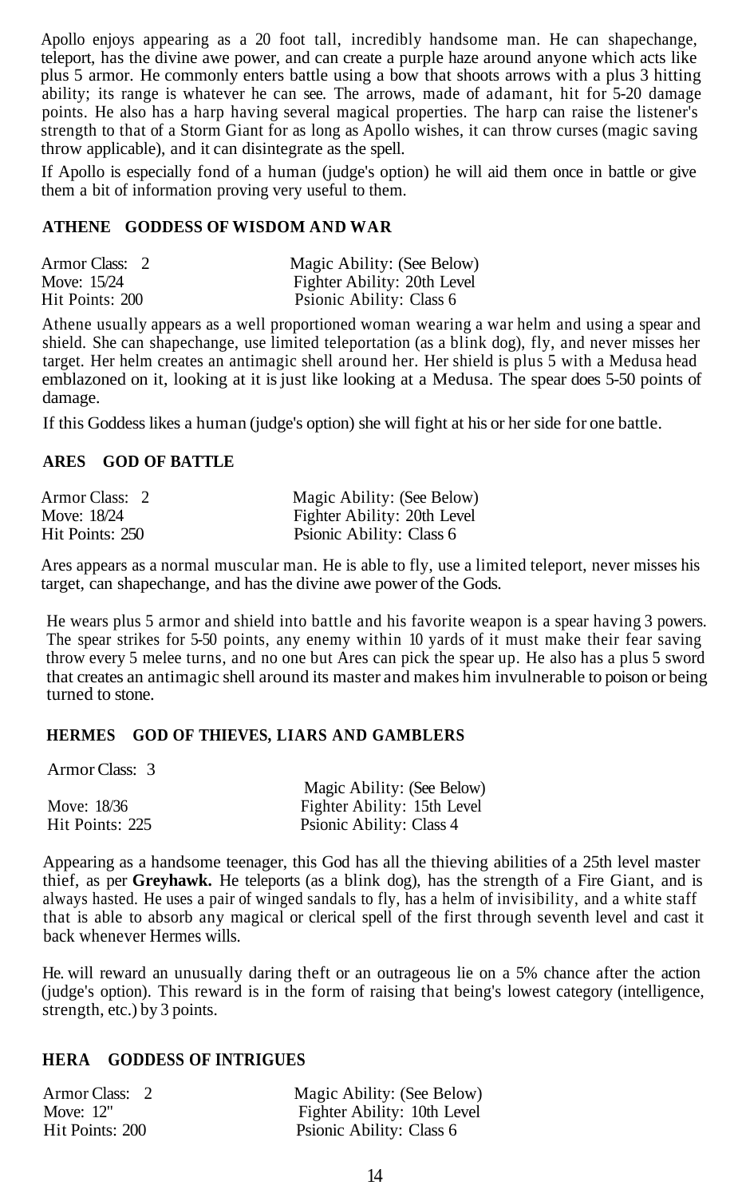Apollo enjoys appearing as a 20 foot tall, incredibly handsome man. He can shapechange, teleport, has the divine awe power, and can create a purple haze around anyone which acts like plus 5 armor. He commonly enters battle using a bow that shoots arrows with a plus 3 hitting ability; its range is whatever he can see. The arrows, made of adamant, hit for 5-20 damage points. He also has a harp having several magical properties. The harp can raise the listener's strength to that of a Storm Giant for as long as Apollo wishes, it can throw curses (magic saving throw applicable), and it can disintegrate as the spell.

If Apollo is especially fond of a human (judge's option) he will aid them once in battle or give them a bit of information proving very useful to them.

### ATHENE GODDESS OF WISDOM AND WAR

| | |
|---|---|
| Armor Class: 2 | Magic Ability: (See Below) |
| Move: 15/24 | Fighter Ability: 20th Level |
| Hit Points: 200 | Psionic Ability: Class 6 |

Athene usually appears as a well proportioned woman wearing a war helm and using a spear and shield. She can shapechange, use limited teleportation (as a blink dog), fly, and never misses her target. Her helm creates an antimagic shell around her. Her shield is plus 5 with a Medusa head emblazoned on it, looking at it is just like looking at a Medusa. The spear does 5-50 points of damage.

If this Goddess likes a human (judge's option) she will fight at his or her side for one battle.

### ARES GOD OF BATTLE

| | |
|---|---|
| Armor Class: 2 | Magic Ability: (See Below) |
| Move: 18/24 | Fighter Ability: 20th Level |
| Hit Points: 250 | Psionic Ability: Class 6 |

Ares appears as a normal muscular man. He is able to fly, use a limited teleport, never misses his target, can shapechange, and has the divine awe power of the Gods.

He wears plus 5 armor and shield into battle and his favorite weapon is a spear having 3 powers. The spear strikes for 5-50 points, any enemy within 10 yards of it must make their fear saving throw every 5 melee turns, and no one but Ares can pick the spear up. He also has a plus 5 sword that creates an antimagic shell around its master and makes him invulnerable to poison or being turned to stone.

### HERMES GOD OF THIEVES, LIARS AND GAMBLERS

| | |
|---|---|
| Armor Class: 3 | Magic Ability: (See Below) |
| Move: 18/36 | Fighter Ability: 15th Level |
| Hit Points: 225 | Psionic Ability: Class 4 |

Appearing as a handsome teenager, this God has all the thieving abilities of a 25th level master thief, as per **Greyhawk.** He teleports (as a blink dog), has the strength of a Fire Giant, and is always hasted. He uses a pair of winged sandals to fly, has a helm of invisibility, and a white staff that is able to absorb any magical or clerical spell of the first through seventh level and cast it back whenever Hermes wills.

He will reward an unusually daring theft or an outrageous lie on a 5% chance after the action (judge's option). This reward is in the form of raising that being's lowest category (intelligence, strength, etc.) by 3 points.

### HERA GODDESS OF INTRIGUES

| | |
|---|---|
| Armor Class: 2 | Magic Ability: (See Below) |
| Move: 12" | Fighter Ability: 10th Level |
| Hit Points: 200 | Psionic Ability: Class 6 |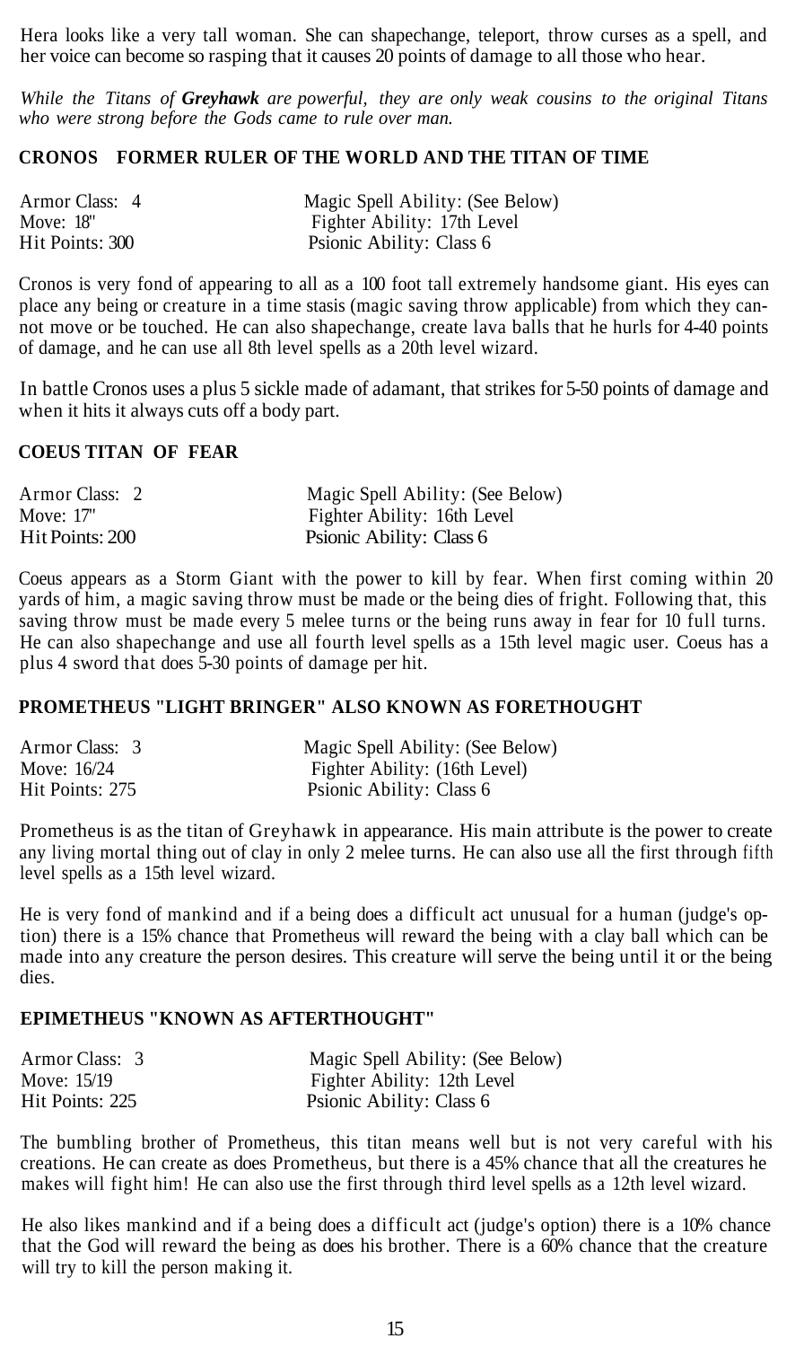Hera looks like a very tall woman. She can shapechange, teleport, throw curses as a spell, and her voice can become so rasping that it causes 20 points of damage to all those who hear.

*While the Titans of **Greyhawk** are powerful, they are only weak cousins to the original Titans who were strong before the Gods came to rule over man.*

### CRONOS FORMER RULER OF THE WORLD AND THE TITAN OF TIME

| | |
|---|---|
| Armor Class: 4 | Magic Spell Ability: (See Below) |
| Move: 18" | Fighter Ability: 17th Level |
| Hit Points: 300 | Psionic Ability: Class 6 |

Cronos is very fond of appearing to all as a 100 foot tall extremely handsome giant. His eyes can place any being or creature in a time stasis (magic saving throw applicable) from which they cannot move or be touched. He can also shapechange, create lava balls that he hurls for 4-40 points of damage, and he can use all 8th level spells as a 20th level wizard.

In battle Cronos uses a plus 5 sickle made of adamant, that strikes for 5-50 points of damage and when it hits it always cuts off a body part.

### COEUS TITAN OF FEAR

| | |
|---|---|
| Armor Class: 2 | Magic Spell Ability: (See Below) |
| Move: 17" | Fighter Ability: 16th Level |
| Hit Points: 200 | Psionic Ability: Class 6 |

Coeus appears as a Storm Giant with the power to kill by fear. When first coming within 20 yards of him, a magic saving throw must be made or the being dies of fright. Following that, this saving throw must be made every 5 melee turns or the being runs away in fear for 10 full turns. He can also shapechange and use all fourth level spells as a 15th level magic user. Coeus has a plus 4 sword that does 5-30 points of damage per hit.

### PROMETHEUS "LIGHT BRINGER" ALSO KNOWN AS FORETHOUGHT

| | |
|---|---|
| Armor Class: 3 | Magic Spell Ability: (See Below) |
| Move: 16/24 | Fighter Ability: (16th Level) |
| Hit Points: 275 | Psionic Ability: Class 6 |

Prometheus is as the titan of Greyhawk in appearance. His main attribute is the power to create any living mortal thing out of clay in only 2 melee turns. He can also use all the first through fifth level spells as a 15th level wizard.

He is very fond of mankind and if a being does a difficult act unusual for a human (judge's option) there is a 15% chance that Prometheus will reward the being with a clay ball which can be made into any creature the person desires. This creature will serve the being until it or the being dies.

### EPIMETHEUS "KNOWN AS AFTERTHOUGHT"

| | |
|---|---|
| Armor Class: 3 | Magic Spell Ability: (See Below) |
| Move: 15/19 | Fighter Ability: 12th Level |
| Hit Points: 225 | Psionic Ability: Class 6 |

The bumbling brother of Prometheus, this titan means well but is not very careful with his creations. He can create as does Prometheus, but there is a 45% chance that all the creatures he makes will fight him! He can also use the first through third level spells as a 12th level wizard.

He also likes mankind and if a being does a difficult act (judge's option) there is a 10% chance that the God will reward the being as does his brother. There is a 60% chance that the creature will try to kill the person making it.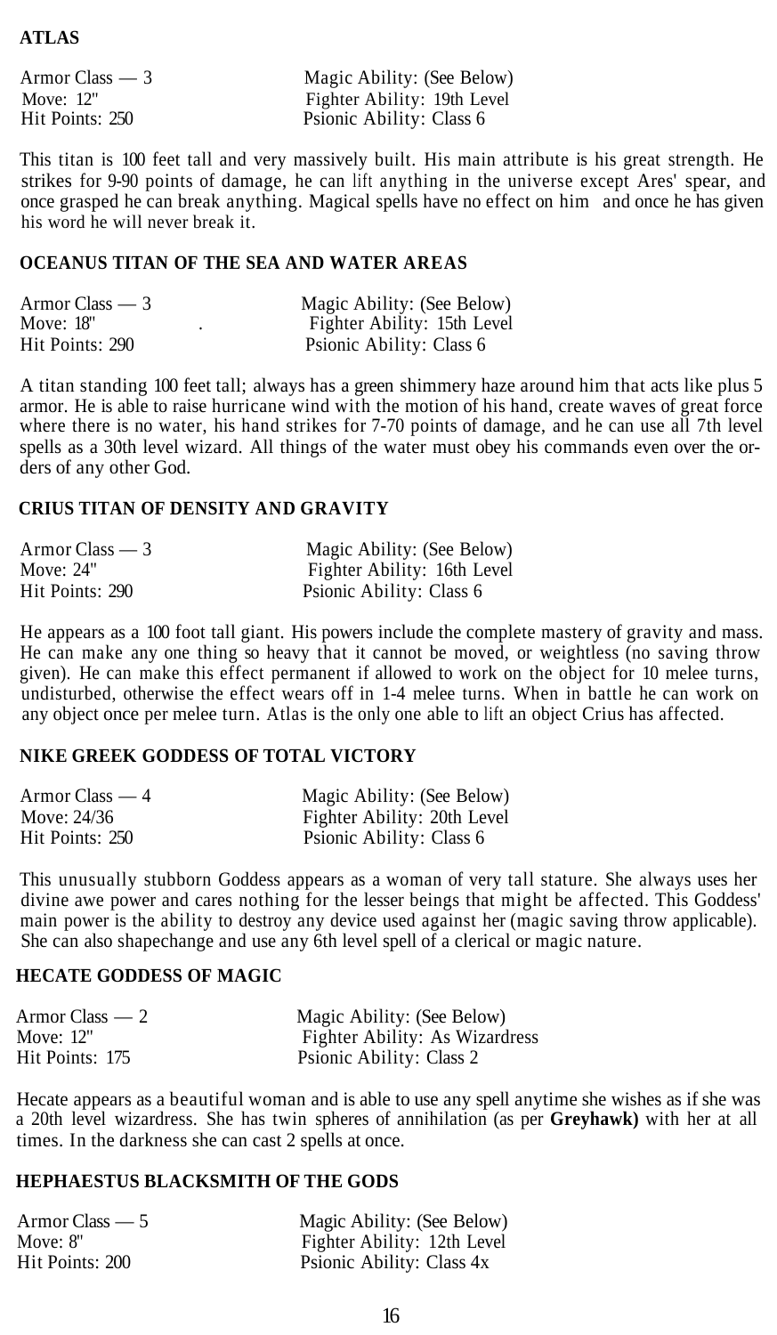### ATLAS

| | |
|---|---|
| Armor Class — 3 | Magic Ability: (See Below) |
| Move: 12" | Fighter Ability: 19th Level |
| Hit Points: 250 | Psionic Ability: Class 6 |

This titan is 100 feet tall and very massively built. His main attribute is his great strength. He strikes for 9-90 points of damage, he can lift anything in the universe except Ares' spear, and once grasped he can break anything. Magical spells have no effect on him and once he has given his word he will never break it.

### OCEANUS TITAN OF THE SEA AND WATER AREAS

| | |
|---|---|
| Armor Class — 3 | Magic Ability: (See Below) |
| Move: 18" | Fighter Ability: 15th Level |
| Hit Points: 290 | Psionic Ability: Class 6 |

A titan standing 100 feet tall; always has a green shimmery haze around him that acts like plus 5 armor. He is able to raise hurricane wind with the motion of his hand, create waves of great force where there is no water, his hand strikes for 7-70 points of damage, and he can use all 7th level spells as a 30th level wizard. All things of the water must obey his commands even over the orders of any other God.

### CRIUS TITAN OF DENSITY AND GRAVITY

| | |
|---|---|
| Armor Class — 3 | Magic Ability: (See Below) |
| Move: 24" | Fighter Ability: 16th Level |
| Hit Points: 290 | Psionic Ability: Class 6 |

He appears as a 100 foot tall giant. His powers include the complete mastery of gravity and mass. He can make any one thing so heavy that it cannot be moved, or weightless (no saving throw given). He can make this effect permanent if allowed to work on the object for 10 melee turns, undisturbed, otherwise the effect wears off in 1-4 melee turns. When in battle he can work on any object once per melee turn. Atlas is the only one able to lift an object Crius has affected.

### NIKE GREEK GODDESS OF TOTAL VICTORY

| | |
|---|---|
| Armor Class — 4 | Magic Ability: (See Below) |
| Move: 24/36 | Fighter Ability: 20th Level |
| Hit Points: 250 | Psionic Ability: Class 6 |

This unusually stubborn Goddess appears as a woman of very tall stature. She always uses her divine awe power and cares nothing for the lesser beings that might be affected. This Goddess' main power is the ability to destroy any device used against her (magic saving throw applicable). She can also shapechange and use any 6th level spell of a clerical or magic nature.

### HECATE GODDESS OF MAGIC

| | |
|---|---|
| Armor Class — 2 | Magic Ability: (See Below) |
| Move: 12" | Fighter Ability: As Wizardress |
| Hit Points: 175 | Psionic Ability: Class 2 |

Hecate appears as a beautiful woman and is able to use any spell anytime she wishes as if she was a 20th level wizardress. She has twin spheres of annihilation (as per **Greyhawk)** with her at all times. In the darkness she can cast 2 spells at once.

### HEPHAESTUS BLACKSMITH OF THE GODS

| | |
|---|---|
| Armor Class — 5 | Magic Ability: (See Below) |
| Move: 8" | Fighter Ability: 12th Level |
| Hit Points: 200 | Psionic Ability: Class 4x |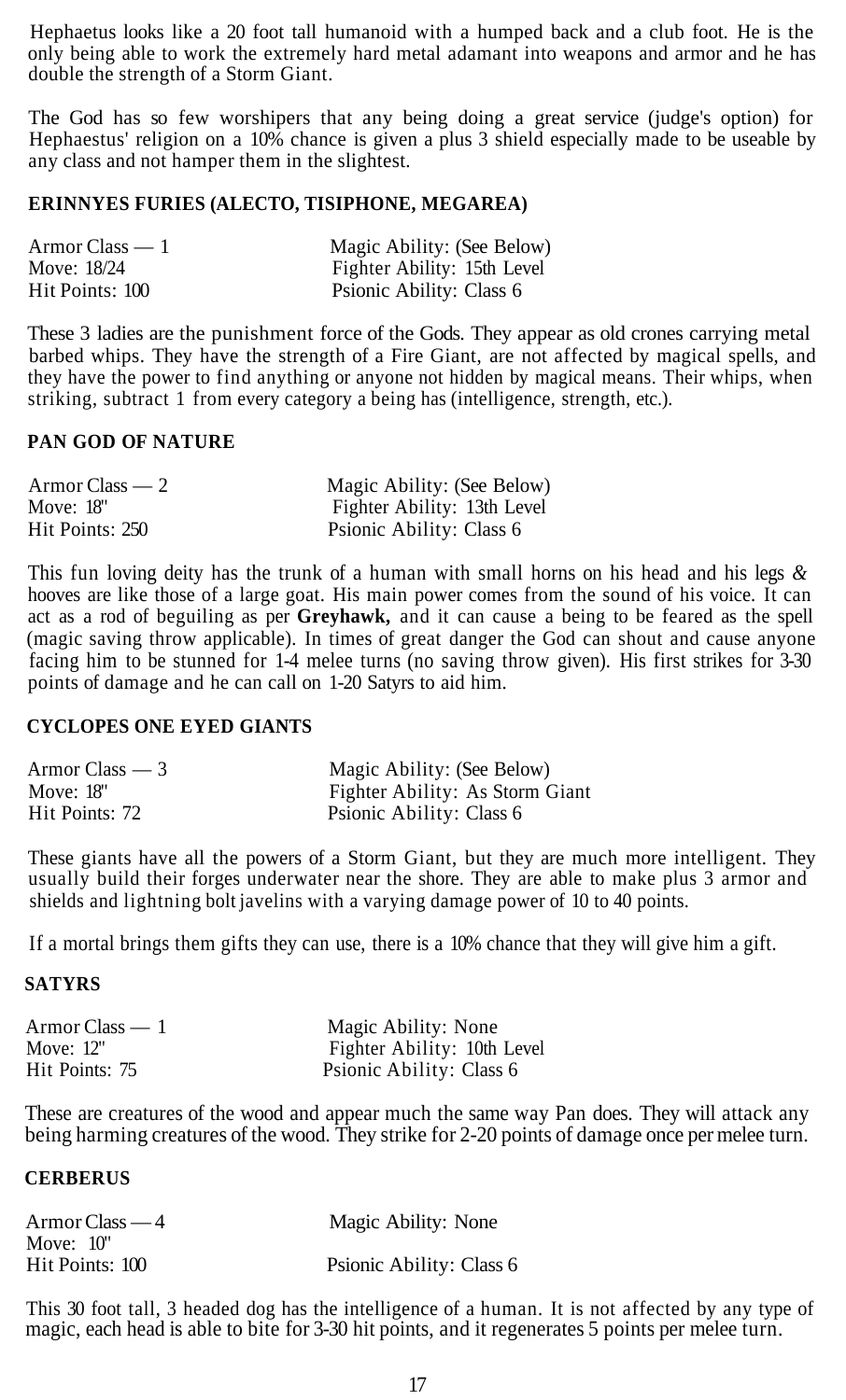Hephaetus looks like a 20 foot tall humanoid with a humped back and a club foot. He is the only being able to work the extremely hard metal adamant into weapons and armor and he has double the strength of a Storm Giant.

The God has so few worshipers that any being doing a great service (judge's option) for Hephaestus' religion on a 10% chance is given a plus 3 shield especially made to be useable by any class and not hamper them in the slightest.

### ERINNYES FURIES (ALECTO, TISIPHONE, MEGAREA)

| | |
|---|---|
| Armor Class — 1 | Magic Ability: (See Below) |
| Move: 18/24 | Fighter Ability: 15th Level |
| Hit Points: 100 | Psionic Ability: Class 6 |

These 3 ladies are the punishment force of the Gods. They appear as old crones carrying metal barbed whips. They have the strength of a Fire Giant, are not affected by magical spells, and they have the power to find anything or anyone not hidden by magical means. Their whips, when striking, subtract 1 from every category a being has (intelligence, strength, etc.).

### PAN GOD OF NATURE

| | |
|---|---|
| Armor Class — 2 | Magic Ability: (See Below) |
| Move: 18" | Fighter Ability: 13th Level |
| Hit Points: 250 | Psionic Ability: Class 6 |

This fun loving deity has the trunk of a human with small horns on his head and his legs & hooves are like those of a large goat. His main power comes from the sound of his voice. It can act as a rod of beguiling as per **Greyhawk,** and it can cause a being to be feared as the spell (magic saving throw applicable). In times of great danger the God can shout and cause anyone facing him to be stunned for 1-4 melee turns (no saving throw given). His first strikes for 3-30 points of damage and he can call on 1-20 Satyrs to aid him.

### CYCLOPES ONE EYED GIANTS

| | |
|---|---|
| Armor Class — 3 | Magic Ability: (See Below) |
| Move: 18" | Fighter Ability: As Storm Giant |
| Hit Points: 72 | Psionic Ability: Class 6 |

These giants have all the powers of a Storm Giant, but they are much more intelligent. They usually build their forges underwater near the shore. They are able to make plus 3 armor and shields and lightning bolt javelins with a varying damage power of 10 to 40 points.

If a mortal brings them gifts they can use, there is a 10% chance that they will give him a gift.

### SATYRS

| | |
|---|---|
| Armor Class — 1 | Magic Ability: None |
| Move: 12" | Fighter Ability: 10th Level |
| Hit Points: 75 | Psionic Ability: Class 6 |

These are creatures of the wood and appear much the same way Pan does. They will attack any being harming creatures of the wood. They strike for 2-20 points of damage once per melee turn.

### CERBERUS

| | |
|---|---|
| Armor Class — 4 | Magic Ability: None |
| Move: 10" | |
| Hit Points: 100 | Psionic Ability: Class 6 |

This 30 foot tall, 3 headed dog has the intelligence of a human. It is not affected by any type of magic, each head is able to bite for 3-30 hit points, and it regenerates 5 points per melee turn.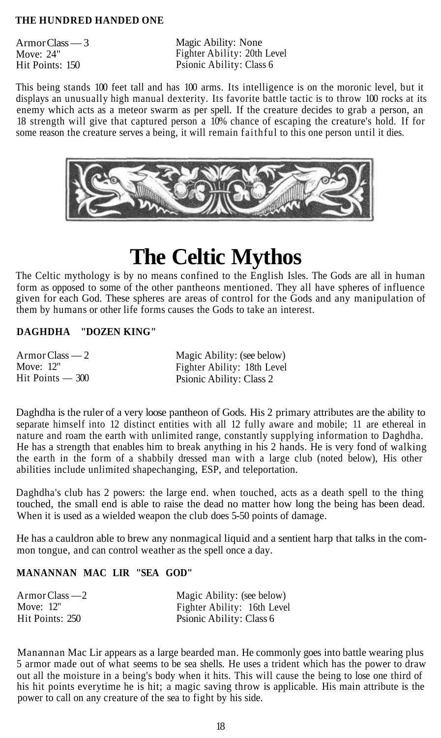### THE HUNDRED HANDED ONE

Armor Class — 3
Move: 24"
Hit Points: 150

Magic Ability: None
Fighter Ability: 20th Level
Psionic Ability: Class 6

This being stands 100 feet tall and has 100 arms. Its intelligence is on the moronic level, but it displays an unusually high manual dexterity. Its favorite battle tactic is to throw 100 rocks at its enemy which acts as a meteor swarm as per spell. If the creature decides to grab a person, an 18 strength will give that captured person a 10% chance of escaping the creature's hold. If for some reason the creature serves a being, it will remain faithful to this one person until it dies.

# The Celtic Mythos

The Celtic mythology is by no means confined to the English Isles. The Gods are all in human form as opposed to some of the other pantheons mentioned. They all have spheres of influence given for each God. These spheres are areas of control for the Gods and any manipulation of them by humans or other life forms causes the Gods to take an interest.

### DAGHDHA "DOZEN KING"

Armor Class — 2
Move: 12"
Hit Points — 300

Magic Ability: (see below)
Fighter Ability: 18th Level
Psionic Ability: Class 2

Daghdha is the ruler of a very loose pantheon of Gods. His 2 primary attributes are the ability to separate himself into 12 distinct entities with all 12 fully aware and mobile; 11 are ethereal in nature and roam the earth with unlimited range, constantly supplying information to Daghdha. He has a strength that enables him to break anything in his 2 hands. He is very fond of walking the earth in the form of a shabbily dressed man with a large club (noted below), His other abilities include unlimited shapechanging, ESP, and teleportation.

Daghdha's club has 2 powers: the large end. when touched, acts as a death spell to the thing touched, the small end is able to raise the dead no matter how long the being has been dead. When it is used as a wielded weapon the club does 5-50 points of damage.

He has a cauldron able to brew any nonmagical liquid and a sentient harp that talks in the common tongue, and can control weather as the spell once a day.

### MANANNAN MAC LIR "SEA GOD"

Armor Class — 2
Move: 12"
Hit Points: 250

Magic Ability: (see below)
Fighter Ability: 16th Level
Psionic Ability: Class 6

Manannan Mac Lir appears as a large bearded man. He commonly goes into battle wearing plus 5 armor made out of what seems to be sea shells. He uses a trident which has the power to draw out all the moisture in a being's body when it hits. This will cause the being to lose one third of his hit points everytime he is hit; a magic saving throw is applicable. His main attribute is the power to call on any creature of the sea to fight by his side.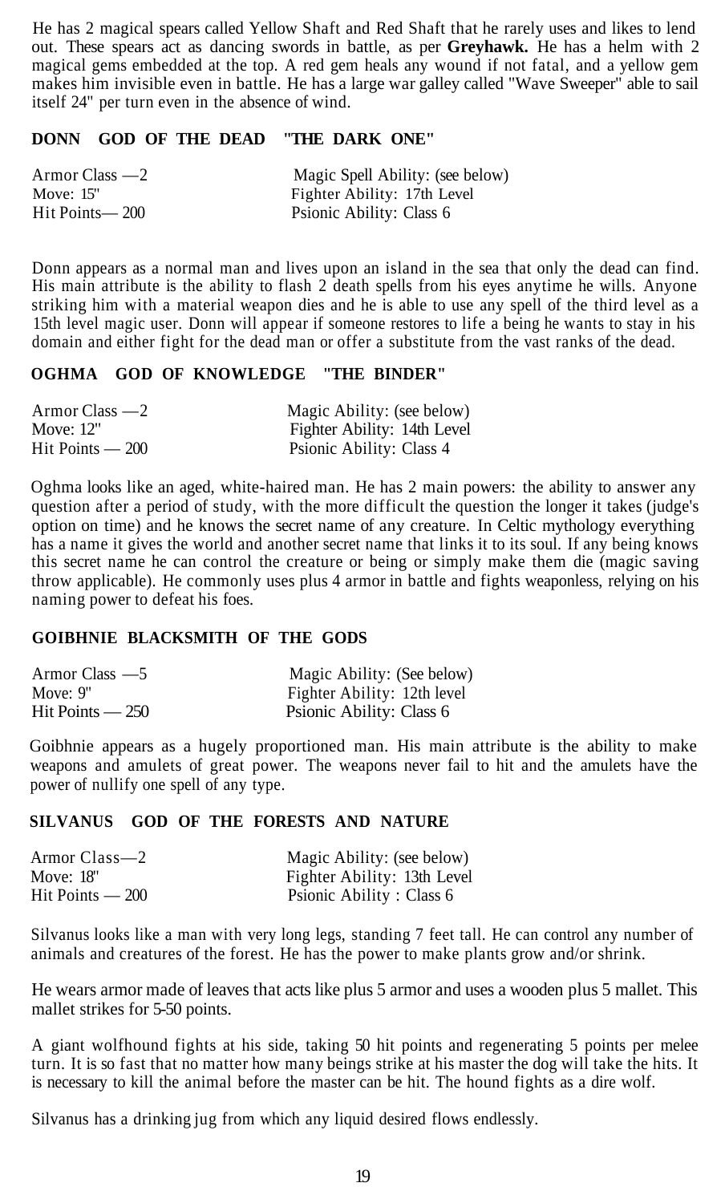He has 2 magical spears called Yellow Shaft and Red Shaft that he rarely uses and likes to lend out. These spears act as dancing swords in battle, as per **Greyhawk.** He has a helm with 2 magical gems embedded at the top. A red gem heals any wound if not fatal, and a yellow gem makes him invisible even in battle. He has a large war galley called "Wave Sweeper" able to sail itself 24" per turn even in the absence of wind.

### DONN GOD OF THE DEAD "THE DARK ONE"

| | |
|---|---|
| Armor Class —2 | Magic Spell Ability: (see below) |
| Move: 15" | Fighter Ability: 17th Level |
| Hit Points— 200 | Psionic Ability: Class 6 |

Donn appears as a normal man and lives upon an island in the sea that only the dead can find. His main attribute is the ability to flash 2 death spells from his eyes anytime he wills. Anyone striking him with a material weapon dies and he is able to use any spell of the third level as a 15th level magic user. Donn will appear if someone restores to life a being he wants to stay in his domain and either fight for the dead man or offer a substitute from the vast ranks of the dead.

### OGHMA GOD OF KNOWLEDGE "THE BINDER"

| | |
|---|---|
| Armor Class —2 | Magic Ability: (see below) |
| Move: 12" | Fighter Ability: 14th Level |
| Hit Points — 200 | Psionic Ability: Class 4 |

Oghma looks like an aged, white-haired man. He has 2 main powers: the ability to answer any question after a period of study, with the more difficult the question the longer it takes (judge's option on time) and he knows the secret name of any creature. In Celtic mythology everything has a name it gives the world and another secret name that links it to its soul. If any being knows this secret name he can control the creature or being or simply make them die (magic saving throw applicable). He commonly uses plus 4 armor in battle and fights weaponless, relying on his naming power to defeat his foes.

### GOIBHNIE BLACKSMITH OF THE GODS

| | |
|---|---|
| Armor Class —5 | Magic Ability: (See below) |
| Move: 9" | Fighter Ability: 12th level |
| Hit Points — 250 | Psionic Ability: Class 6 |

Goibhnie appears as a hugely proportioned man. His main attribute is the ability to make weapons and amulets of great power. The weapons never fail to hit and the amulets have the power of nullify one spell of any type.

### SILVANUS GOD OF THE FORESTS AND NATURE

| | |
|---|---|
| Armor Class—2 | Magic Ability: (see below) |
| Move: 18" | Fighter Ability: 13th Level |
| Hit Points — 200 | Psionic Ability : Class 6 |

Silvanus looks like a man with very long legs, standing 7 feet tall. He can control any number of animals and creatures of the forest. He has the power to make plants grow and/or shrink.

He wears armor made of leaves that acts like plus 5 armor and uses a wooden plus 5 mallet. This mallet strikes for 5-50 points.

A giant wolfhound fights at his side, taking 50 hit points and regenerating 5 points per melee turn. It is so fast that no matter how many beings strike at his master the dog will take the hits. It is necessary to kill the animal before the master can be hit. The hound fights as a dire wolf.

Silvanus has a drinking jug from which any liquid desired flows endlessly.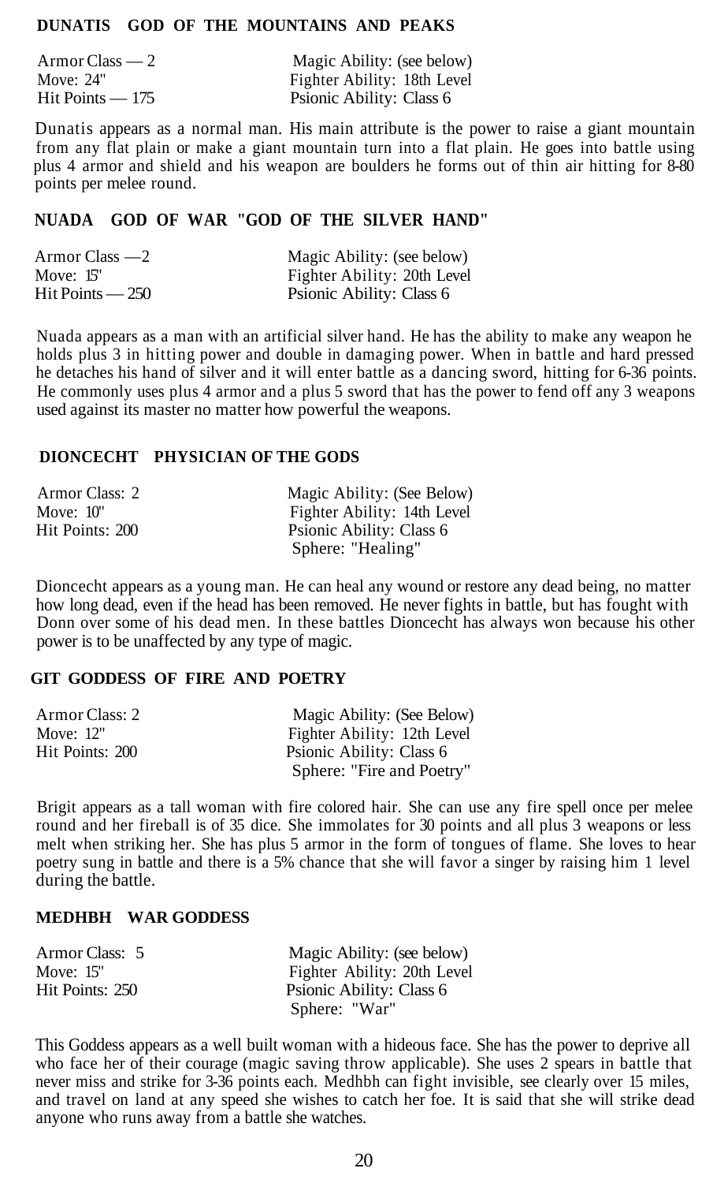## DUNATIS GOD OF THE MOUNTAINS AND PEAKS

| | |
|---|---|
| Armor Class — 2 | Magic Ability: (see below) |
| Move: 24" | Fighter Ability: 18th Level |
| Hit Points — 175 | Psionic Ability: Class 6 |

Dunatis appears as a normal man. His main attribute is the power to raise a giant mountain from any flat plain or make a giant mountain turn into a flat plain. He goes into battle using plus 4 armor and shield and his weapon are boulders he forms out of thin air hitting for 8-80 points per melee round.

## NUADA GOD OF WAR "GOD OF THE SILVER HAND"

| | |
|---|---|
| Armor Class —2 | Magic Ability: (see below) |
| Move: 15" | Fighter Ability: 20th Level |
| Hit Points — 250 | Psionic Ability: Class 6 |

Nuada appears as a man with an artificial silver hand. He has the ability to make any weapon he holds plus 3 in hitting power and double in damaging power. When in battle and hard pressed he detaches his hand of silver and it will enter battle as a dancing sword, hitting for 6-36 points. He commonly uses plus 4 armor and a plus 5 sword that has the power to fend off any 3 weapons used against its master no matter how powerful the weapons.

## DIONCECHT PHYSICIAN OF THE GODS

| | |
|---|---|
| Armor Class: 2 | Magic Ability: (See Below) |
| Move: 10" | Fighter Ability: 14th Level |
| Hit Points: 200 | Psionic Ability: Class 6 |
| | Sphere: "Healing" |

Dioncecht appears as a young man. He can heal any wound or restore any dead being, no matter how long dead, even if the head has been removed. He never fights in battle, but has fought with Donn over some of his dead men. In these battles Dioncecht has always won because his other power is to be unaffected by any type of magic.

## GIT GODDESS OF FIRE AND POETRY

| | |
|---|---|
| Armor Class: 2 | Magic Ability: (See Below) |
| Move: 12" | Fighter Ability: 12th Level |
| Hit Points: 200 | Psionic Ability: Class 6 |
| | Sphere: "Fire and Poetry" |

Brigit appears as a tall woman with fire colored hair. She can use any fire spell once per melee round and her fireball is of 35 dice. She immolates for 30 points and all plus 3 weapons or less melt when striking her. She has plus 5 armor in the form of tongues of flame. She loves to hear poetry sung in battle and there is a 5% chance that she will favor a singer by raising him 1 level during the battle.

## MEDHBH WAR GODDESS

| | |
|---|---|
| Armor Class: 5 | Magic Ability: (see below) |
| Move: 15" | Fighter Ability: 20th Level |
| Hit Points: 250 | Psionic Ability: Class 6 |
| | Sphere: "War" |

This Goddess appears as a well built woman with a hideous face. She has the power to deprive all who face her of their courage (magic saving throw applicable). She uses 2 spears in battle that never miss and strike for 3-36 points each. Medhbh can fight invisible, see clearly over 15 miles, and travel on land at any speed she wishes to catch her foe. It is said that she will strike dead anyone who runs away from a battle she watches.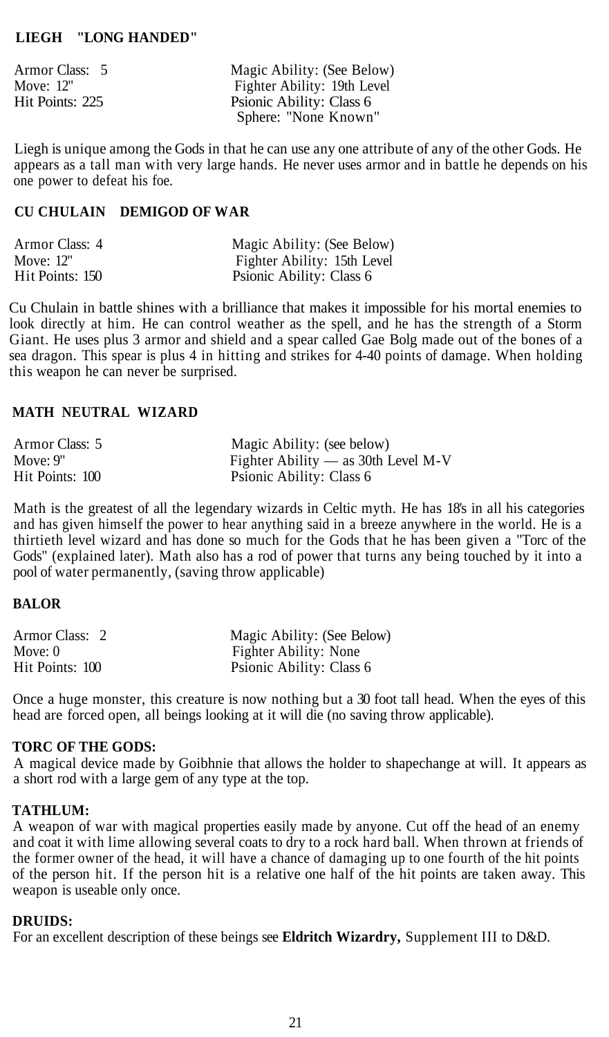## LIEGH "LONG HANDED"

| | |
|---|---|
| Armor Class: 5 | Magic Ability: (See Below) |
| Move: 12" | Fighter Ability: 19th Level |
| Hit Points: 225 | Psionic Ability: Class 6 |
| | Sphere: "None Known" |

Liegh is unique among the Gods in that he can use any one attribute of any of the other Gods. He appears as a tall man with very large hands. He never uses armor and in battle he depends on his one power to defeat his foe.

## CU CHULAIN DEMIGOD OF WAR

| | |
|---|---|
| Armor Class: 4 | Magic Ability: (See Below) |
| Move: 12" | Fighter Ability: 15th Level |
| Hit Points: 150 | Psionic Ability: Class 6 |

Cu Chulain in battle shines with a brilliance that makes it impossible for his mortal enemies to look directly at him. He can control weather as the spell, and he has the strength of a Storm Giant. He uses plus 3 armor and shield and a spear called Gae Bolg made out of the bones of a sea dragon. This spear is plus 4 in hitting and strikes for 4-40 points of damage. When holding this weapon he can never be surprised.

## MATH NEUTRAL WIZARD

| | |
|---|---|
| Armor Class: 5 | Magic Ability: (see below) |
| Move: 9" | Fighter Ability — as 30th Level M-V |
| Hit Points: 100 | Psionic Ability: Class 6 |

Math is the greatest of all the legendary wizards in Celtic myth. He has 18's in all his categories and has given himself the power to hear anything said in a breeze anywhere in the world. He is a thirtieth level wizard and has done so much for the Gods that he has been given a "Torc of the Gods" (explained later). Math also has a rod of power that turns any being touched by it into a pool of water permanently, (saving throw applicable)

## BALOR

| | |
|---|---|
| Armor Class: 2 | Magic Ability: (See Below) |
| Move: 0 | Fighter Ability: None |
| Hit Points: 100 | Psionic Ability: Class 6 |

Once a huge monster, this creature is now nothing but a 30 foot tall head. When the eyes of this head are forced open, all beings looking at it will die (no saving throw applicable).

**TORC OF THE GODS:**
A magical device made by Goibhnie that allows the holder to shapechange at will. It appears as a short rod with a large gem of any type at the top.

**TATHLUM:**
A weapon of war with magical properties easily made by anyone. Cut off the head of an enemy and coat it with lime allowing several coats to dry to a rock hard ball. When thrown at friends of the former owner of the head, it will have a chance of damaging up to one fourth of the hit points of the person hit. If the person hit is a relative one half of the hit points are taken away. This weapon is useable only once.

**DRUIDS:**
For an excellent description of these beings see **Eldritch Wizardry,** Supplement III to D&D.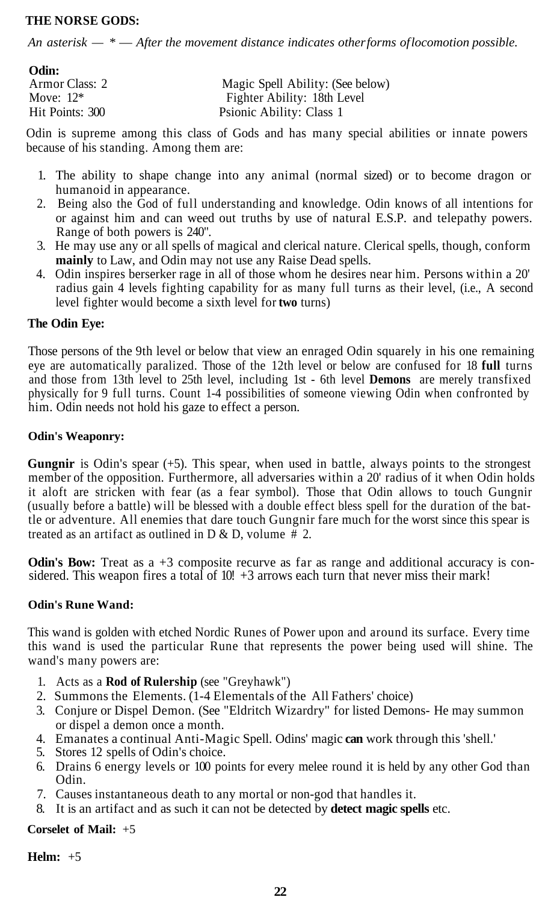## THE NORSE GODS:

*An asterisk — * — After the movement distance indicates other forms of locomotion possible.*

### Odin:

| | |
|---|---|
| Armor Class: 2 | Magic Spell Ability: (See below) |
| Move: 12* | Fighter Ability: 18th Level |
| Hit Points: 300 | Psionic Ability: Class 1 |

Odin is supreme among this class of Gods and has many special abilities or innate powers because of his standing. Among them are:

1. The ability to shape change into any animal (normal sized) or to become dragon or humanoid in appearance.
2. Being also the God of full understanding and knowledge. Odin knows of all intentions for or against him and can weed out truths by use of natural E.S.P. and telepathy powers. Range of both powers is 240".
3. He may use any or all spells of magical and clerical nature. Clerical spells, though, conform **mainly** to Law, and Odin may not use any Raise Dead spells.
4. Odin inspires berserker rage in all of those whom he desires near him. Persons within a 20' radius gain 4 levels fighting capability for as many full turns as their level, (i.e., A second level fighter would become a sixth level for **two** turns)

### The Odin Eye:

Those persons of the 9th level or below that view an enraged Odin squarely in his one remaining eye are automatically paralized. Those of the 12th level or below are confused for 18 **full** turns and those from 13th level to 25th level, including 1st - 6th level **Demons** are merely transfixed physically for 9 full turns. Count 1-4 possibilities of someone viewing Odin when confronted by him. Odin needs not hold his gaze to effect a person.

### Odin's Weaponry:

**Gungnir** is Odin's spear (+5). This spear, when used in battle, always points to the strongest member of the opposition. Furthermore, all adversaries within a 20' radius of it when Odin holds it aloft are stricken with fear (as a fear symbol). Those that Odin allows to touch Gungnir (usually before a battle) will be blessed with a double effect bless spell for the duration of the battle or adventure. All enemies that dare touch Gungnir fare much for the worst since this spear is treated as an artifact as outlined in D & D, volume # 2.

**Odin's Bow:** Treat as a +3 composite recurve as far as range and additional accuracy is considered. This weapon fires a total of 10! +3 arrows each turn that never miss their mark!

### Odin's Rune Wand:

This wand is golden with etched Nordic Runes of Power upon and around its surface. Every time this wand is used the particular Rune that represents the power being used will shine. The wand's many powers are:

1. Acts as a **Rod of Rulership** (see "Greyhawk")
2. Summons the Elements. (1-4 Elementals of the All Fathers' choice)
3. Conjure or Dispel Demon. (See "Eldritch Wizardry" for listed Demons- He may summon or dispel a demon once a month.
4. Emanates a continual Anti-Magic Spell. Odins' magic **can** work through this 'shell.'
5. Stores 12 spells of Odin's choice.
6. Drains 6 energy levels or 100 points for every melee round it is held by any other God than Odin.
7. Causes instantaneous death to any mortal or non-god that handles it.
8. It is an artifact and as such it can not be detected by **detect magic spells** etc.

**Corselet of Mail:** +5

**Helm:** +5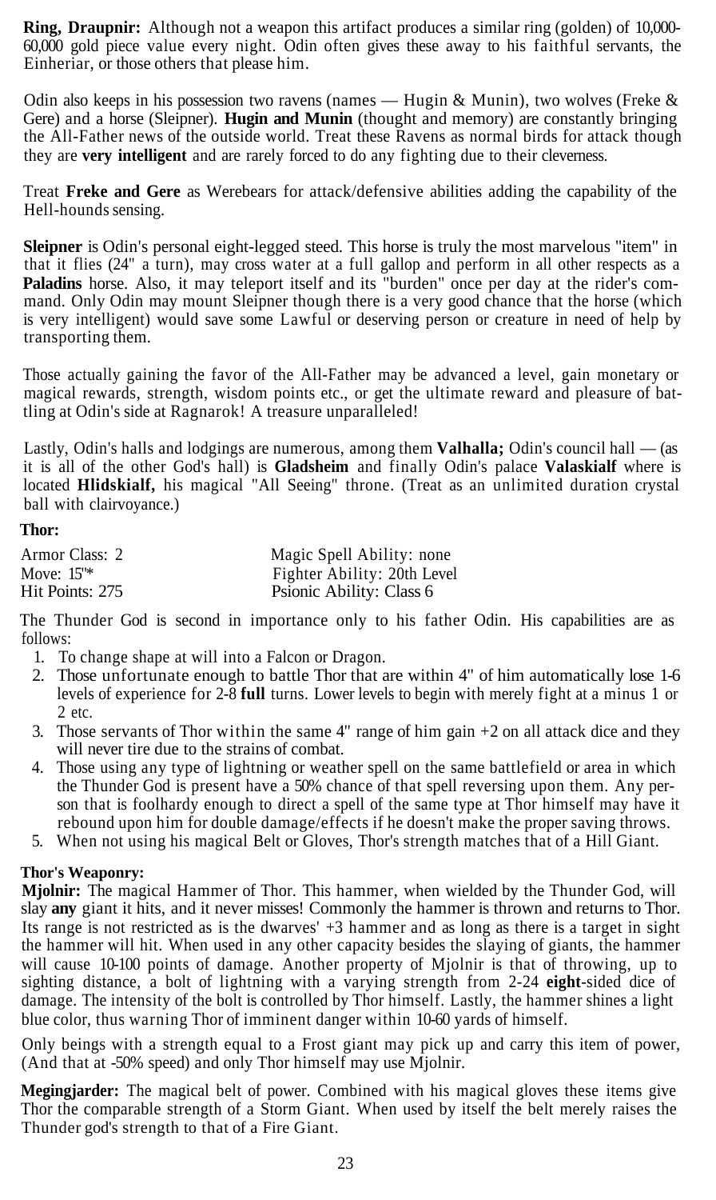**Ring, Draupnir:** Although not a weapon this artifact produces a similar ring (golden) of 10,000-60,000 gold piece value every night. Odin often gives these away to his faithful servants, the Einheriar, or those others that please him.

Odin also keeps in his possession two ravens (names — Hugin & Munin), two wolves (Freke & Gere) and a horse (Sleipner). **Hugin and Munin** (thought and memory) are constantly bringing the All-Father news of the outside world. Treat these Ravens as normal birds for attack though they are **very intelligent** and are rarely forced to do any fighting due to their cleverness.

Treat **Freke and Gere** as Werebears for attack/defensive abilities adding the capability of the Hell-hounds sensing.

**Sleipner** is Odin's personal eight-legged steed. This horse is truly the most marvelous "item" in that it flies (24" a turn), may cross water at a full gallop and perform in all other respects as a **Paladins** horse. Also, it may teleport itself and its "burden" once per day at the rider's command. Only Odin may mount Sleipner though there is a very good chance that the horse (which is very intelligent) would save some Lawful or deserving person or creature in need of help by transporting them.

Those actually gaining the favor of the All-Father may be advanced a level, gain monetary or magical rewards, strength, wisdom points etc., or get the ultimate reward and pleasure of battling at Odin's side at Ragnarok! A treasure unparalleled!

Lastly, Odin's halls and lodgings are numerous, among them **Valhalla;** Odin's council hall — (as it is all of the other God's hall) is **Gladsheim** and finally Odin's palace **Valaskialf** where is located **Hlidskialf,** his magical "All Seeing" throne. (Treat as an unlimited duration crystal ball with clairvoyance.)

**Thor:**

| | |
|---|---|
| Armor Class: 2 | Magic Spell Ability: none |
| Move: 15"* | Fighter Ability: 20th Level |
| Hit Points: 275 | Psionic Ability: Class 6 |

The Thunder God is second in importance only to his father Odin. His capabilities are as follows:

1. To change shape at will into a Falcon or Dragon.
2. Those unfortunate enough to battle Thor that are within 4" of him automatically lose 1-6 levels of experience for 2-8 **full** turns. Lower levels to begin with merely fight at a minus 1 or 2 etc.
3. Those servants of Thor within the same 4" range of him gain +2 on all attack dice and they will never tire due to the strains of combat.
4. Those using any type of lightning or weather spell on the same battlefield or area in which the Thunder God is present have a 50% chance of that spell reversing upon them. Any person that is foolhardy enough to direct a spell of the same type at Thor himself may have it rebound upon him for double damage/effects if he doesn't make the proper saving throws.
5. When not using his magical Belt or Gloves, Thor's strength matches that of a Hill Giant.

**Thor's Weaponry:**

**Mjolnir:** The magical Hammer of Thor. This hammer, when wielded by the Thunder God, will slay **any** giant it hits, and it never misses! Commonly the hammer is thrown and returns to Thor. Its range is not restricted as is the dwarves' +3 hammer and as long as there is a target in sight the hammer will hit. When used in any other capacity besides the slaying of giants, the hammer will cause 10-100 points of damage. Another property of Mjolnir is that of throwing, up to sighting distance, a bolt of lightning with a varying strength from 2-24 **eight**-sided dice of damage. The intensity of the bolt is controlled by Thor himself. Lastly, the hammer shines a light blue color, thus warning Thor of imminent danger within 10-60 yards of himself.

Only beings with a strength equal to a Frost giant may pick up and carry this item of power, (And that at -50% speed) and only Thor himself may use Mjolnir.

**Megingjarder:** The magical belt of power. Combined with his magical gloves these items give Thor the comparable strength of a Storm Giant. When used by itself the belt merely raises the Thunder god's strength to that of a Fire Giant.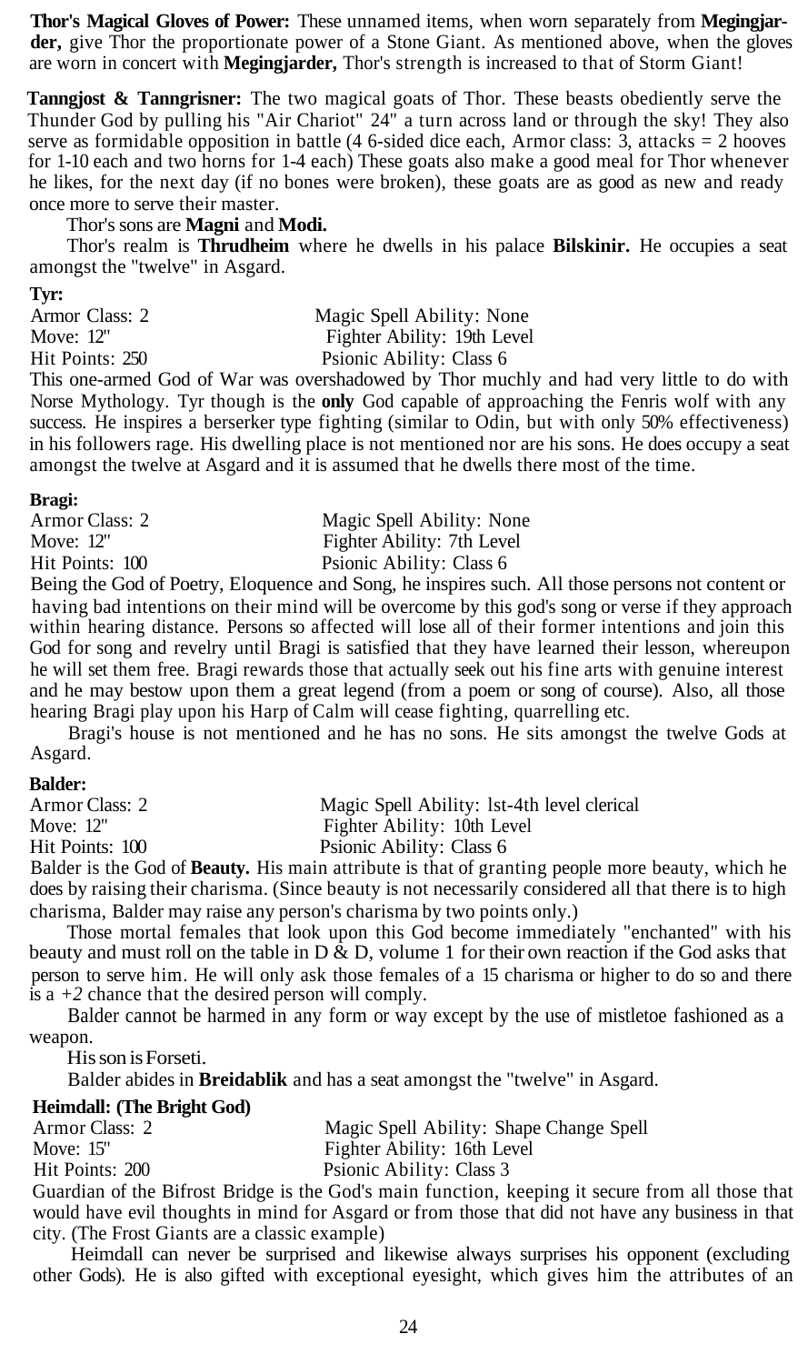**Thor's Magical Gloves of Power:** These unnamed items, when worn separately from **Megingjarder,** give Thor the proportionate power of a Stone Giant. As mentioned above, when the gloves are worn in concert with **Megingjarder,** Thor's strength is increased to that of Storm Giant!

**Tanngjost & Tanngrisner:** The two magical goats of Thor. These beasts obediently serve the Thunder God by pulling his "Air Chariot" 24" a turn across land or through the sky! They also serve as formidable opposition in battle (4 6-sided dice each, Armor class: 3, attacks = 2 hooves for 1-10 each and two horns for 1-4 each) These goats also make a good meal for Thor whenever he likes, for the next day (if no bones were broken), these goats are as good as new and ready once more to serve their master.

Thor's sons are **Magni** and **Modi.**

Thor's realm is **Thrudheim** where he dwells in his palace **Bilskinir.** He occupies a seat amongst the "twelve" in Asgard.

**Tyr:**

| | |
|---|---|
| Armor Class: 2 | Magic Spell Ability: None |
| Move: 12" | Fighter Ability: 19th Level |
| Hit Points: 250 | Psionic Ability: Class 6 |

This one-armed God of War was overshadowed by Thor muchly and had very little to do with Norse Mythology. Tyr though is the **only** God capable of approaching the Fenris wolf with any success. He inspires a berserker type fighting (similar to Odin, but with only 50% effectiveness) in his followers rage. His dwelling place is not mentioned nor are his sons. He does occupy a seat amongst the twelve at Asgard and it is assumed that he dwells there most of the time.

**Bragi:**

| | |
|---|---|
| Armor Class: 2 | Magic Spell Ability: None |
| Move: 12" | Fighter Ability: 7th Level |
| Hit Points: 100 | Psionic Ability: Class 6 |

Being the God of Poetry, Eloquence and Song, he inspires such. All those persons not content or having bad intentions on their mind will be overcome by this god's song or verse if they approach within hearing distance. Persons so affected will lose all of their former intentions and join this God for song and revelry until Bragi is satisfied that they have learned their lesson, whereupon he will set them free. Bragi rewards those that actually seek out his fine arts with genuine interest and he may bestow upon them a great legend (from a poem or song of course). Also, all those hearing Bragi play upon his Harp of Calm will cease fighting, quarrelling etc.

Bragi's house is not mentioned and he has no sons. He sits amongst the twelve Gods at Asgard.

**Balder:**

| | |
|---|---|
| Armor Class: 2 | Magic Spell Ability: lst-4th level clerical |
| Move: 12" | Fighter Ability: 10th Level |
| Hit Points: 100 | Psionic Ability: Class 6 |

Balder is the God of **Beauty.** His main attribute is that of granting people more beauty, which he does by raising their charisma. (Since beauty is not necessarily considered all that there is to high charisma, Balder may raise any person's charisma by two points only.)

Those mortal females that look upon this God become immediately "enchanted" with his beauty and must roll on the table in D & D, volume 1 for their own reaction if the God asks that person to serve him. He will only ask those females of a 15 charisma or higher to do so and there is a *+2* chance that the desired person will comply.

Balder cannot be harmed in any form or way except by the use of mistletoe fashioned as a weapon.

His son is Forseti.

Balder abides in **Breidablik** and has a seat amongst the "twelve" in Asgard.

**Heimdall: (The Bright God)**

| | |
|---|---|
| Armor Class: 2 | Magic Spell Ability: Shape Change Spell |
| Move: 15" | Fighter Ability: 16th Level |
| Hit Points: 200 | Psionic Ability: Class 3 |

Guardian of the Bifrost Bridge is the God's main function, keeping it secure from all those that would have evil thoughts in mind for Asgard or from those that did not have any business in that city. (The Frost Giants are a classic example)

Heimdall can never be surprised and likewise always surprises his opponent (excluding other Gods). He is also gifted with exceptional eyesight, which gives him the attributes of an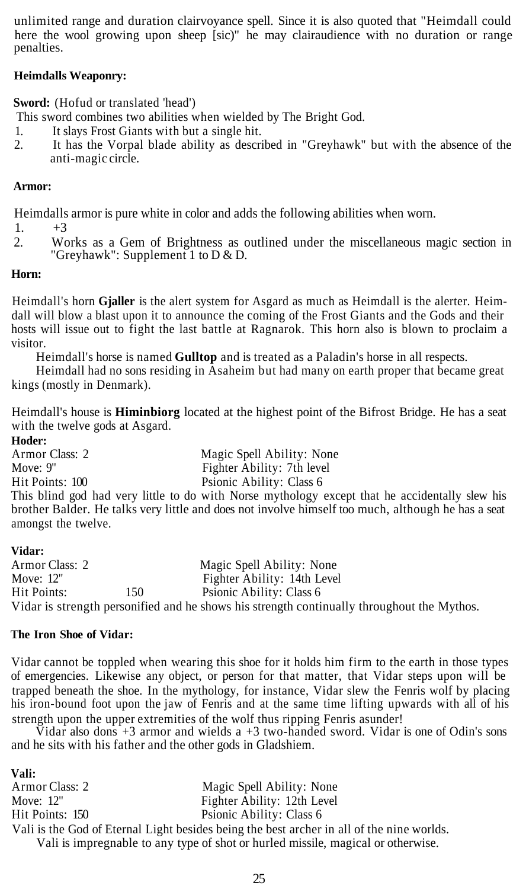unlimited range and duration clairvoyance spell. Since it is also quoted that "Heimdall could here the wool growing upon sheep [sic)" he may clairaudience with no duration or range penalties.

**Heimdalls Weaponry:**

**Sword:** (Hofud or translated 'head')

This sword combines two abilities when wielded by The Bright God.

1. It slays Frost Giants with but a single hit.
2. It has the Vorpal blade ability as described in "Greyhawk" but with the absence of the anti-magic circle.

**Armor:**

Heimdalls armor is pure white in color and adds the following abilities when worn.

1. +3
2. Works as a Gem of Brightness as outlined under the miscellaneous magic section in "Greyhawk": Supplement 1 to D & D.

**Horn:**

Heimdall's horn **Gjaller** is the alert system for Asgard as much as Heimdall is the alerter. Heimdall will blow a blast upon it to announce the coming of the Frost Giants and the Gods and their hosts will issue out to fight the last battle at Ragnarok. This horn also is blown to proclaim a visitor.

Heimdall's horse is named **Gulltop** and is treated as a Paladin's horse in all respects.

Heimdall had no sons residing in Asaheim but had many on earth proper that became great kings (mostly in Denmark).

Heimdall's house is **Himinbiorg** located at the highest point of the Bifrost Bridge. He has a seat with the twelve gods at Asgard.

**Hoder:**

| | |
|---|---|
| Armor Class: 2 | Magic Spell Ability: None |
| Move: 9" | Fighter Ability: 7th level |
| Hit Points: 100 | Psionic Ability: Class 6 |

This blind god had very little to do with Norse mythology except that he accidentally slew his brother Balder. He talks very little and does not involve himself too much, although he has a seat amongst the twelve.

**Vidar:**

| | |
|---|---|
| Armor Class: 2 | Magic Spell Ability: None |
| Move: 12" | Fighter Ability: 14th Level |
| Hit Points: 150 | Psionic Ability: Class 6 |

Vidar is strength personified and he shows his strength continually throughout the Mythos.

**The Iron Shoe of Vidar:**

Vidar cannot be toppled when wearing this shoe for it holds him firm to the earth in those types of emergencies. Likewise any object, or person for that matter, that Vidar steps upon will be trapped beneath the shoe. In the mythology, for instance, Vidar slew the Fenris wolf by placing his iron-bound foot upon the jaw of Fenris and at the same time lifting upwards with all of his strength upon the upper extremities of the wolf thus ripping Fenris asunder!

Vidar also dons +3 armor and wields a +3 two-handed sword. Vidar is one of Odin's sons and he sits with his father and the other gods in Gladshiem.

**Vali:**

| | |
|---|---|
| Armor Class: 2 | Magic Spell Ability: None |
| Move: 12" | Fighter Ability: 12th Level |
| Hit Points: 150 | Psionic Ability: Class 6 |

Vali is the God of Eternal Light besides being the best archer in all of the nine worlds.

Vali is impregnable to any type of shot or hurled missile, magical or otherwise.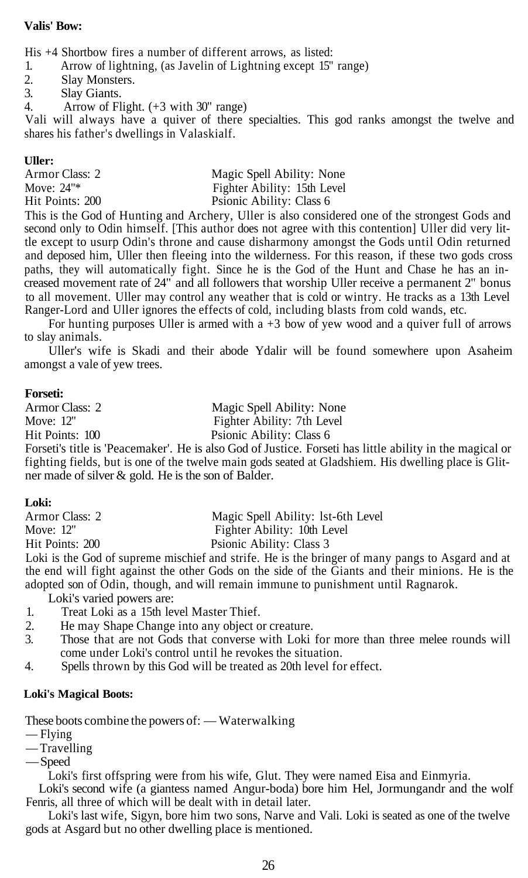**Valis' Bow:**

His +4 Shortbow fires a number of different arrows, as listed:

1. Arrow of lightning, (as Javelin of Lightning except 15" range)
2. Slay Monsters.
3. Slay Giants.
4. Arrow of Flight. (+3 with 30" range)

Vali will always have a quiver of there specialties. This god ranks amongst the twelve and shares his father's dwellings in Valaskialf.

**Uller:**

| | |
|---|---|
| Armor Class: 2 | Magic Spell Ability: None |
| Move: 24"* | Fighter Ability: 15th Level |
| Hit Points: 200 | Psionic Ability: Class 6 |

This is the God of Hunting and Archery, Uller is also considered one of the strongest Gods and second only to Odin himself. [This author does not agree with this contention] Uller did very little except to usurp Odin's throne and cause disharmony amongst the Gods until Odin returned and deposed him, Uller then fleeing into the wilderness. For this reason, if these two gods cross paths, they will automatically fight. Since he is the God of the Hunt and Chase he has an increased movement rate of 24" and all followers that worship Uller receive a permanent 2" bonus to all movement. Uller may control any weather that is cold or wintry. He tracks as a 13th Level Ranger-Lord and Uller ignores the effects of cold, including blasts from cold wands, etc.

For hunting purposes Uller is armed with a +3 bow of yew wood and a quiver full of arrows to slay animals.

Uller's wife is Skadi and their abode Ydalir will be found somewhere upon Asaheim amongst a vale of yew trees.

**Forseti:**

| | |
|---|---|
| Armor Class: 2 | Magic Spell Ability: None |
| Move: 12" | Fighter Ability: 7th Level |
| Hit Points: 100 | Psionic Ability: Class 6 |

Forseti's title is 'Peacemaker'. He is also God of Justice. Forseti has little ability in the magical or fighting fields, but is one of the twelve main gods seated at Gladshiem. His dwelling place is Glitner made of silver & gold. He is the son of Balder.

**Loki:**

| | |
|---|---|
| Armor Class: 2 | Magic Spell Ability: lst-6th Level |
| Move: 12" | Fighter Ability: 10th Level |
| Hit Points: 200 | Psionic Ability: Class 3 |

Loki is the God of supreme mischief and strife. He is the bringer of many pangs to Asgard and at the end will fight against the other Gods on the side of the Giants and their minions. He is the adopted son of Odin, though, and will remain immune to punishment until Ragnarok.

Loki's varied powers are:

1. Treat Loki as a 15th level Master Thief.
2. He may Shape Change into any object or creature.
3. Those that are not Gods that converse with Loki for more than three melee rounds will come under Loki's control until he revokes the situation.
4. Spells thrown by this God will be treated as 20th level for effect.

**Loki's Magical Boots:**

These boots combine the powers of: — Waterwalking

— Flying

— Travelling

— Speed

Loki's first offspring were from his wife, Glut. They were named Eisa and Einmyria.

Loki's second wife (a giantess named Angur-boda) bore him Hel, Jormungandr and the wolf Fenris, all three of which will be dealt with in detail later.

Loki's last wife, Sigyn, bore him two sons, Narve and Vali. Loki is seated as one of the twelve gods at Asgard but no other dwelling place is mentioned.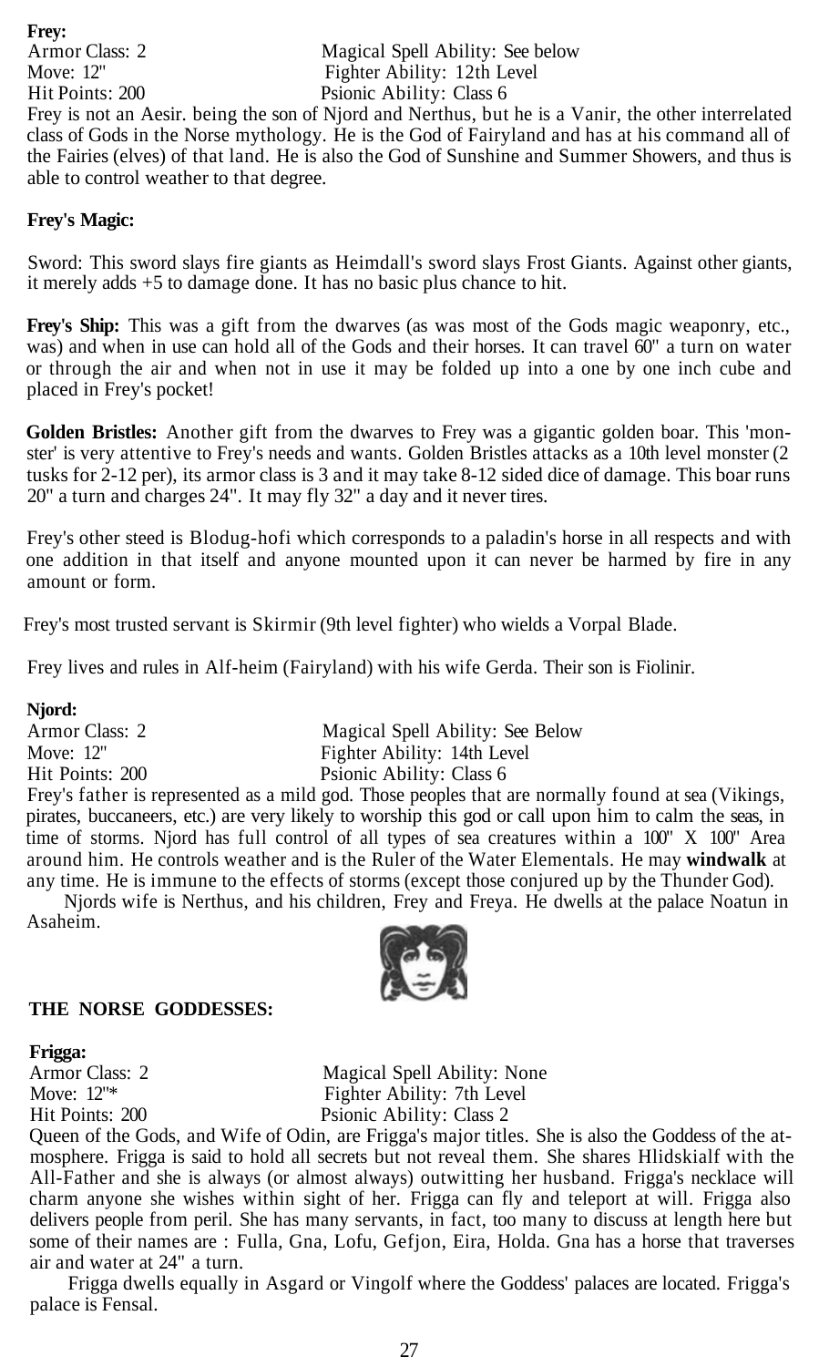**Frey:**

Armor Class: 2 — Magical Spell Ability: See below
Move: 12" — Fighter Ability: 12th Level
Hit Points: 200 — Psionic Ability: Class 6

Frey is not an Aesir. being the son of Njord and Nerthus, but he is a Vanir, the other interrelated class of Gods in the Norse mythology. He is the God of Fairyland and has at his command all of the Fairies (elves) of that land. He is also the God of Sunshine and Summer Showers, and thus is able to control weather to that degree.

**Frey's Magic:**

Sword: This sword slays fire giants as Heimdall's sword slays Frost Giants. Against other giants, it merely adds +5 to damage done. It has no basic plus chance to hit.

**Frey's Ship:** This was a gift from the dwarves (as was most of the Gods magic weaponry, etc., was) and when in use can hold all of the Gods and their horses. It can travel 60" a turn on water or through the air and when not in use it may be folded up into a one by one inch cube and placed in Frey's pocket!

**Golden Bristles:** Another gift from the dwarves to Frey was a gigantic golden boar. This 'monster' is very attentive to Frey's needs and wants. Golden Bristles attacks as a 10th level monster (2 tusks for 2-12 per), its armor class is 3 and it may take 8-12 sided dice of damage. This boar runs 20" a turn and charges 24". It may fly 32" a day and it never tires.

Frey's other steed is Blodug-hofi which corresponds to a paladin's horse in all respects and with one addition in that itself and anyone mounted upon it can never be harmed by fire in any amount or form.

Frey's most trusted servant is Skirmir (9th level fighter) who wields a Vorpal Blade.

Frey lives and rules in Alf-heim (Fairyland) with his wife Gerda. Their son is Fiolinir.

**Njord:**

Armor Class: 2 — Magical Spell Ability: See Below
Move: 12" — Fighter Ability: 14th Level
Hit Points: 200 — Psionic Ability: Class 6

Frey's father is represented as a mild god. Those peoples that are normally found at sea (Vikings, pirates, buccaneers, etc.) are very likely to worship this god or call upon him to calm the seas, in time of storms. Njord has full control of all types of sea creatures within a 100" X 100" Area around him. He controls weather and is the Ruler of the Water Elementals. He may **windwalk** at any time. He is immune to the effects of storms (except those conjured up by the Thunder God).

Njords wife is Nerthus, and his children, Frey and Freya. He dwells at the palace Noatun in Asaheim.

## THE NORSE GODDESSES:

**Frigga:**

Armor Class: 2 — Magical Spell Ability: None
Move: 12"* — Fighter Ability: 7th Level
Hit Points: 200 — Psionic Ability: Class 2

Queen of the Gods, and Wife of Odin, are Frigga's major titles. She is also the Goddess of the atmosphere. Frigga is said to hold all secrets but not reveal them. She shares Hlidskialf with the All-Father and she is always (or almost always) outwitting her husband. Frigga's necklace will charm anyone she wishes within sight of her. Frigga can fly and teleport at will. Frigga also delivers people from peril. She has many servants, in fact, too many to discuss at length here but some of their names are : Fulla, Gna, Lofu, Gefjon, Eira, Holda. Gna has a horse that traverses air and water at 24" a turn.

Frigga dwells equally in Asgard or Vingolf where the Goddess' palaces are located. Frigga's palace is Fensal.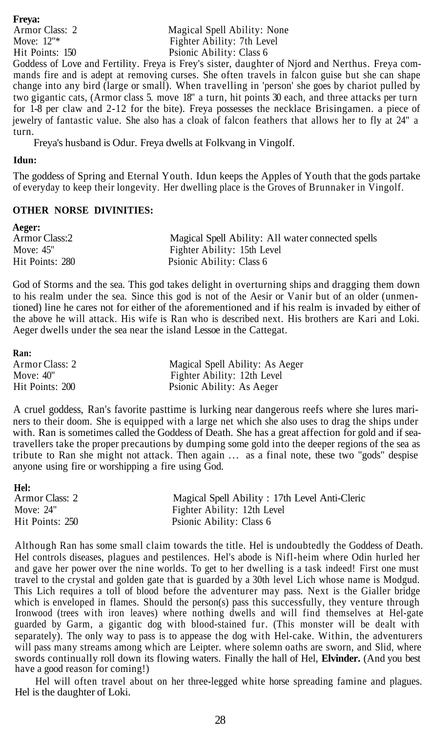**Freya:**

| | |
|---|---|
| Armor Class: 2 | Magical Spell Ability: None |
| Move: 12"* | Fighter Ability: 7th Level |
| Hit Points: 150 | Psionic Ability: Class 6 |

Goddess of Love and Fertility. Freya is Frey's sister, daughter of Njord and Nerthus. Freya commands fire and is adept at removing curses. She often travels in falcon guise but she can shape change into any bird (large or small). When travelling in 'person' she goes by chariot pulled by two gigantic cats, (Armor class 5. move 18" a turn, hit points 30 each, and three attacks per turn for 1-8 per claw and 2-12 for the bite). Freya possesses the necklace Brisingamen. a piece of jewelry of fantastic value. She also has a cloak of falcon feathers that allows her to fly at 24" a turn.

Freya's husband is Odur. Freya dwells at Folkvang in Vingolf.

**Idun:**

The goddess of Spring and Eternal Youth. Idun keeps the Apples of Youth that the gods partake of everyday to keep their longevity. Her dwelling place is the Groves of Brunnaker in Vingolf.

**OTHER NORSE DIVINITIES:**

**Aeger:**

| | |
|---|---|
| Armor Class:2 | Magical Spell Ability: All water connected spells |
| Move: 45" | Fighter Ability: 15th Level |
| Hit Points: 280 | Psionic Ability: Class 6 |

God of Storms and the sea. This god takes delight in overturning ships and dragging them down to his realm under the sea. Since this god is not of the Aesir or Vanir but of an older (unmentioned) line he cares not for either of the aforementioned and if his realm is invaded by either of the above he will attack. His wife is Ran who is described next. His brothers are Kari and Loki. Aeger dwells under the sea near the island Lessoe in the Cattegat.

**Ran:**

| | |
|---|---|
| Armor Class: 2 | Magical Spell Ability: As Aeger |
| Move: 40" | Fighter Ability: 12th Level |
| Hit Points: 200 | Psionic Ability: As Aeger |

A cruel goddess, Ran's favorite pasttime is lurking near dangerous reefs where she lures mariners to their doom. She is equipped with a large net which she also uses to drag the ships under with. Ran is sometimes called the Goddess of Death. She has a great affection for gold and if sea-travellers take the proper precautions by dumping some gold into the deeper regions of the sea as tribute to Ran she might not attack. Then again ... as a final note, these two "gods" despise anyone using fire or worshipping a fire using God.

**Hel:**

| | |
|---|---|
| Armor Class: 2 | Magical Spell Ability : 17th Level Anti-Cleric |
| Move: 24" | Fighter Ability: 12th Level |
| Hit Points: 250 | Psionic Ability: Class 6 |

Although Ran has some small claim towards the title. Hel is undoubtedly the Goddess of Death. Hel controls diseases, plagues and pestilences. Hel's abode is Nifl-heim where Odin hurled her and gave her power over the nine worlds. To get to her dwelling is a task indeed! First one must travel to the crystal and golden gate that is guarded by a 30th level Lich whose name is Modgud. This Lich requires a toll of blood before the adventurer may pass. Next is the Gialler bridge which is enveloped in flames. Should the person(s) pass this successfully, they venture through Ironwood (trees with iron leaves) where nothing dwells and will find themselves at Hel-gate guarded by Garm, a gigantic dog with blood-stained fur. (This monster will be dealt with separately). The only way to pass is to appease the dog with Hel-cake. Within, the adventurers will pass many streams among which are Leipter. where solemn oaths are sworn, and Slid, where swords continually roll down its flowing waters. Finally the hall of Hel, **Elvinder.** (And you best have a good reason for coming!)

Hel will often travel about on her three-legged white horse spreading famine and plagues. Hel is the daughter of Loki.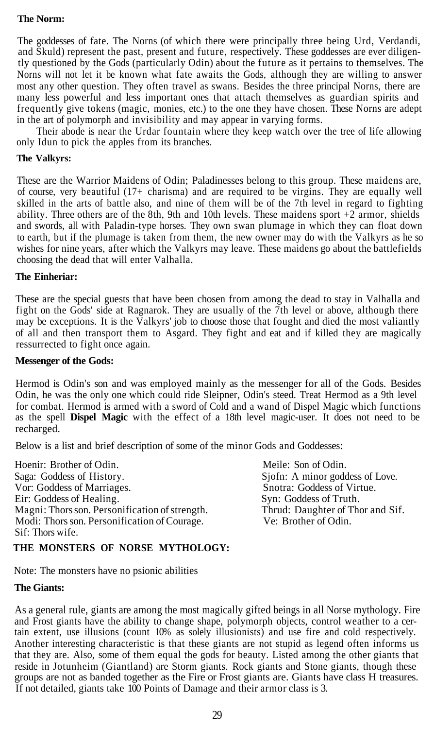**The Norm:**

The goddesses of fate. The Norns (of which there were principally three being Urd, Verdandi, and Skuld) represent the past, present and future, respectively. These goddesses are ever diligently questioned by the Gods (particularly Odin) about the future as it pertains to themselves. The Norns will not let it be known what fate awaits the Gods, although they are willing to answer most any other question. They often travel as swans. Besides the three principal Norns, there are many less powerful and less important ones that attach themselves as guardian spirits and frequently give tokens (magic, monies, etc.) to the one they have chosen. These Norns are adept in the art of polymorph and invisibility and may appear in varying forms.

Their abode is near the Urdar fountain where they keep watch over the tree of life allowing only Idun to pick the apples from its branches.

**The Valkyrs:**

These are the Warrior Maidens of Odin; Paladinesses belong to this group. These maidens are, of course, very beautiful (17+ charisma) and are required to be virgins. They are equally well skilled in the arts of battle also, and nine of them will be of the 7th level in regard to fighting ability. Three others are of the 8th, 9th and 10th levels. These maidens sport +2 armor, shields and swords, all with Paladin-type horses. They own swan plumage in which they can float down to earth, but if the plumage is taken from them, the new owner may do with the Valkyrs as he so wishes for nine years, after which the Valkyrs may leave. These maidens go about the battlefields choosing the dead that will enter Valhalla.

**The Einheriar:**

These are the special guests that have been chosen from among the dead to stay in Valhalla and fight on the Gods' side at Ragnarok. They are usually of the 7th level or above, although there may be exceptions. It is the Valkyrs' job to choose those that fought and died the most valiantly of all and then transport them to Asgard. They fight and eat and if killed they are magically ressurrected to fight once again.

**Messenger of the Gods:**

Hermod is Odin's son and was employed mainly as the messenger for all of the Gods. Besides Odin, he was the only one which could ride Sleipner, Odin's steed. Treat Hermod as a 9th level for combat. Hermod is armed with a sword of Cold and a wand of Dispel Magic which functions as the spell **Dispel Magic** with the effect of a 18th level magic-user. It does not need to be recharged.

Below is a list and brief description of some of the minor Gods and Goddesses:

Hoenir: Brother of Odin.
Saga: Goddess of History.
Vor: Goddess of Marriages.
Eir: Goddess of Healing.
Magni: Thors son. Personification of strength.
Modi: Thors son. Personification of Courage.
Sif: Thors wife.
Meile: Son of Odin.
Sjofn: A minor goddess of Love.
Snotra: Goddess of Virtue.
Syn: Goddess of Truth.
Thrud: Daughter of Thor and Sif.
Ve: Brother of Odin.

## THE MONSTERS OF NORSE MYTHOLOGY:

Note: The monsters have no psionic abilities

**The Giants:**

As a general rule, giants are among the most magically gifted beings in all Norse mythology. Fire and Frost giants have the ability to change shape, polymorph objects, control weather to a certain extent, use illusions (count 10% as solely illusionists) and use fire and cold respectively. Another interesting characteristic is that these giants are not stupid as legend often informs us that they are. Also, some of them equal the gods for beauty. Listed among the other giants that reside in Jotunheim (Giantland) are Storm giants. Rock giants and Stone giants, though these groups are not as banded together as the Fire or Frost giants are. Giants have class H treasures. If not detailed, giants take 100 Points of Damage and their armor class is 3.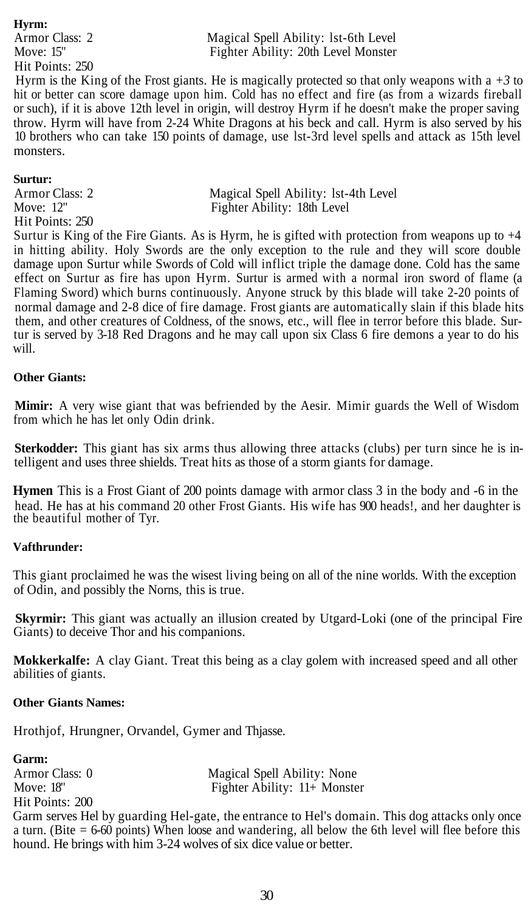**Hyrm:**

Armor Class: 2 | Magical Spell Ability: lst-6th Level
Move: 15" | Fighter Ability: 20th Level Monster
Hit Points: 250

Hyrm is the King of the Frost giants. He is magically protected so that only weapons with a *+3* to hit or better can score damage upon him. Cold has no effect and fire (as from a wizards fireball or such), if it is above 12th level in origin, will destroy Hyrm if he doesn't make the proper saving throw. Hyrm will have from 2-24 White Dragons at his beck and call. Hyrm is also served by his 10 brothers who can take 150 points of damage, use lst-3rd level spells and attack as 15th level monsters.

**Surtur:**

Armor Class: 2 | Magical Spell Ability: lst-4th Level
Move: 12" | Fighter Ability: 18th Level
Hit Points: 250

Surtur is King of the Fire Giants. As is Hyrm, he is gifted with protection from weapons up to +4 in hitting ability. Holy Swords are the only exception to the rule and they will score double damage upon Surtur while Swords of Cold will inflict triple the damage done. Cold has the same effect on Surtur as fire has upon Hyrm. Surtur is armed with a normal iron sword of flame (a Flaming Sword) which burns continuously. Anyone struck by this blade will take 2-20 points of normal damage and 2-8 dice of fire damage. Frost giants are automatically slain if this blade hits them, and other creatures of Coldness, of the snows, etc., will flee in terror before this blade. Surtur is served by 3-18 Red Dragons and he may call upon six Class 6 fire demons a year to do his will.

**Other Giants:**

**Mimir:** A very wise giant that was befriended by the Aesir. Mimir guards the Well of Wisdom from which he has let only Odin drink.

**Sterkodder:** This giant has six arms thus allowing three attacks (clubs) per turn since he is intelligent and uses three shields. Treat hits as those of a storm giants for damage.

**Hymen** This is a Frost Giant of 200 points damage with armor class 3 in the body and -6 in the head. He has at his command 20 other Frost Giants. His wife has 900 heads!, and her daughter is the beautiful mother of Tyr.

**Vafthrunder:**

This giant proclaimed he was the wisest living being on all of the nine worlds. With the exception of Odin, and possibly the Norns, this is true.

**Skyrmir:** This giant was actually an illusion created by Utgard-Loki (one of the principal Fire Giants) to deceive Thor and his companions.

**Mokkerkalfe:** A clay Giant. Treat this being as a clay golem with increased speed and all other abilities of giants.

**Other Giants Names:**

Hrothjof, Hrungner, Orvandel, Gymer and Thjasse.

**Garm:**

Armor Class: 0 | Magical Spell Ability: None
Move: 18" | Fighter Ability: 11+ Monster
Hit Points: 200

Garm serves Hel by guarding Hel-gate, the entrance to Hel's domain. This dog attacks only once a turn. (Bite = 6-60 points) When loose and wandering, all below the 6th level will flee before this hound. He brings with him 3-24 wolves of six dice value or better.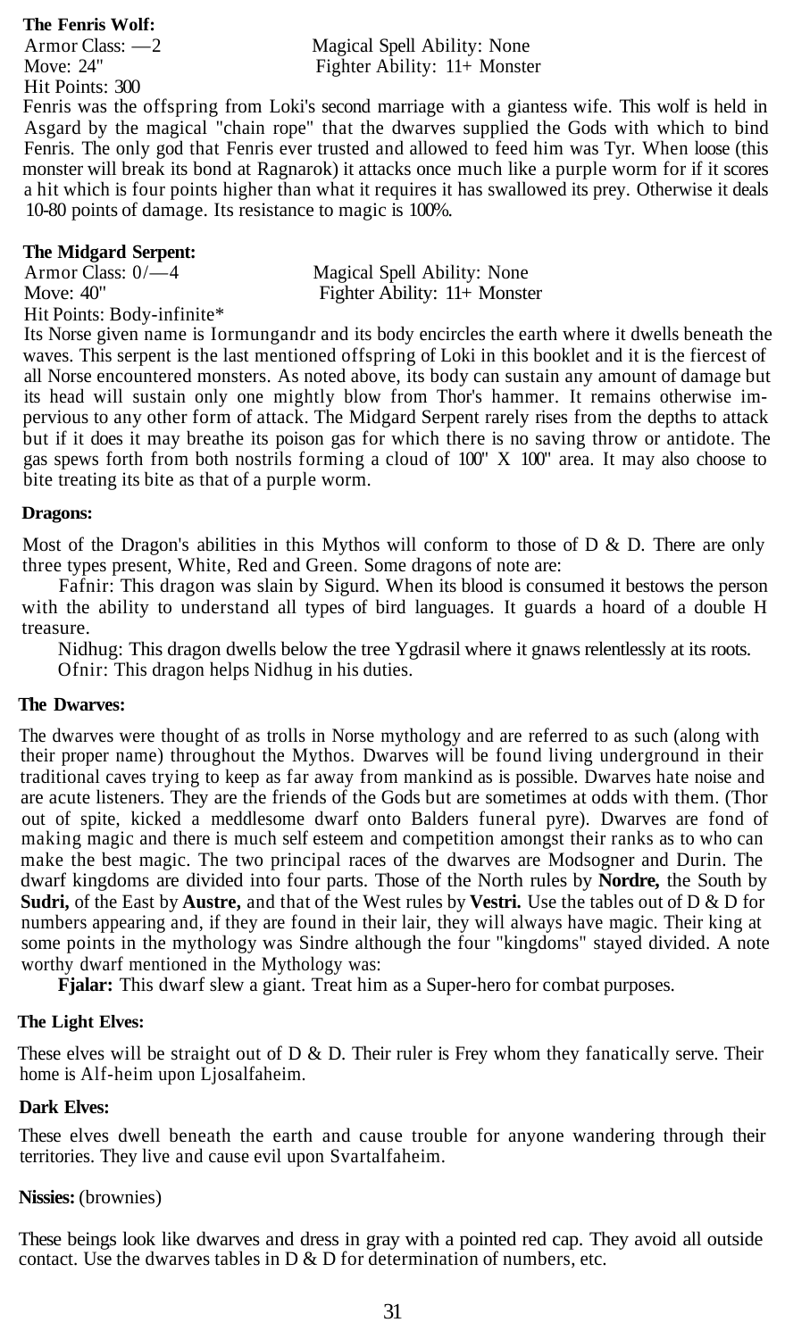**The Fenris Wolf:**

Armor Class: —2
Move: 24"
Hit Points: 300
Magical Spell Ability: None
Fighter Ability: 11+ Monster

Fenris was the offspring from Loki's second marriage with a giantess wife. This wolf is held in Asgard by the magical "chain rope" that the dwarves supplied the Gods with which to bind Fenris. The only god that Fenris ever trusted and allowed to feed him was Tyr. When loose (this monster will break its bond at Ragnarok) it attacks once much like a purple worm for if it scores a hit which is four points higher than what it requires it has swallowed its prey. Otherwise it deals 10-80 points of damage. Its resistance to magic is 100%.

**The Midgard Serpent:**

Armor Class: 0/—4
Move: 40"
Hit Points: Body-infinite*
Magical Spell Ability: None
Fighter Ability: 11+ Monster

Its Norse given name is Iormungandr and its body encircles the earth where it dwells beneath the waves. This serpent is the last mentioned offspring of Loki in this booklet and it is the fiercest of all Norse encountered monsters. As noted above, its body can sustain any amount of damage but its head will sustain only one mightly blow from Thor's hammer. It remains otherwise impervious to any other form of attack. The Midgard Serpent rarely rises from the depths to attack but if it does it may breathe its poison gas for which there is no saving throw or antidote. The gas spews forth from both nostrils forming a cloud of 100" X 100" area. It may also choose to bite treating its bite as that of a purple worm.

**Dragons:**

Most of the Dragon's abilities in this Mythos will conform to those of D & D. There are only three types present, White, Red and Green. Some dragons of note are:

Fafnir: This dragon was slain by Sigurd. When its blood is consumed it bestows the person with the ability to understand all types of bird languages. It guards a hoard of a double H treasure.

Nidhug: This dragon dwells below the tree Ygdrasil where it gnaws relentlessly at its roots.

Ofnir: This dragon helps Nidhug in his duties.

**The Dwarves:**

The dwarves were thought of as trolls in Norse mythology and are referred to as such (along with their proper name) throughout the Mythos. Dwarves will be found living underground in their traditional caves trying to keep as far away from mankind as is possible. Dwarves hate noise and are acute listeners. They are the friends of the Gods but are sometimes at odds with them. (Thor out of spite, kicked a meddlesome dwarf onto Balders funeral pyre). Dwarves are fond of making magic and there is much self esteem and competition amongst their ranks as to who can make the best magic. The two principal races of the dwarves are Modsogner and Durin. The dwarf kingdoms are divided into four parts. Those of the North rules by **Nordre,** the South by **Sudri,** of the East by **Austre,** and that of the West rules by **Vestri.** Use the tables out of D & D for numbers appearing and, if they are found in their lair, they will always have magic. Their king at some points in the mythology was Sindre although the four "kingdoms" stayed divided. A note worthy dwarf mentioned in the Mythology was:

**Fjalar:** This dwarf slew a giant. Treat him as a Super-hero for combat purposes.

**The Light Elves:**

These elves will be straight out of D & D. Their ruler is Frey whom they fanatically serve. Their home is Alf-heim upon Ljosalfaheim.

**Dark Elves:**

These elves dwell beneath the earth and cause trouble for anyone wandering through their territories. They live and cause evil upon Svartalfaheim.

**Nissies:** (brownies)

These beings look like dwarves and dress in gray with a pointed red cap. They avoid all outside contact. Use the dwarves tables in D & D for determination of numbers, etc.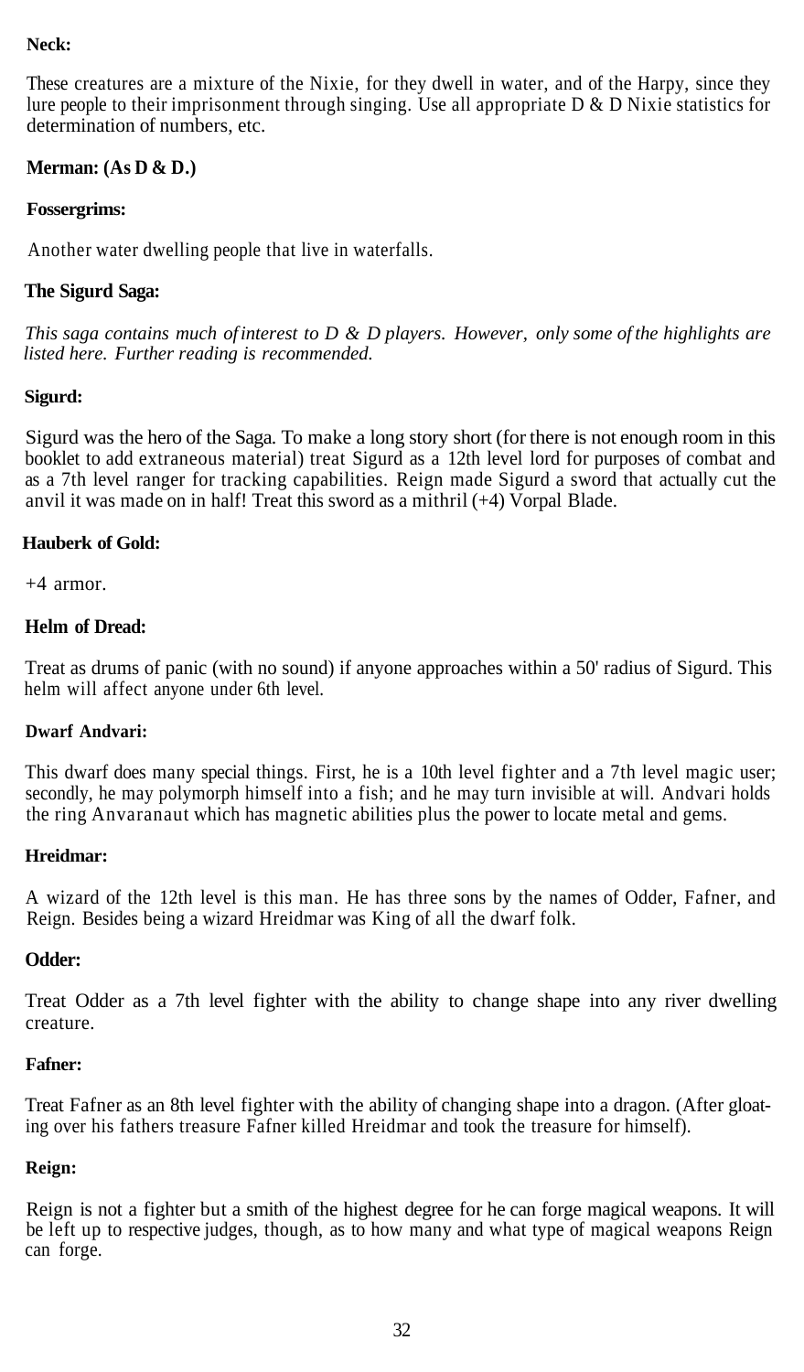**Neck:**

These creatures are a mixture of the Nixie, for they dwell in water, and of the Harpy, since they lure people to their imprisonment through singing. Use all appropriate D & D Nixie statistics for determination of numbers, etc.

**Merman: (As D & D.)**

**Fossergrims:**

Another water dwelling people that live in waterfalls.

**The Sigurd Saga:**

*This saga contains much of interest to D & D players. However, only some of the highlights are listed here. Further reading is recommended.*

**Sigurd:**

Sigurd was the hero of the Saga. To make a long story short (for there is not enough room in this booklet to add extraneous material) treat Sigurd as a 12th level lord for purposes of combat and as a 7th level ranger for tracking capabilities. Reign made Sigurd a sword that actually cut the anvil it was made on in half! Treat this sword as a mithril (+4) Vorpal Blade.

**Hauberk of Gold:**

+4 armor.

**Helm of Dread:**

Treat as drums of panic (with no sound) if anyone approaches within a 50' radius of Sigurd. This helm will affect anyone under 6th level.

**Dwarf Andvari:**

This dwarf does many special things. First, he is a 10th level fighter and a 7th level magic user; secondly, he may polymorph himself into a fish; and he may turn invisible at will. Andvari holds the ring Anvaranaut which has magnetic abilities plus the power to locate metal and gems.

**Hreidmar:**

A wizard of the 12th level is this man. He has three sons by the names of Odder, Fafner, and Reign. Besides being a wizard Hreidmar was King of all the dwarf folk.

**Odder:**

Treat Odder as a 7th level fighter with the ability to change shape into any river dwelling creature.

**Fafner:**

Treat Fafner as an 8th level fighter with the ability of changing shape into a dragon. (After gloating over his fathers treasure Fafner killed Hreidmar and took the treasure for himself).

**Reign:**

Reign is not a fighter but a smith of the highest degree for he can forge magical weapons. It will be left up to respective judges, though, as to how many and what type of magical weapons Reign can forge.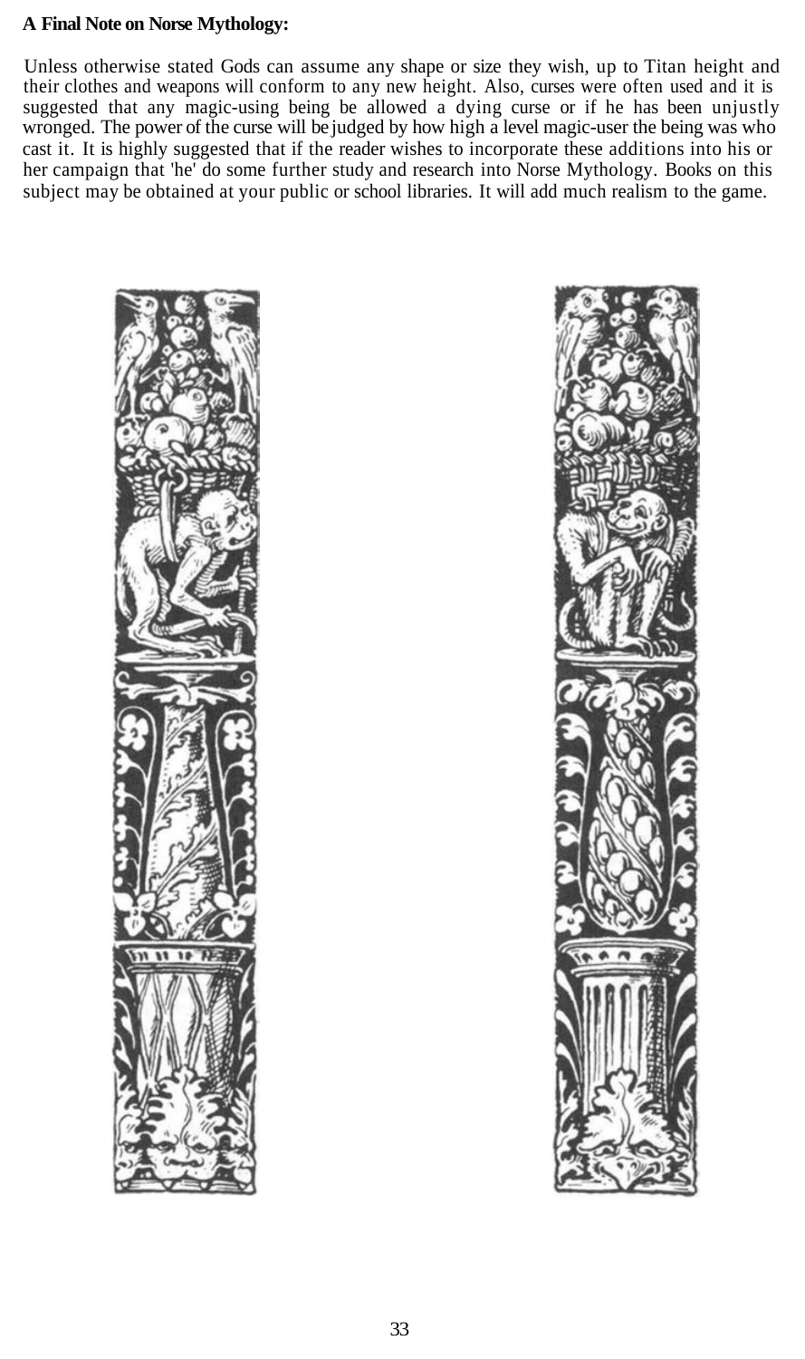**A Final Note on Norse Mythology:**

Unless otherwise stated Gods can assume any shape or size they wish, up to Titan height and their clothes and weapons will conform to any new height. Also, curses were often used and it is suggested that any magic-using being be allowed a dying curse or if he has been unjustly wronged. The power of the curse will be judged by how high a level magic-user the being was who cast it. It is highly suggested that if the reader wishes to incorporate these additions into his or her campaign that 'he' do some further study and research into Norse Mythology. Books on this subject may be obtained at your public or school libraries. It will add much realism to the game.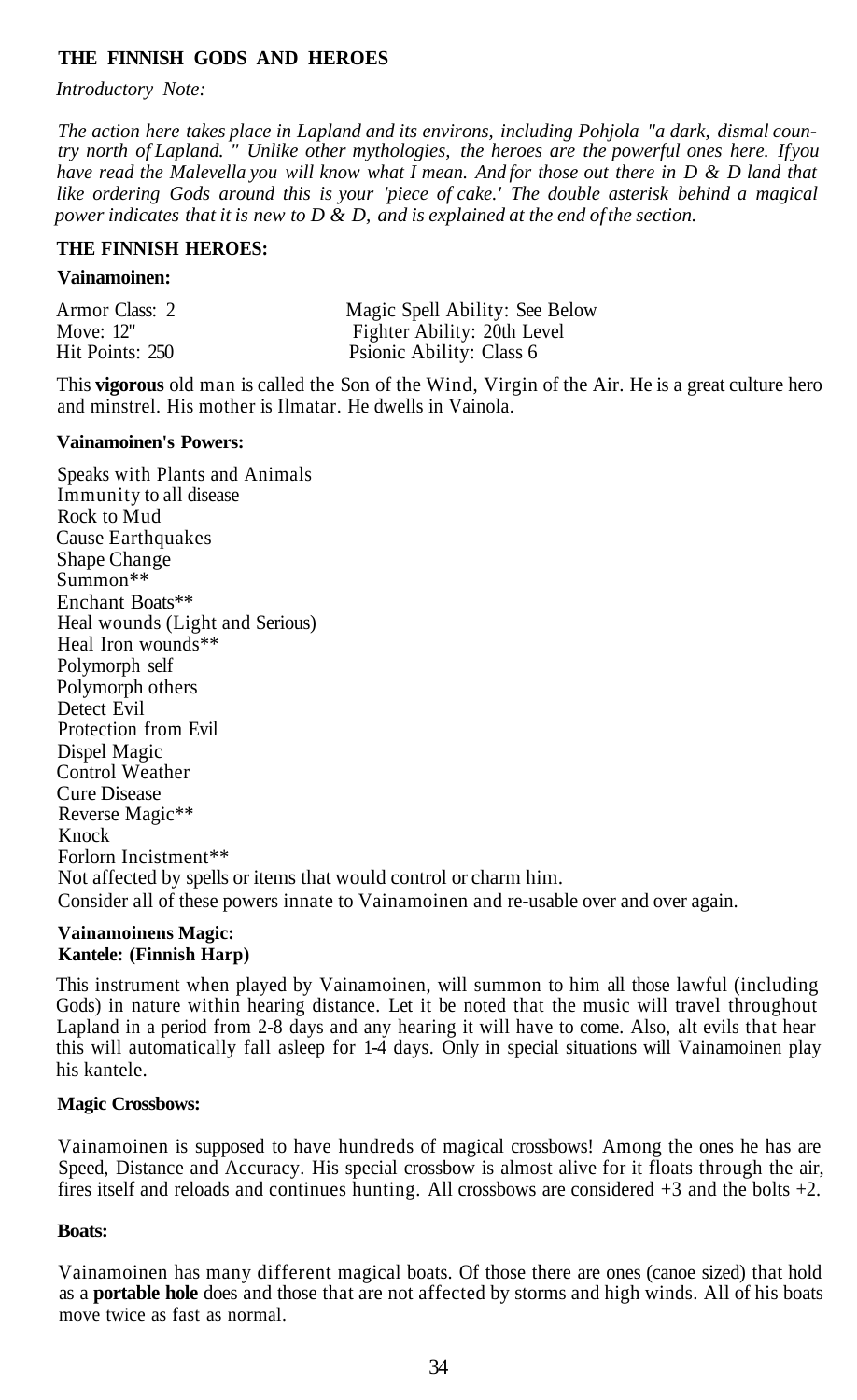## THE FINNISH GODS AND HEROES

*Introductory Note:*

*The action here takes place in Lapland and its environs, including Pohjola "a dark, dismal country north of Lapland." Unlike other mythologies, the heroes are the powerful ones here. Ifyou have read the Malevella you will know what I mean. And for those out there in D & D land that like ordering Gods around this is your 'piece of cake.' The double asterisk behind a magical power indicates that it is new to D & D, and is explained at the end ofthe section.*

### THE FINNISH HEROES:

#### Vainamoinen:

| | |
|---|---|
| Armor Class: 2 | Magic Spell Ability: See Below |
| Move: 12" | Fighter Ability: 20th Level |
| Hit Points: 250 | Psionic Ability: Class 6 |

This **vigorous** old man is called the Son of the Wind, Virgin of the Air. He is a great culture hero and minstrel. His mother is Ilmatar. He dwells in Vainola.

#### Vainamoinen's Powers:

Speaks with Plants and Animals
Immunity to all disease
Rock to Mud
Cause Earthquakes
Shape Change
Summon**
Enchant Boats**
Heal wounds (Light and Serious)
Heal Iron wounds**
Polymorph self
Polymorph others
Detect Evil
Protection from Evil
Dispel Magic
Control Weather
Cure Disease
Reverse Magic**
Knock
Forlorn Incistment**
Not affected by spells or items that would control or charm him.
Consider all of these powers innate to Vainamoinen and re-usable over and over again.

#### Vainamoinens Magic:
#### Kantele: (Finnish Harp)

This instrument when played by Vainamoinen, will summon to him all those lawful (including Gods) in nature within hearing distance. Let it be noted that the music will travel throughout Lapland in a period from 2-8 days and any hearing it will have to come. Also, alt evils that hear this will automatically fall asleep for 1-4 days. Only in special situations will Vainamoinen play his kantele.

#### Magic Crossbows:

Vainamoinen is supposed to have hundreds of magical crossbows! Among the ones he has are Speed, Distance and Accuracy. His special crossbow is almost alive for it floats through the air, fires itself and reloads and continues hunting. All crossbows are considered +3 and the bolts +2.

#### Boats:

Vainamoinen has many different magical boats. Of those there are ones (canoe sized) that hold as a **portable hole** does and those that are not affected by storms and high winds. All of his boats move twice as fast as normal.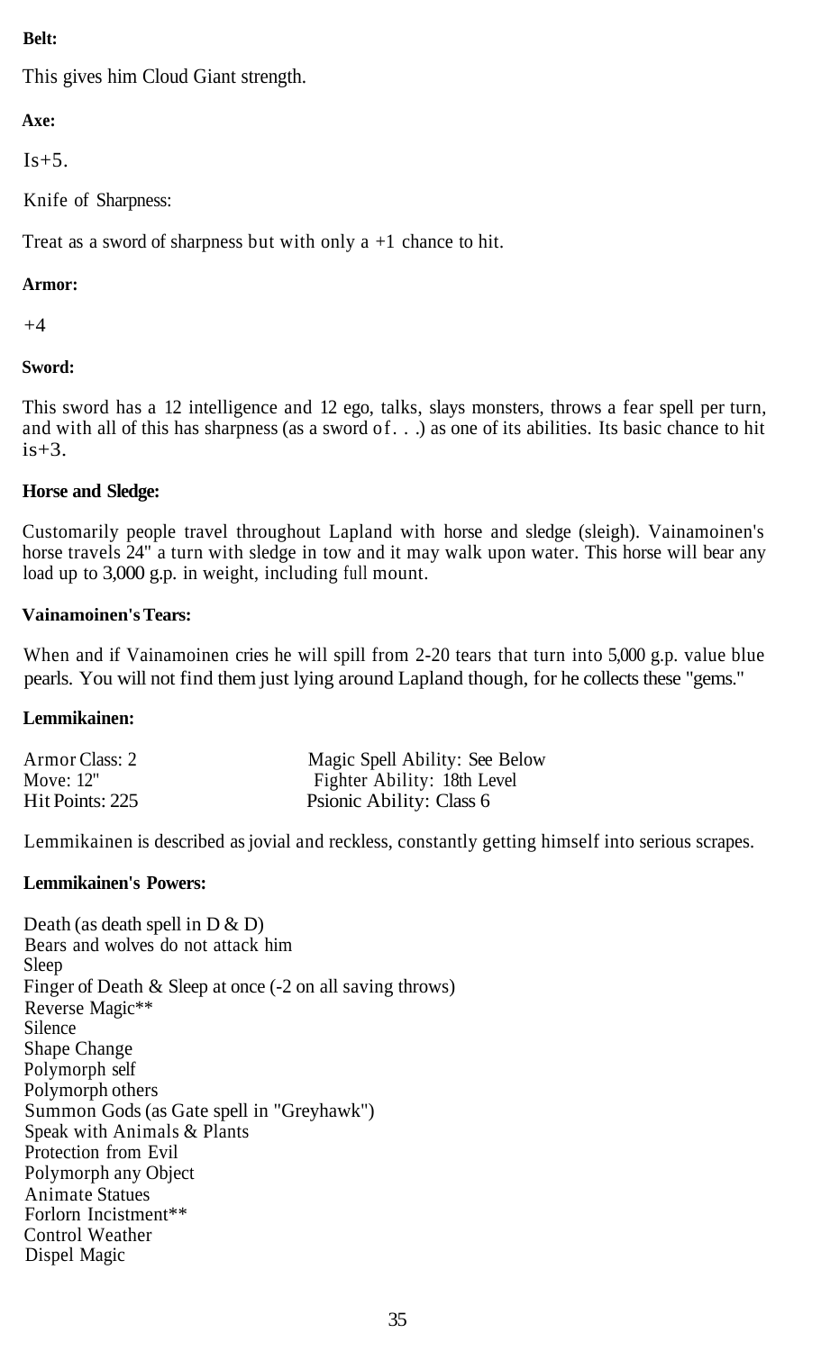**Belt:**

This gives him Cloud Giant strength.

**Axe:**

Is+5.

Knife of Sharpness:

Treat as a sword of sharpness but with only a +1 chance to hit.

**Armor:**

+4

**Sword:**

This sword has a 12 intelligence and 12 ego, talks, slays monsters, throws a fear spell per turn, and with all of this has sharpness (as a sword of. . .) as one of its abilities. Its basic chance to hit is+3.

**Horse and Sledge:**

Customarily people travel throughout Lapland with horse and sledge (sleigh). Vainamoinen's horse travels 24" a turn with sledge in tow and it may walk upon water. This horse will bear any load up to 3,000 g.p. in weight, including full mount.

**Vainamoinen's Tears:**

When and if Vainamoinen cries he will spill from 2-20 tears that turn into 5,000 g.p. value blue pearls. You will not find them just lying around Lapland though, for he collects these "gems."

**Lemmikainen:**

| | |
|---|---|
| Armor Class: 2 | Magic Spell Ability: See Below |
| Move: 12" | Fighter Ability: 18th Level |
| Hit Points: 225 | Psionic Ability: Class 6 |

Lemmikainen is described as jovial and reckless, constantly getting himself into serious scrapes.

**Lemmikainen's Powers:**

Death (as death spell in D & D)
Bears and wolves do not attack him
Sleep
Finger of Death & Sleep at once (-2 on all saving throws)
Reverse Magic**
Silence
Shape Change
Polymorph self
Polymorph others
Summon Gods (as Gate spell in "Greyhawk")
Speak with Animals & Plants
Protection from Evil
Polymorph any Object
Animate Statues
Forlorn Incistment**
Control Weather
Dispel Magic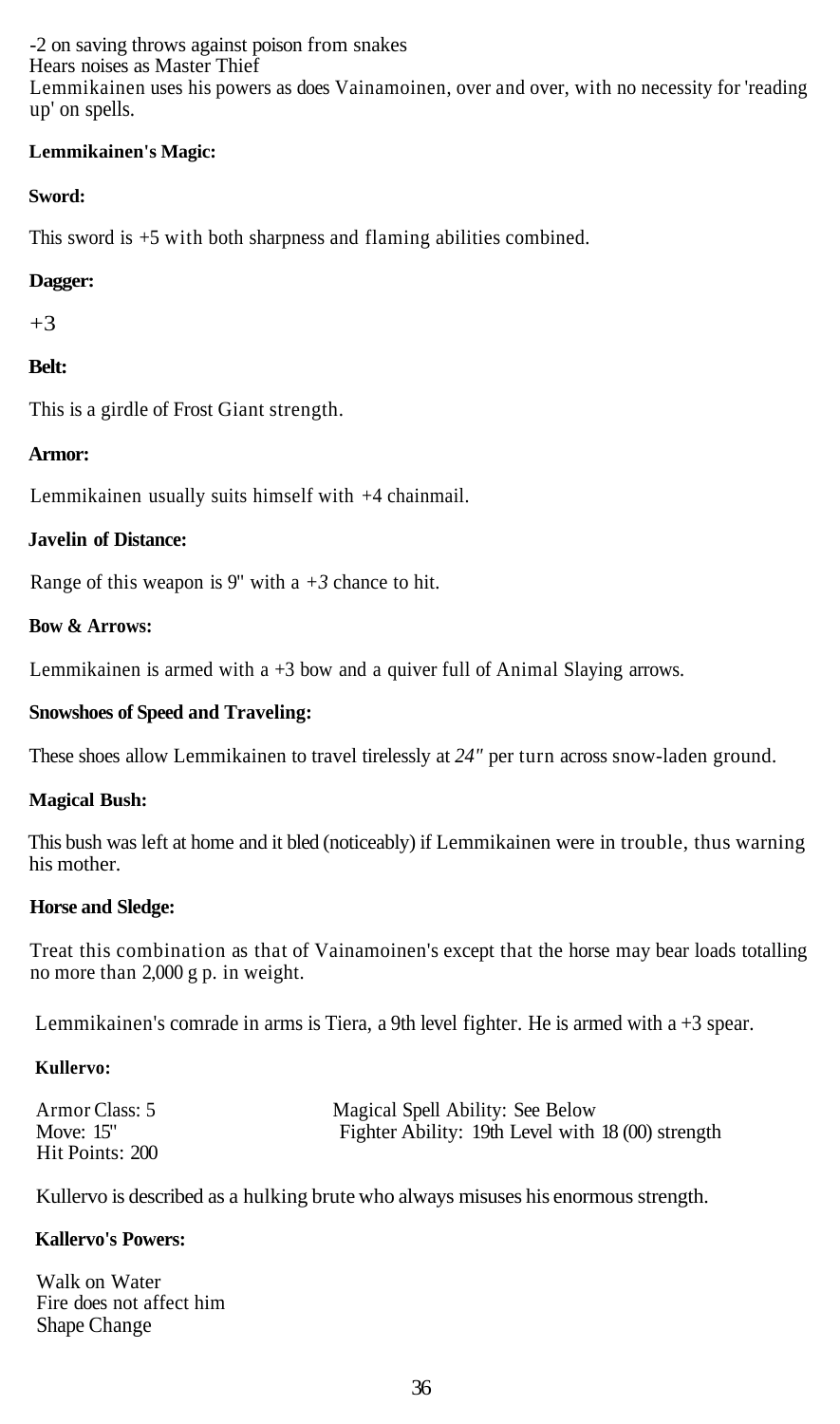-2 on saving throws against poison from snakes
Hears noises as Master Thief
Lemmikainen uses his powers as does Vainamoinen, over and over, with no necessity for 'reading up' on spells.

**Lemmikainen's Magic:**

**Sword:**

This sword is +5 with both sharpness and flaming abilities combined.

**Dagger:**

+3

**Belt:**

This is a girdle of Frost Giant strength.

**Armor:**

Lemmikainen usually suits himself with +4 chainmail.

**Javelin of Distance:**

Range of this weapon is 9" with a *+3* chance to hit.

**Bow & Arrows:**

Lemmikainen is armed with a +3 bow and a quiver full of Animal Slaying arrows.

**Snowshoes of Speed and Traveling:**

These shoes allow Lemmikainen to travel tirelessly at *24"* per turn across snow-laden ground.

**Magical Bush:**

This bush was left at home and it bled (noticeably) if Lemmikainen were in trouble, thus warning his mother.

**Horse and Sledge:**

Treat this combination as that of Vainamoinen's except that the horse may bear loads totalling no more than 2,000 g p. in weight.

Lemmikainen's comrade in arms is Tiera, a 9th level fighter. He is armed with a +3 spear.

**Kullervo:**

Armor Class: 5
Move: 15"
Hit Points: 200
Magical Spell Ability: See Below
Fighter Ability: 19th Level with 18 (00) strength

Kullervo is described as a hulking brute who always misuses his enormous strength.

**Kallervo's Powers:**

Walk on Water
Fire does not affect him
Shape Change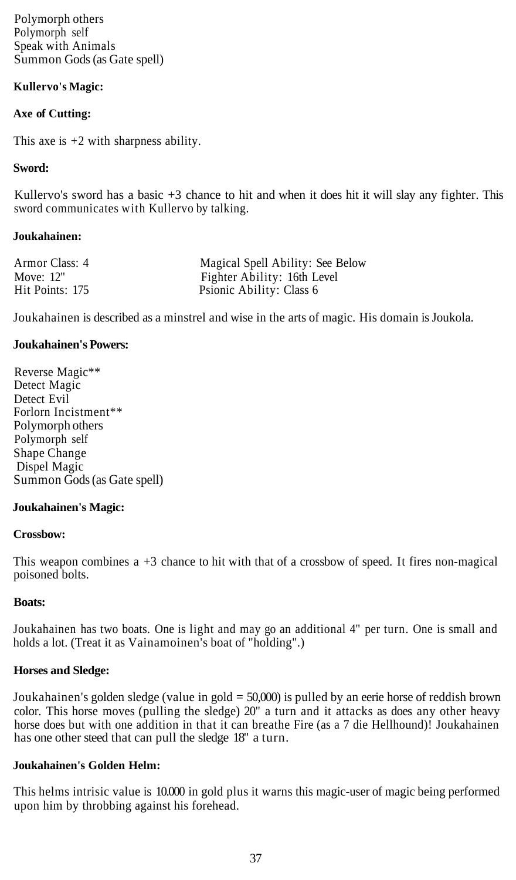Polymorph others
Polymorph self
Speak with Animals
Summon Gods (as Gate spell)

**Kullervo's Magic:**

**Axe of Cutting:**

This axe is +2 with sharpness ability.

**Sword:**

Kullervo's sword has a basic +3 chance to hit and when it does hit it will slay any fighter. This sword communicates with Kullervo by talking.

**Joukahainen:**

| | |
|---|---|
| Armor Class: 4 | Magical Spell Ability: See Below |
| Move: 12" | Fighter Ability: 16th Level |
| Hit Points: 175 | Psionic Ability: Class 6 |

Joukahainen is described as a minstrel and wise in the arts of magic. His domain is Joukola.

**Joukahainen's Powers:**

Reverse Magic**
Detect Magic
Detect Evil
Forlorn Incistment**
Polymorph others
Polymorph self
Shape Change
Dispel Magic
Summon Gods (as Gate spell)

**Joukahainen's Magic:**

**Crossbow:**

This weapon combines a +3 chance to hit with that of a crossbow of speed. It fires non-magical poisoned bolts.

**Boats:**

Joukahainen has two boats. One is light and may go an additional 4" per turn. One is small and holds a lot. (Treat it as Vainamoinen's boat of "holding".)

**Horses and Sledge:**

Joukahainen's golden sledge (value in gold = 50,000) is pulled by an eerie horse of reddish brown color. This horse moves (pulling the sledge) 20" a turn and it attacks as does any other heavy horse does but with one addition in that it can breathe Fire (as a 7 die Hellhound)! Joukahainen has one other steed that can pull the sledge 18" a turn.

**Joukahainen's Golden Helm:**

This helms intrisic value is 10.000 in gold plus it warns this magic-user of magic being performed upon him by throbbing against his forehead.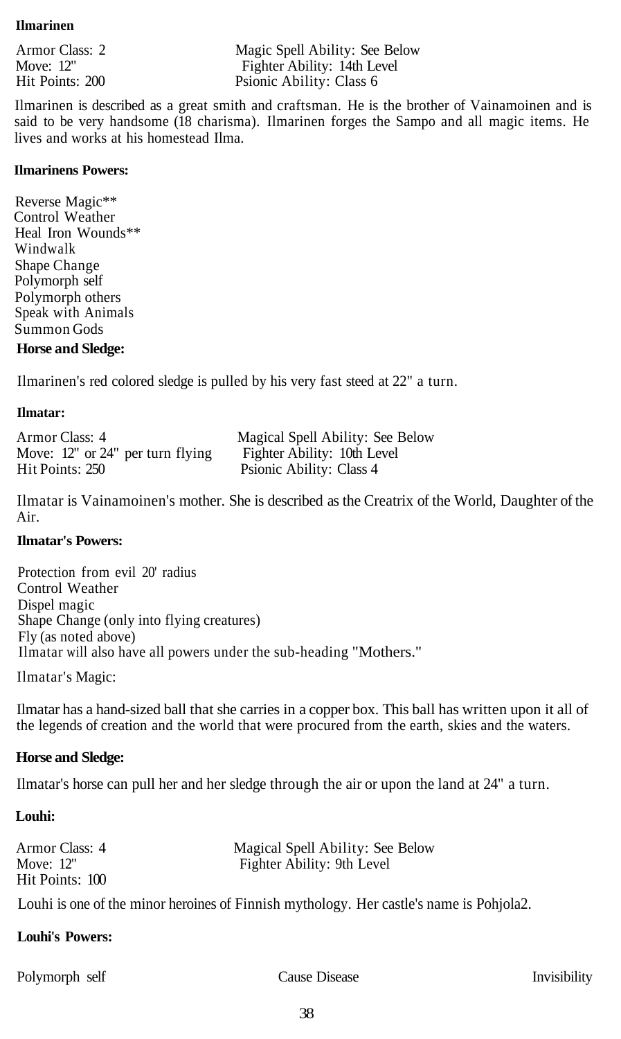### Ilmarinen

Armor Class: 2
Move: 12"
Hit Points: 200

Magic Spell Ability: See Below
Fighter Ability: 14th Level
Psionic Ability: Class 6

Ilmarinen is described as a great smith and craftsman. He is the brother of Vainamoinen and is said to be very handsome (18 charisma). Ilmarinen forges the Sampo and all magic items. He lives and works at his homestead Ilma.

**Ilmarinens Powers:**

Reverse Magic**
Control Weather
Heal Iron Wounds**
Windwalk
Shape Change
Polymorph self
Polymorph others
Speak with Animals
Summon Gods

**Horse and Sledge:**

Ilmarinen's red colored sledge is pulled by his very fast steed at 22" a turn.

### Ilmatar:

Armor Class: 4
Move: 12" or 24" per turn flying
Hit Points: 250

Magical Spell Ability: See Below
Fighter Ability: 10th Level
Psionic Ability: Class 4

Ilmatar is Vainamoinen's mother. She is described as the Creatrix of the World, Daughter of the Air.

**Ilmatar's Powers:**

Protection from evil 20' radius
Control Weather
Dispel magic
Shape Change (only into flying creatures)
Fly (as noted above)
Ilmatar will also have all powers under the sub-heading "Mothers."

Ilmatar's Magic:

Ilmatar has a hand-sized ball that she carries in a copper box. This ball has written upon it all of the legends of creation and the world that were procured from the earth, skies and the waters.

**Horse and Sledge:**

Ilmatar's horse can pull her and her sledge through the air or upon the land at 24" a turn.

### Louhi:

Armor Class: 4
Move: 12"
Hit Points: 100

Magical Spell Ability: See Below
Fighter Ability: 9th Level

Louhi is one of the minor heroines of Finnish mythology. Her castle's name is Pohjola2.

**Louhi's Powers:**

Polymorph self
Cause Disease
Invisibility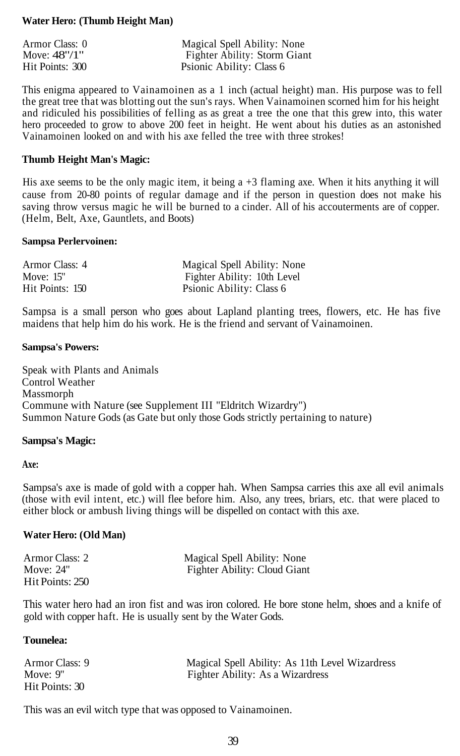### Water Hero: (Thumb Height Man)

Armor Class: 0
Move: 48"/1"
Hit Points: 300

Magical Spell Ability: None
Fighter Ability: Storm Giant
Psionic Ability: Class 6

This enigma appeared to Vainamoinen as a 1 inch (actual height) man. His purpose was to fell the great tree that was blotting out the sun's rays. When Vainamoinen scorned him for his height and ridiculed his possibilities of felling as as great a tree the one that this grew into, this water hero proceeded to grow to above 200 feet in height. He went about his duties as an astonished Vainamoinen looked on and with his axe felled the tree with three strokes!

### Thumb Height Man's Magic:

His axe seems to be the only magic item, it being a +3 flaming axe. When it hits anything it will cause from 20-80 points of regular damage and if the person in question does not make his saving throw versus magic he will be burned to a cinder. All of his accouterments are of copper. (Helm, Belt, Axe, Gauntlets, and Boots)

### Sampsa Perlervoinen:

Armor Class: 4
Move: 15"
Hit Points: 150

Magical Spell Ability: None
Fighter Ability: 10th Level
Psionic Ability: Class 6

Sampsa is a small person who goes about Lapland planting trees, flowers, etc. He has five maidens that help him do his work. He is the friend and servant of Vainamoinen.

### Sampsa's Powers:

Speak with Plants and Animals
Control Weather
Massmorph
Commune with Nature (see Supplement III "Eldritch Wizardry")
Summon Nature Gods (as Gate but only those Gods strictly pertaining to nature)

### Sampsa's Magic:

**Axe:**

Sampsa's axe is made of gold with a copper hah. When Sampsa carries this axe all evil animals (those with evil intent, etc.) will flee before him. Also, any trees, briars, etc. that were placed to either block or ambush living things will be dispelled on contact with this axe.

### Water Hero: (Old Man)

Armor Class: 2
Move: 24"
Hit Points: 250

Magical Spell Ability: None
Fighter Ability: Cloud Giant

This water hero had an iron fist and was iron colored. He bore stone helm, shoes and a knife of gold with copper haft. He is usually sent by the Water Gods.

### Tounelea:

Armor Class: 9
Move: 9"
Hit Points: 30

Magical Spell Ability: As 11th Level Wizardress
Fighter Ability: As a Wizardress

This was an evil witch type that was opposed to Vainamoinen.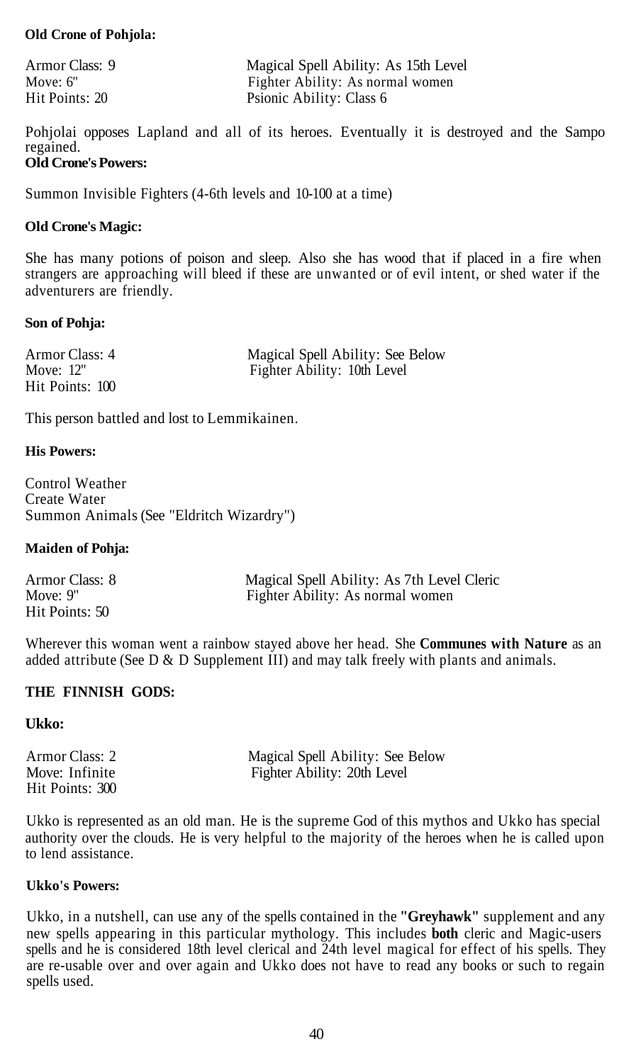**Old Crone of Pohjola:**

Armor Class: 9
Move: 6"
Hit Points: 20

Magical Spell Ability: As 15th Level
Fighter Ability: As normal women
Psionic Ability: Class 6

Pohjolai opposes Lapland and all of its heroes. Eventually it is destroyed and the Sampo regained.

**Old Crone's Powers:**

Summon Invisible Fighters (4-6th levels and 10-100 at a time)

**Old Crone's Magic:**

She has many potions of poison and sleep. Also she has wood that if placed in a fire when strangers are approaching will bleed if these are unwanted or of evil intent, or shed water if the adventurers are friendly.

**Son of Pohja:**

Armor Class: 4
Move: 12"
Hit Points: 100

Magical Spell Ability: See Below
Fighter Ability: 10th Level

This person battled and lost to Lemmikainen.

**His Powers:**

Control Weather
Create Water
Summon Animals (See "Eldritch Wizardry")

**Maiden of Pohja:**

Armor Class: 8
Move: 9"
Hit Points: 50

Magical Spell Ability: As 7th Level Cleric
Fighter Ability: As normal women

Wherever this woman went a rainbow stayed above her head. She **Communes with Nature** as an added attribute (See D & D Supplement III) and may talk freely with plants and animals.

**THE FINNISH GODS:**

**Ukko:**

Armor Class: 2
Move: Infinite
Hit Points: 300

Magical Spell Ability: See Below
Fighter Ability: 20th Level

Ukko is represented as an old man. He is the supreme God of this mythos and Ukko has special authority over the clouds. He is very helpful to the majority of the heroes when he is called upon to lend assistance.

**Ukko's Powers:**

Ukko, in a nutshell, can use any of the spells contained in the **"Greyhawk"** supplement and any new spells appearing in this particular mythology. This includes **both** cleric and Magic-users spells and he is considered 18th level clerical and 24th level magical for effect of his spells. They are re-usable over and over again and Ukko does not have to read any books or such to regain spells used.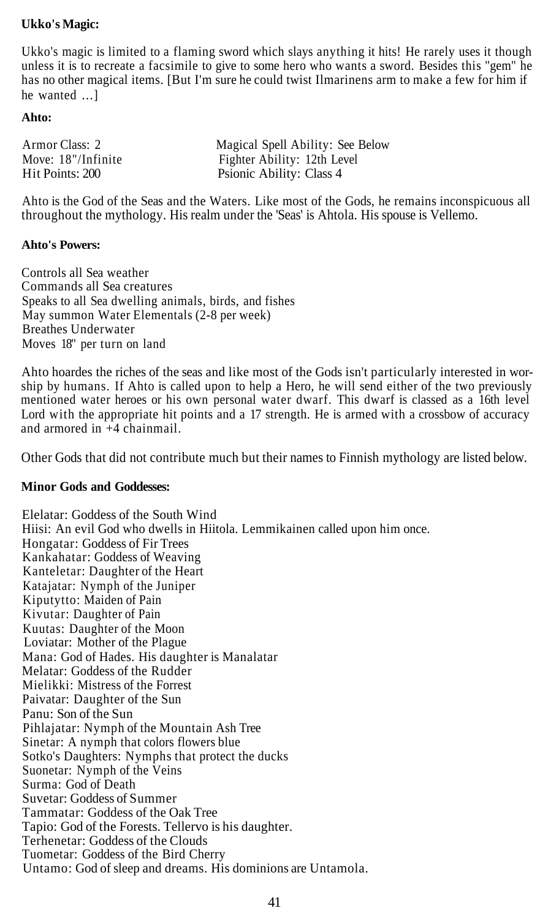**Ukko's Magic:**

Ukko's magic is limited to a flaming sword which slays anything it hits! He rarely uses it though unless it is to recreate a facsimile to give to some hero who wants a sword. Besides this "gem" he has no other magical items. [But I'm sure he could twist Ilmarinens arm to make a few for him if he wanted ...]

**Ahto:**

| | |
|---|---|
| Armor Class: 2 | Magical Spell Ability: See Below |
| Move: 18"/Infinite | Fighter Ability: 12th Level |
| Hit Points: 200 | Psionic Ability: Class 4 |

Ahto is the God of the Seas and the Waters. Like most of the Gods, he remains inconspicuous all throughout the mythology. His realm under the 'Seas' is Ahtola. His spouse is Vellemo.

**Ahto's Powers:**

Controls all Sea weather
Commands all Sea creatures
Speaks to all Sea dwelling animals, birds, and fishes
May summon Water Elementals (2-8 per week)
Breathes Underwater
Moves 18" per turn on land

Ahto hoardes the riches of the seas and like most of the Gods isn't particularly interested in worship by humans. If Ahto is called upon to help a Hero, he will send either of the two previously mentioned water heroes or his own personal water dwarf. This dwarf is classed as a 16th level Lord with the appropriate hit points and a 17 strength. He is armed with a crossbow of accuracy and armored in +4 chainmail.

Other Gods that did not contribute much but their names to Finnish mythology are listed below.

**Minor Gods and Goddesses:**

Elelatar: Goddess of the South Wind
Hiisi: An evil God who dwells in Hiitola. Lemmikainen called upon him once.
Hongatar: Goddess of Fir Trees
Kankahatar: Goddess of Weaving
Kanteletar: Daughter of the Heart
Katajatar: Nymph of the Juniper
Kiputytto: Maiden of Pain
Kivutar: Daughter of Pain
Kuutas: Daughter of the Moon
Loviatar: Mother of the Plague
Mana: God of Hades. His daughter is Manalatar
Melatar: Goddess of the Rudder
Mielikki: Mistress of the Forrest
Paivatar: Daughter of the Sun
Panu: Son of the Sun
Pihlajatar: Nymph of the Mountain Ash Tree
Sinetar: A nymph that colors flowers blue
Sotko's Daughters: Nymphs that protect the ducks
Suonetar: Nymph of the Veins
Surma: God of Death
Suvetar: Goddess of Summer
Tammatar: Goddess of the Oak Tree
Tapio: God of the Forests. Tellervo is his daughter.
Terhenetar: Goddess of the Clouds
Tuometar: Goddess of the Bird Cherry
Untamo: God of sleep and dreams. His dominions are Untamola.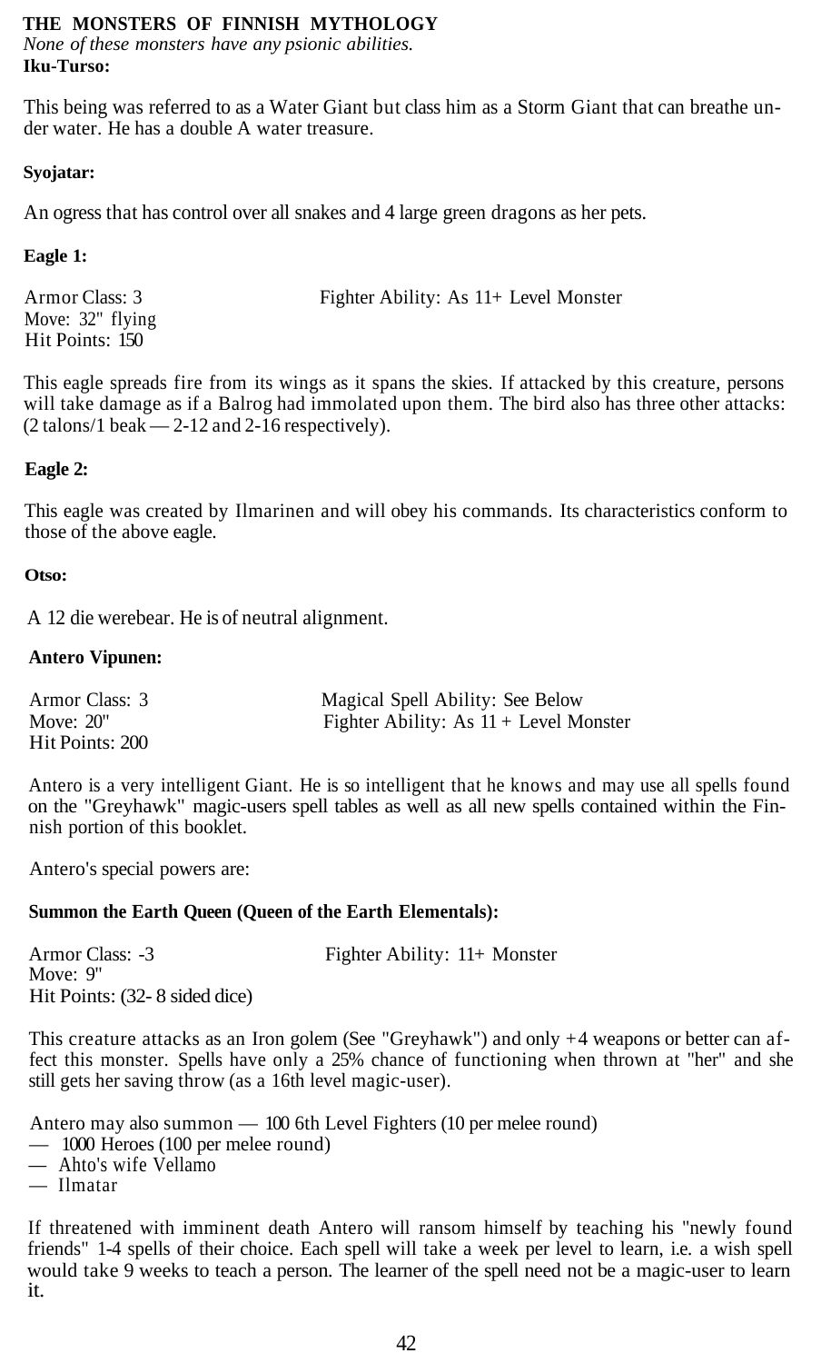## THE MONSTERS OF FINNISH MYTHOLOGY

*None of these monsters have any psionic abilities.*

**Iku-Turso:**

This being was referred to as a Water Giant but class him as a Storm Giant that can breathe under water. He has a double A water treasure.

**Syojatar:**

An ogress that has control over all snakes and 4 large green dragons as her pets.

**Eagle 1:**

Armor Class: 3
Move: 32" flying
Hit Points: 150
Fighter Ability: As 11+ Level Monster

This eagle spreads fire from its wings as it spans the skies. If attacked by this creature, persons will take damage as if a Balrog had immolated upon them. The bird also has three other attacks: (2 talons/1 beak — 2-12 and 2-16 respectively).

**Eagle 2:**

This eagle was created by Ilmarinen and will obey his commands. Its characteristics conform to those of the above eagle.

**Otso:**

A 12 die werebear. He is of neutral alignment.

**Antero Vipunen:**

Armor Class: 3
Move: 20"
Hit Points: 200
Magical Spell Ability: See Below
Fighter Ability: As 11 + Level Monster

Antero is a very intelligent Giant. He is so intelligent that he knows and may use all spells found on the "Greyhawk" magic-users spell tables as well as all new spells contained within the Finnish portion of this booklet.

Antero's special powers are:

**Summon the Earth Queen (Queen of the Earth Elementals):**

Armor Class: -3
Move: 9"
Hit Points: (32- 8 sided dice)
Fighter Ability: 11+ Monster

This creature attacks as an Iron golem (See "Greyhawk") and only +4 weapons or better can affect this monster. Spells have only a 25% chance of functioning when thrown at "her" and she still gets her saving throw (as a 16th level magic-user).

Antero may also summon — 100 6th Level Fighters (10 per melee round)
— 1000 Heroes (100 per melee round)
— Ahto's wife Vellamo
— Ilmatar

If threatened with imminent death Antero will ransom himself by teaching his "newly found friends" 1-4 spells of their choice. Each spell will take a week per level to learn, i.e. a wish spell would take 9 weeks to teach a person. The learner of the spell need not be a magic-user to learn it.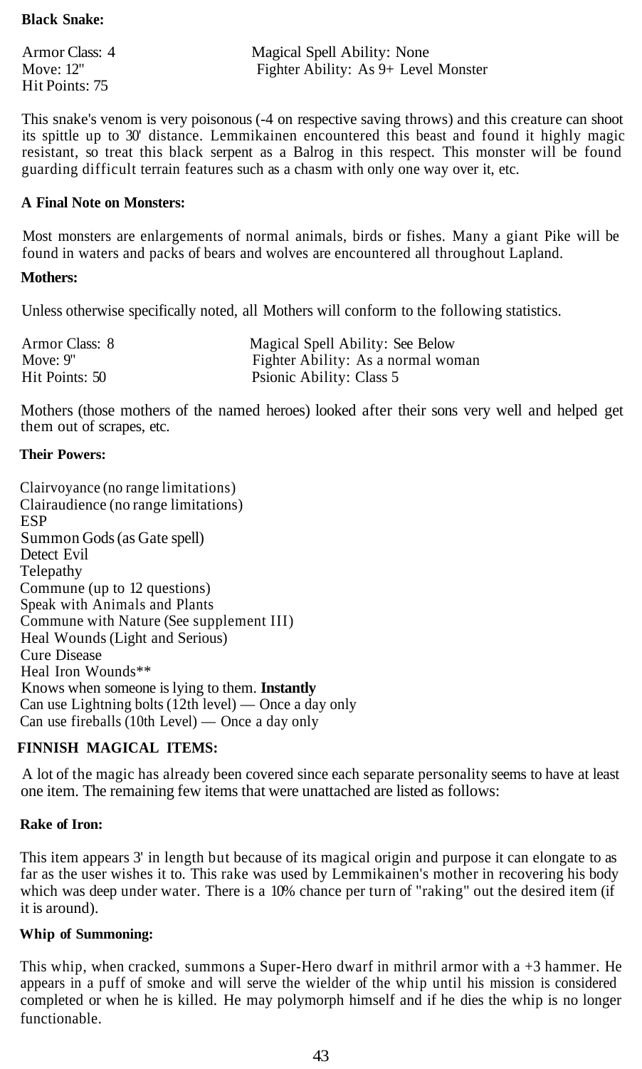**Black Snake:**

Armor Class: 4
Move: 12"
Hit Points: 75

Magical Spell Ability: None
Fighter Ability: As 9+ Level Monster

This snake's venom is very poisonous (-4 on respective saving throws) and this creature can shoot its spittle up to 30' distance. Lemmikainen encountered this beast and found it highly magic resistant, so treat this black serpent as a Balrog in this respect. This monster will be found guarding difficult terrain features such as a chasm with only one way over it, etc.

**A Final Note on Monsters:**

Most monsters are enlargements of normal animals, birds or fishes. Many a giant Pike will be found in waters and packs of bears and wolves are encountered all throughout Lapland.

**Mothers:**

Unless otherwise specifically noted, all Mothers will conform to the following statistics.

Armor Class: 8
Move: 9"
Hit Points: 50

Magical Spell Ability: See Below
Fighter Ability: As a normal woman
Psionic Ability: Class 5

Mothers (those mothers of the named heroes) looked after their sons very well and helped get them out of scrapes, etc.

**Their Powers:**

Clairvoyance (no range limitations)
Clairaudience (no range limitations)
ESP
Summon Gods (as Gate spell)
Detect Evil
Telepathy
Commune (up to 12 questions)
Speak with Animals and Plants
Commune with Nature (See supplement III)
Heal Wounds (Light and Serious)
Cure Disease
Heal Iron Wounds**
Knows when someone is lying to them. **Instantly**
Can use Lightning bolts (12th level) — Once a day only
Can use fireballs (10th Level) — Once a day only

**FINNISH MAGICAL ITEMS:**

A lot of the magic has already been covered since each separate personality seems to have at least one item. The remaining few items that were unattached are listed as follows:

**Rake of Iron:**

This item appears 3' in length but because of its magical origin and purpose it can elongate to as far as the user wishes it to. This rake was used by Lemmikainen's mother in recovering his body which was deep under water. There is a 10% chance per turn of "raking" out the desired item (if it is around).

**Whip of Summoning:**

This whip, when cracked, summons a Super-Hero dwarf in mithril armor with a +3 hammer. He appears in a puff of smoke and will serve the wielder of the whip until his mission is considered completed or when he is killed. He may polymorph himself and if he dies the whip is no longer functionable.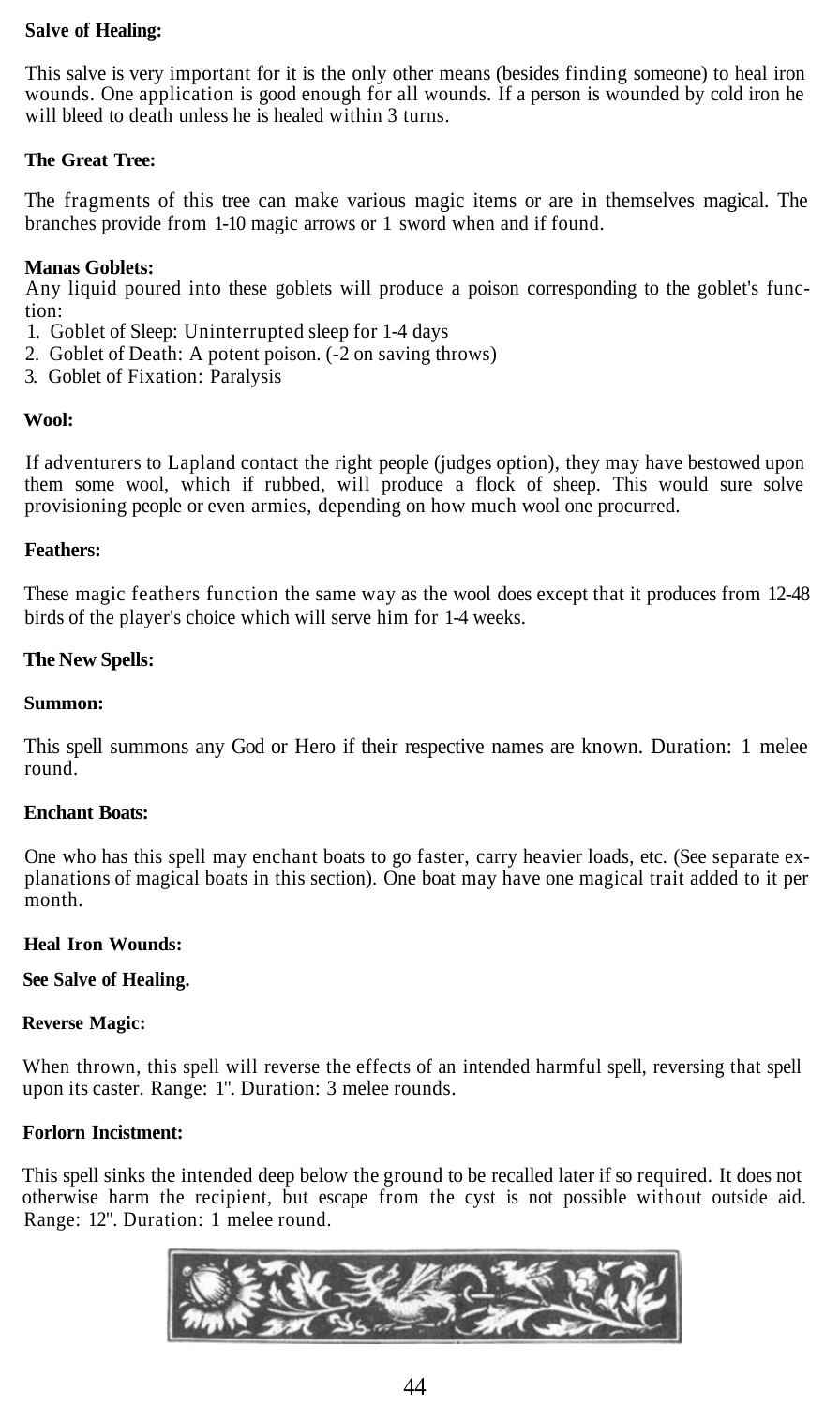**Salve of Healing:**

This salve is very important for it is the only other means (besides finding someone) to heal iron wounds. One application is good enough for all wounds. If a person is wounded by cold iron he will bleed to death unless he is healed within 3 turns.

**The Great Tree:**

The fragments of this tree can make various magic items or are in themselves magical. The branches provide from 1-10 magic arrows or 1 sword when and if found.

**Manas Goblets:**

Any liquid poured into these goblets will produce a poison corresponding to the goblet's function:

1. Goblet of Sleep: Uninterrupted sleep for 1-4 days
2. Goblet of Death: A potent poison. (-2 on saving throws)
3. Goblet of Fixation: Paralysis

**Wool:**

If adventurers to Lapland contact the right people (judges option), they may have bestowed upon them some wool, which if rubbed, will produce a flock of sheep. This would sure solve provisioning people or even armies, depending on how much wool one procurred.

**Feathers:**

These magic feathers function the same way as the wool does except that it produces from 12-48 birds of the player's choice which will serve him for 1-4 weeks.

**The New Spells:**

**Summon:**

This spell summons any God or Hero if their respective names are known. Duration: 1 melee round.

**Enchant Boats:**

One who has this spell may enchant boats to go faster, carry heavier loads, etc. (See separate explanations of magical boats in this section). One boat may have one magical trait added to it per month.

**Heal Iron Wounds:**

**See Salve of Healing.**

**Reverse Magic:**

When thrown, this spell will reverse the effects of an intended harmful spell, reversing that spell upon its caster. Range: 1". Duration: 3 melee rounds.

**Forlorn Incistment:**

This spell sinks the intended deep below the ground to be recalled later if so required. It does not otherwise harm the recipient, but escape from the cyst is not possible without outside aid. Range: 12". Duration: 1 melee round.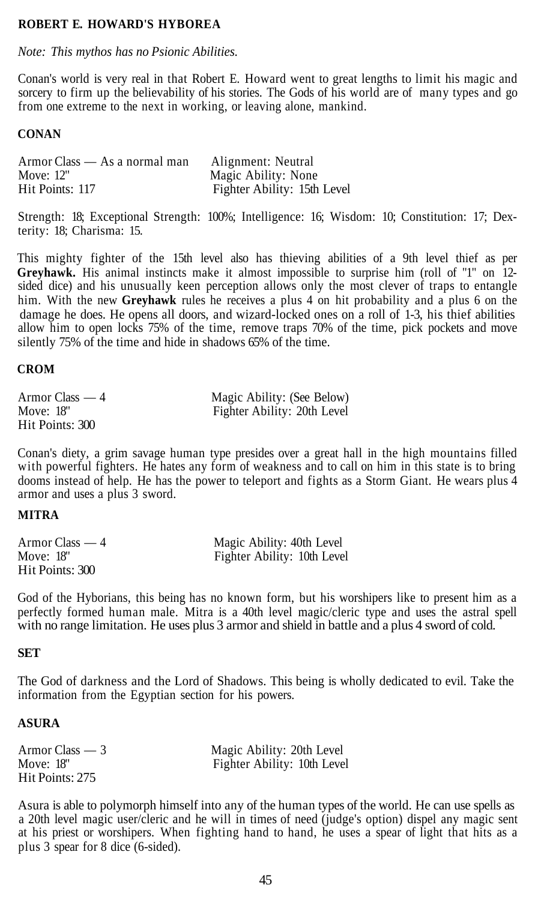## ROBERT E. HOWARD'S HYBOREA

*Note: This mythos has no Psionic Abilities.*

Conan's world is very real in that Robert E. Howard went to great lengths to limit his magic and sorcery to firm up the believability of his stories. The Gods of his world are of many types and go from one extreme to the next in working, or leaving alone, mankind.

### CONAN

| | |
|---|---|
| Armor Class — As a normal man | Alignment: Neutral |
| Move: 12" | Magic Ability: None |
| Hit Points: 117 | Fighter Ability: 15th Level |

Strength: 18; Exceptional Strength: 100%; Intelligence: 16; Wisdom: 10; Constitution: 17; Dexterity: 18; Charisma: 15.

This mighty fighter of the 15th level also has thieving abilities of a 9th level thief as per **Greyhawk.** His animal instincts make it almost impossible to surprise him (roll of "1" on 12-sided dice) and his unusually keen perception allows only the most clever of traps to entangle him. With the new **Greyhawk** rules he receives a plus 4 on hit probability and a plus 6 on the damage he does. He opens all doors, and wizard-locked ones on a roll of 1-3, his thief abilities allow him to open locks 75% of the time, remove traps 70% of the time, pick pockets and move silently 75% of the time and hide in shadows 65% of the time.

### CROM

| | |
|---|---|
| Armor Class — 4 | Magic Ability: (See Below) |
| Move: 18" | Fighter Ability: 20th Level |
| Hit Points: 300 | |

Conan's diety, a grim savage human type presides over a great hall in the high mountains filled with powerful fighters. He hates any form of weakness and to call on him in this state is to bring dooms instead of help. He has the power to teleport and fights as a Storm Giant. He wears plus 4 armor and uses a plus 3 sword.

### MITRA

| | |
|---|---|
| Armor Class — 4 | Magic Ability: 40th Level |
| Move: 18" | Fighter Ability: 10th Level |
| Hit Points: 300 | |

God of the Hyborians, this being has no known form, but his worshipers like to present him as a perfectly formed human male. Mitra is a 40th level magic/cleric type and uses the astral spell with no range limitation. He uses plus 3 armor and shield in battle and a plus 4 sword of cold.

### SET

The God of darkness and the Lord of Shadows. This being is wholly dedicated to evil. Take the information from the Egyptian section for his powers.

### ASURA

| | |
|---|---|
| Armor Class — 3 | Magic Ability: 20th Level |
| Move: 18" | Fighter Ability: 10th Level |
| Hit Points: 275 | |

Asura is able to polymorph himself into any of the human types of the world. He can use spells as a 20th level magic user/cleric and he will in times of need (judge's option) dispel any magic sent at his priest or worshipers. When fighting hand to hand, he uses a spear of light that hits as a plus 3 spear for 8 dice (6-sided).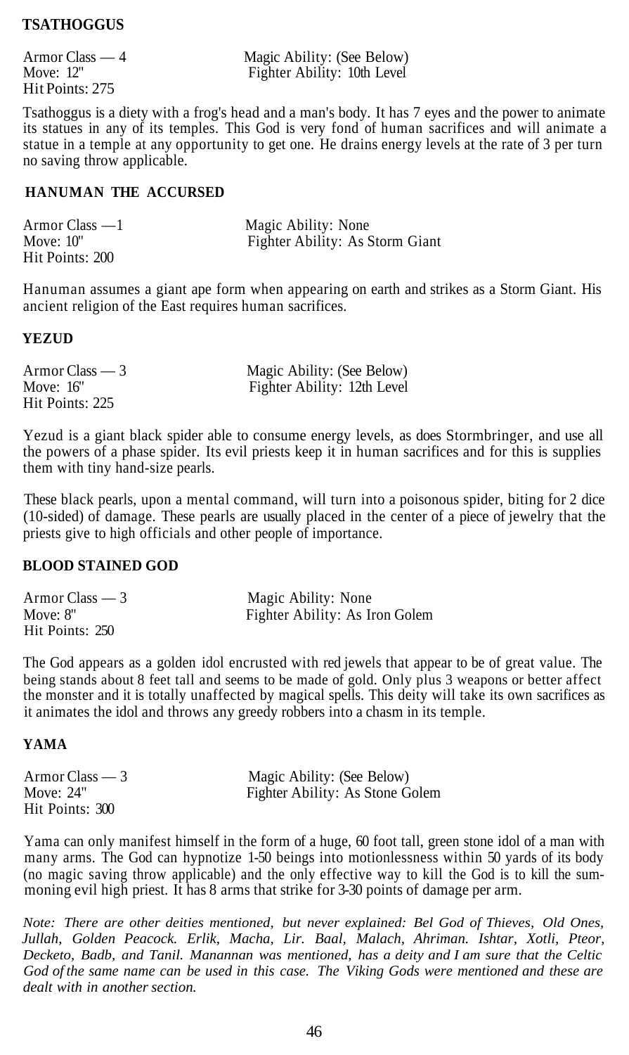## TSATHOGGUS

Armor Class — 4
Move: 12"
Hit Points: 275

Magic Ability: (See Below)
Fighter Ability: 10th Level

Tsathoggus is a diety with a frog's head and a man's body. It has 7 eyes and the power to animate its statues in any of its temples. This God is very fond of human sacrifices and will animate a statue in a temple at any opportunity to get one. He drains energy levels at the rate of 3 per turn no saving throw applicable.

## HANUMAN THE ACCURSED

Armor Class —1
Move: 10"
Hit Points: 200

Magic Ability: None
Fighter Ability: As Storm Giant

Hanuman assumes a giant ape form when appearing on earth and strikes as a Storm Giant. His ancient religion of the East requires human sacrifices.

## YEZUD

Armor Class — 3
Move: 16"
Hit Points: 225

Magic Ability: (See Below)
Fighter Ability: 12th Level

Yezud is a giant black spider able to consume energy levels, as does Stormbringer, and use all the powers of a phase spider. Its evil priests keep it in human sacrifices and for this is supplies them with tiny hand-size pearls.

These black pearls, upon a mental command, will turn into a poisonous spider, biting for 2 dice (10-sided) of damage. These pearls are usually placed in the center of a piece of jewelry that the priests give to high officials and other people of importance.

## BLOOD STAINED GOD

Armor Class — 3
Move: 8"
Hit Points: 250

Magic Ability: None
Fighter Ability: As Iron Golem

The God appears as a golden idol encrusted with red jewels that appear to be of great value. The being stands about 8 feet tall and seems to be made of gold. Only plus 3 weapons or better affect the monster and it is totally unaffected by magical spells. This deity will take its own sacrifices as it animates the idol and throws any greedy robbers into a chasm in its temple.

## YAMA

Armor Class — 3
Move: 24"
Hit Points: 300

Magic Ability: (See Below)
Fighter Ability: As Stone Golem

Yama can only manifest himself in the form of a huge, 60 foot tall, green stone idol of a man with many arms. The God can hypnotize 1-50 beings into motionlessness within 50 yards of its body (no magic saving throw applicable) and the only effective way to kill the God is to kill the summoning evil high priest. It has 8 arms that strike for 3-30 points of damage per arm.

*Note: There are other deities mentioned, but never explained: Bel God of Thieves, Old Ones, Jullah, Golden Peacock. Erlik, Macha, Lir. Baal, Malach, Ahriman. Ishtar, Xotli, Pteor, Decketo, Badb, and Tanil. Manannan was mentioned, has a deity and I am sure that the Celtic God of the same name can be used in this case. The Viking Gods were mentioned and these are dealt with in another section.*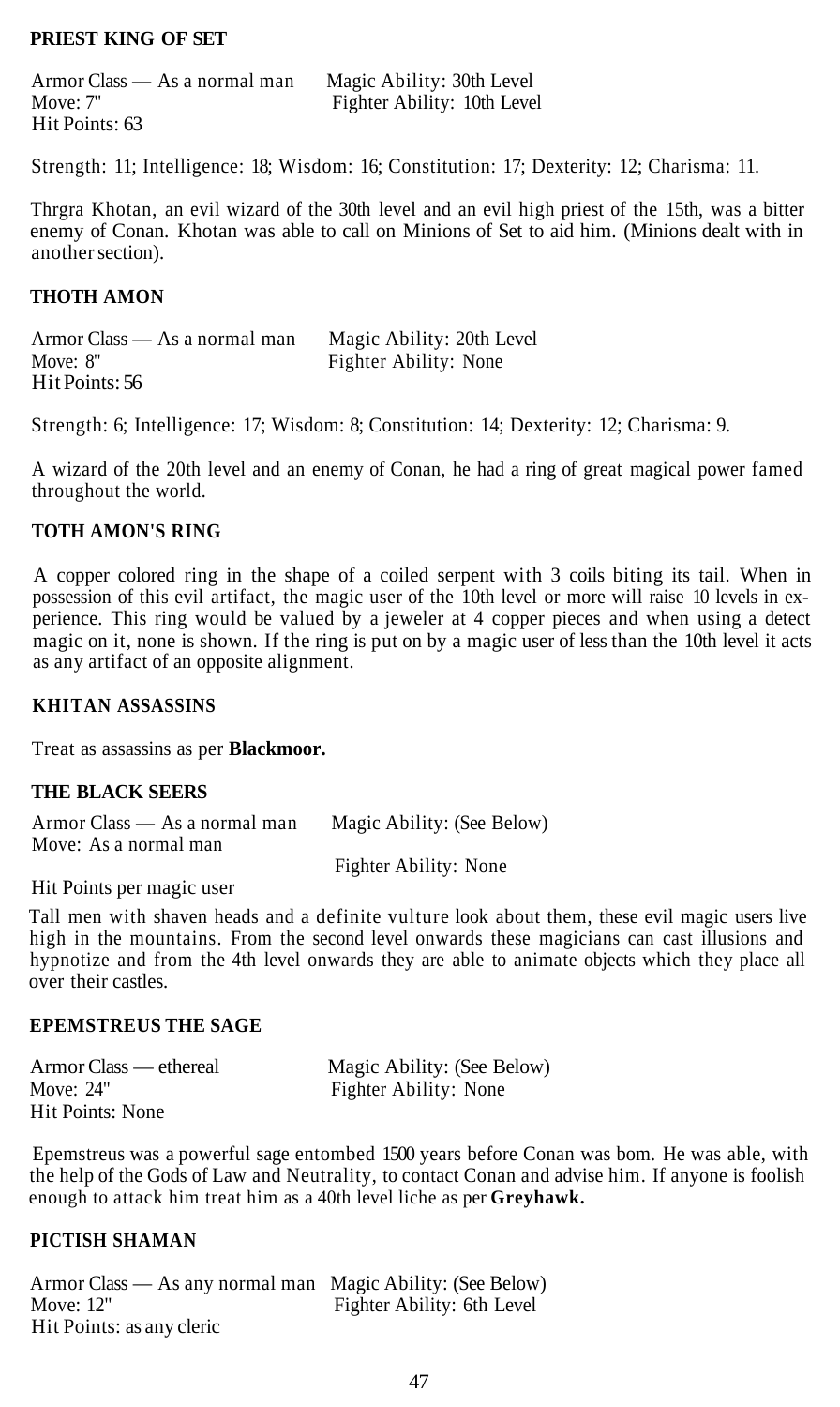### PRIEST KING OF SET

Armor Class — As a normal man
Move: 7"
Hit Points: 63

Magic Ability: 30th Level
Fighter Ability: 10th Level

Strength: 11; Intelligence: 18; Wisdom: 16; Constitution: 17; Dexterity: 12; Charisma: 11.

Thrgra Khotan, an evil wizard of the 30th level and an evil high priest of the 15th, was a bitter enemy of Conan. Khotan was able to call on Minions of Set to aid him. (Minions dealt with in another section).

### THOTH AMON

Armor Class — As a normal man
Move: 8"
Hit Points: 56

Magic Ability: 20th Level
Fighter Ability: None

Strength: 6; Intelligence: 17; Wisdom: 8; Constitution: 14; Dexterity: 12; Charisma: 9.

A wizard of the 20th level and an enemy of Conan, he had a ring of great magical power famed throughout the world.

### TOTH AMON'S RING

A copper colored ring in the shape of a coiled serpent with 3 coils biting its tail. When in possession of this evil artifact, the magic user of the 10th level or more will raise 10 levels in experience. This ring would be valued by a jeweler at 4 copper pieces and when using a detect magic on it, none is shown. If the ring is put on by a magic user of less than the 10th level it acts as any artifact of an opposite alignment.

### KHITAN ASSASSINS

Treat as assassins as per **Blackmoor.**

### THE BLACK SEERS

Armor Class — As a normal man
Move: As a normal man
Hit Points per magic user

Magic Ability: (See Below)
Fighter Ability: None

Tall men with shaven heads and a definite vulture look about them, these evil magic users live high in the mountains. From the second level onwards these magicians can cast illusions and hypnotize and from the 4th level onwards they are able to animate objects which they place all over their castles.

### EPEMSTREUS THE SAGE

Armor Class — ethereal
Move: 24"
Hit Points: None

Magic Ability: (See Below)
Fighter Ability: None

Epemstreus was a powerful sage entombed 1500 years before Conan was bom. He was able, with the help of the Gods of Law and Neutrality, to contact Conan and advise him. If anyone is foolish enough to attack him treat him as a 40th level liche as per **Greyhawk.**

### PICTISH SHAMAN

Armor Class — As any normal man
Move: 12"
Hit Points: as any cleric

Magic Ability: (See Below)
Fighter Ability: 6th Level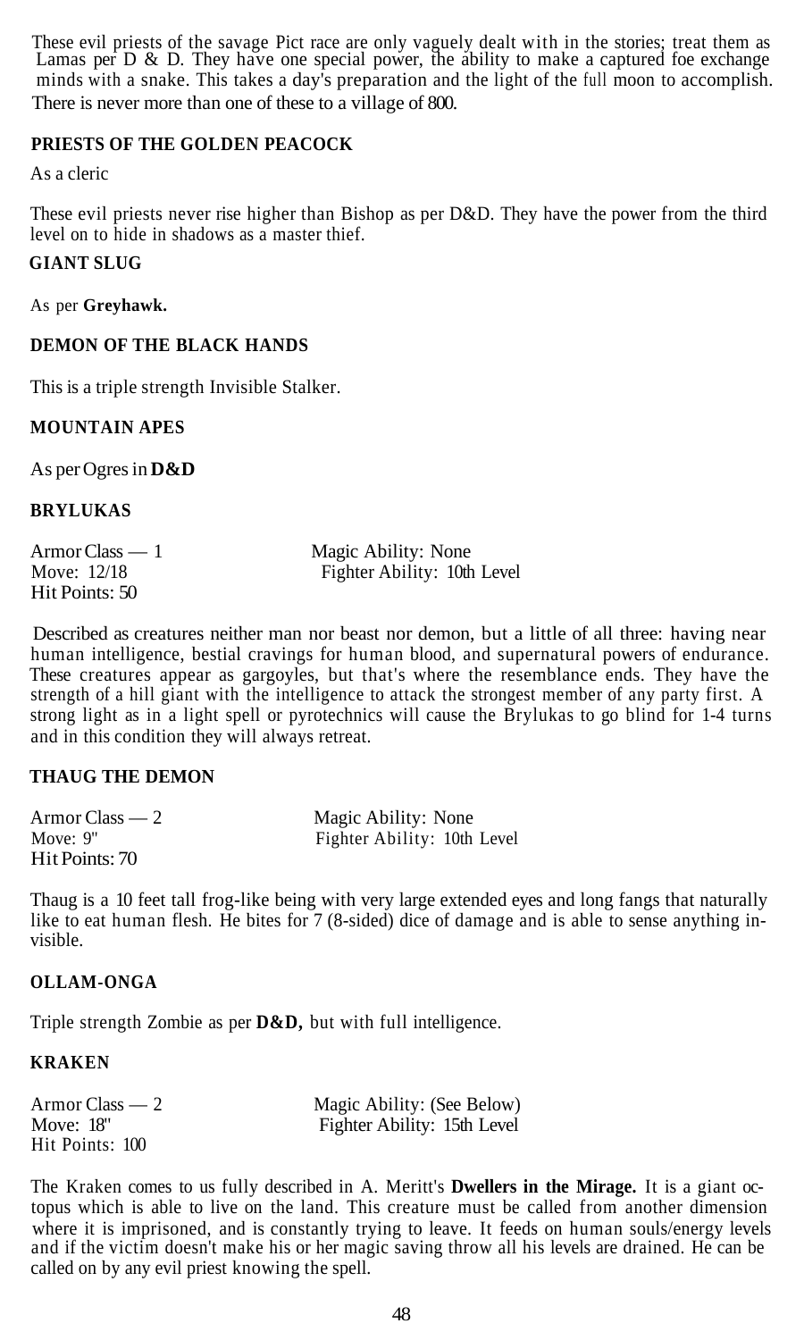These evil priests of the savage Pict race are only vaguely dealt with in the stories; treat them as Lamas per D & D. They have one special power, the ability to make a captured foe exchange minds with a snake. This takes a day's preparation and the light of the full moon to accomplish. There is never more than one of these to a village of 800.

### PRIESTS OF THE GOLDEN PEACOCK

As a cleric

These evil priests never rise higher than Bishop as per D&D. They have the power from the third level on to hide in shadows as a master thief.

### GIANT SLUG

As per **Greyhawk.**

### DEMON OF THE BLACK HANDS

This is a triple strength Invisible Stalker.

### MOUNTAIN APES

As per Ogres in **D&D**

### BRYLUKAS

Armor Class — 1
Move: 12/18
Hit Points: 50

Magic Ability: None
Fighter Ability: 10th Level

Described as creatures neither man nor beast nor demon, but a little of all three: having near human intelligence, bestial cravings for human blood, and supernatural powers of endurance. These creatures appear as gargoyles, but that's where the resemblance ends. They have the strength of a hill giant with the intelligence to attack the strongest member of any party first. A strong light as in a light spell or pyrotechnics will cause the Brylukas to go blind for 1-4 turns and in this condition they will always retreat.

### THAUG THE DEMON

Armor Class — 2
Move: 9"
Hit Points: 70

Magic Ability: None
Fighter Ability: 10th Level

Thaug is a 10 feet tall frog-like being with very large extended eyes and long fangs that naturally like to eat human flesh. He bites for 7 (8-sided) dice of damage and is able to sense anything invisible.

### OLLAM-ONGA

Triple strength Zombie as per **D&D,** but with full intelligence.

### KRAKEN

Armor Class — 2
Move: 18"
Hit Points: 100

Magic Ability: (See Below)
Fighter Ability: 15th Level

The Kraken comes to us fully described in A. Meritt's **Dwellers in the Mirage.** It is a giant octopus which is able to live on the land. This creature must be called from another dimension where it is imprisoned, and is constantly trying to leave. It feeds on human souls/energy levels and if the victim doesn't make his or her magic saving throw all his levels are drained. He can be called on by any evil priest knowing the spell.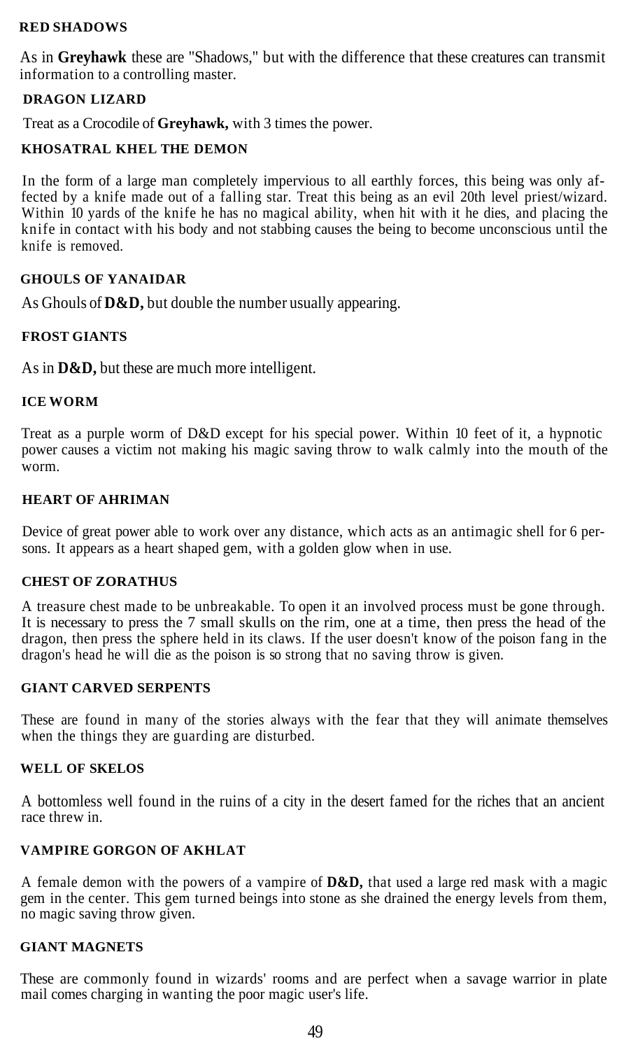### RED SHADOWS

As in **Greyhawk** these are "Shadows," but with the difference that these creatures can transmit information to a controlling master.

### DRAGON LIZARD

Treat as a Crocodile of **Greyhawk,** with 3 times the power.

### KHOSATRAL KHEL THE DEMON

In the form of a large man completely impervious to all earthly forces, this being was only affected by a knife made out of a falling star. Treat this being as an evil 20th level priest/wizard. Within 10 yards of the knife he has no magical ability, when hit with it he dies, and placing the knife in contact with his body and not stabbing causes the being to become unconscious until the knife is removed.

### GHOULS OF YANAIDAR

As Ghouls of **D&D,** but double the number usually appearing.

### FROST GIANTS

As in **D&D,** but these are much more intelligent.

### ICE WORM

Treat as a purple worm of D&D except for his special power. Within 10 feet of it, a hypnotic power causes a victim not making his magic saving throw to walk calmly into the mouth of the worm.

### HEART OF AHRIMAN

Device of great power able to work over any distance, which acts as an antimagic shell for 6 persons. It appears as a heart shaped gem, with a golden glow when in use.

### CHEST OF ZORATHUS

A treasure chest made to be unbreakable. To open it an involved process must be gone through. It is necessary to press the 7 small skulls on the rim, one at a time, then press the head of the dragon, then press the sphere held in its claws. If the user doesn't know of the poison fang in the dragon's head he will die as the poison is so strong that no saving throw is given.

### GIANT CARVED SERPENTS

These are found in many of the stories always with the fear that they will animate themselves when the things they are guarding are disturbed.

### WELL OF SKELOS

A bottomless well found in the ruins of a city in the desert famed for the riches that an ancient race threw in.

### VAMPIRE GORGON OF AKHLAT

A female demon with the powers of a vampire of **D&D,** that used a large red mask with a magic gem in the center. This gem turned beings into stone as she drained the energy levels from them, no magic saving throw given.

### GIANT MAGNETS

These are commonly found in wizards' rooms and are perfect when a savage warrior in plate mail comes charging in wanting the poor magic user's life.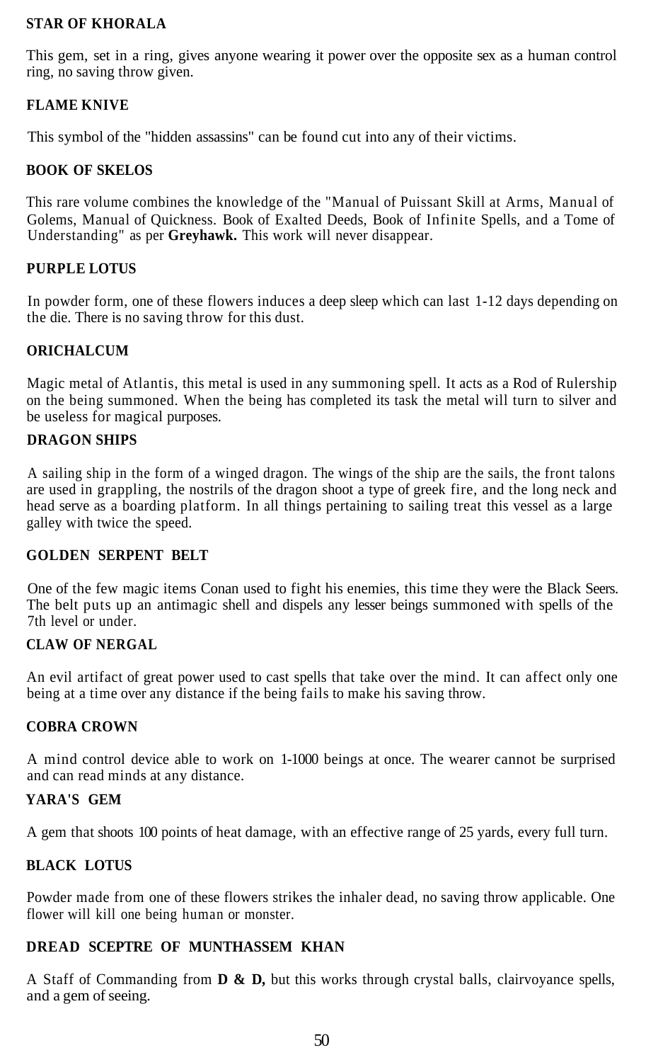### STAR OF KHORALA

This gem, set in a ring, gives anyone wearing it power over the opposite sex as a human control ring, no saving throw given.

### FLAME KNIVE

This symbol of the "hidden assassins" can be found cut into any of their victims.

### BOOK OF SKELOS

This rare volume combines the knowledge of the "Manual of Puissant Skill at Arms, Manual of Golems, Manual of Quickness. Book of Exalted Deeds, Book of Infinite Spells, and a Tome of Understanding" as per **Greyhawk.** This work will never disappear.

### PURPLE LOTUS

In powder form, one of these flowers induces a deep sleep which can last 1-12 days depending on the die. There is no saving throw for this dust.

### ORICHALCUM

Magic metal of Atlantis, this metal is used in any summoning spell. It acts as a Rod of Rulership on the being summoned. When the being has completed its task the metal will turn to silver and be useless for magical purposes.

### DRAGON SHIPS

A sailing ship in the form of a winged dragon. The wings of the ship are the sails, the front talons are used in grappling, the nostrils of the dragon shoot a type of greek fire, and the long neck and head serve as a boarding platform. In all things pertaining to sailing treat this vessel as a large galley with twice the speed.

### GOLDEN SERPENT BELT

One of the few magic items Conan used to fight his enemies, this time they were the Black Seers. The belt puts up an antimagic shell and dispels any lesser beings summoned with spells of the 7th level or under.

### CLAW OF NERGAL

An evil artifact of great power used to cast spells that take over the mind. It can affect only one being at a time over any distance if the being fails to make his saving throw.

### COBRA CROWN

A mind control device able to work on 1-1000 beings at once. The wearer cannot be surprised and can read minds at any distance.

### YARA'S GEM

A gem that shoots 100 points of heat damage, with an effective range of 25 yards, every full turn.

### BLACK LOTUS

Powder made from one of these flowers strikes the inhaler dead, no saving throw applicable. One flower will kill one being human or monster.

### DREAD SCEPTRE OF MUNTHASSEM KHAN

A Staff of Commanding from **D & D,** but this works through crystal balls, clairvoyance spells, and a gem of seeing.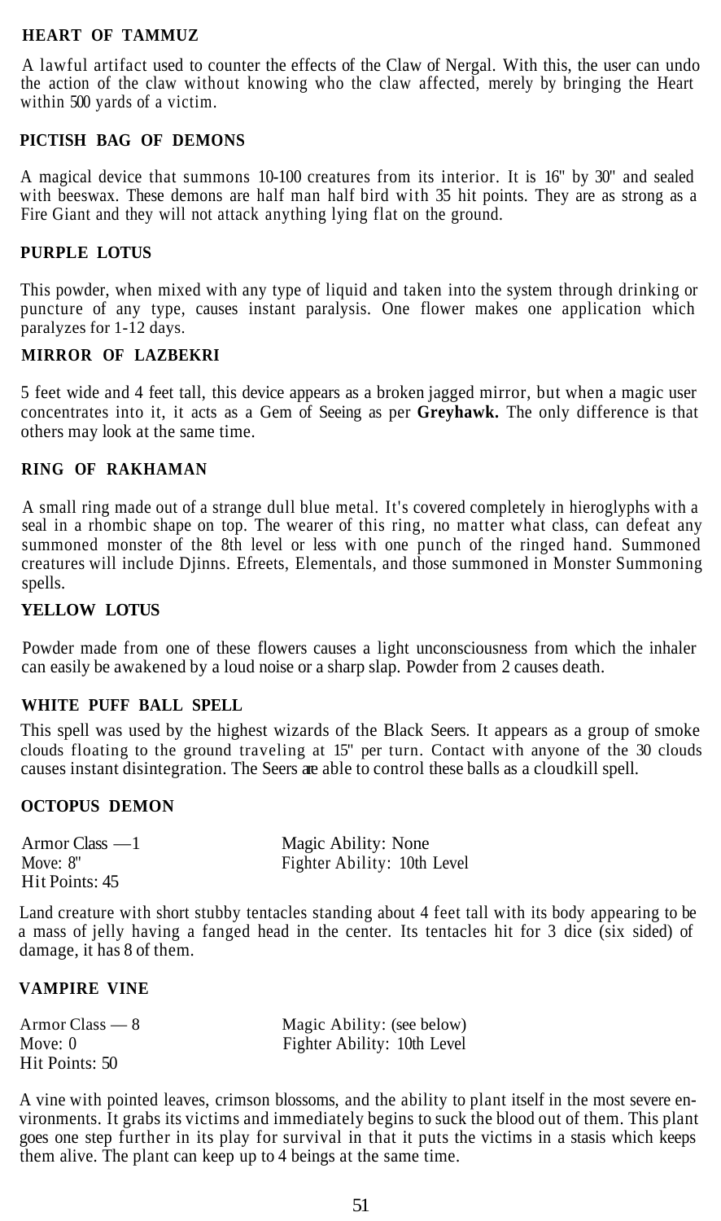### HEART OF TAMMUZ

A lawful artifact used to counter the effects of the Claw of Nergal. With this, the user can undo the action of the claw without knowing who the claw affected, merely by bringing the Heart within 500 yards of a victim.

### PICTISH BAG OF DEMONS

A magical device that summons 10-100 creatures from its interior. It is 16" by 30" and sealed with beeswax. These demons are half man half bird with 35 hit points. They are as strong as a Fire Giant and they will not attack anything lying flat on the ground.

### PURPLE LOTUS

This powder, when mixed with any type of liquid and taken into the system through drinking or puncture of any type, causes instant paralysis. One flower makes one application which paralyzes for 1-12 days.

### MIRROR OF LAZBEKRI

5 feet wide and 4 feet tall, this device appears as a broken jagged mirror, but when a magic user concentrates into it, it acts as a Gem of Seeing as per **Greyhawk.** The only difference is that others may look at the same time.

### RING OF RAKHAMAN

A small ring made out of a strange dull blue metal. It's covered completely in hieroglyphs with a seal in a rhombic shape on top. The wearer of this ring, no matter what class, can defeat any summoned monster of the 8th level or less with one punch of the ringed hand. Summoned creatures will include Djinns. Efreets, Elementals, and those summoned in Monster Summoning spells.

### YELLOW LOTUS

Powder made from one of these flowers causes a light unconsciousness from which the inhaler can easily be awakened by a loud noise or a sharp slap. Powder from 2 causes death.

### WHITE PUFF BALL SPELL

This spell was used by the highest wizards of the Black Seers. It appears as a group of smoke clouds floating to the ground traveling at 15" per turn. Contact with anyone of the 30 clouds causes instant disintegration. The Seers are able to control these balls as a cloudkill spell.

### OCTOPUS DEMON

Armor Class —1
Move: 8"
Hit Points: 45

Magic Ability: None
Fighter Ability: 10th Level

Land creature with short stubby tentacles standing about 4 feet tall with its body appearing to be a mass of jelly having a fanged head in the center. Its tentacles hit for 3 dice (six sided) of damage, it has 8 of them.

### VAMPIRE VINE

Armor Class — 8
Move: 0
Hit Points: 50

Magic Ability: (see below)
Fighter Ability: 10th Level

A vine with pointed leaves, crimson blossoms, and the ability to plant itself in the most severe environments. It grabs its victims and immediately begins to suck the blood out of them. This plant goes one step further in its play for survival in that it puts the victims in a stasis which keeps them alive. The plant can keep up to 4 beings at the same time.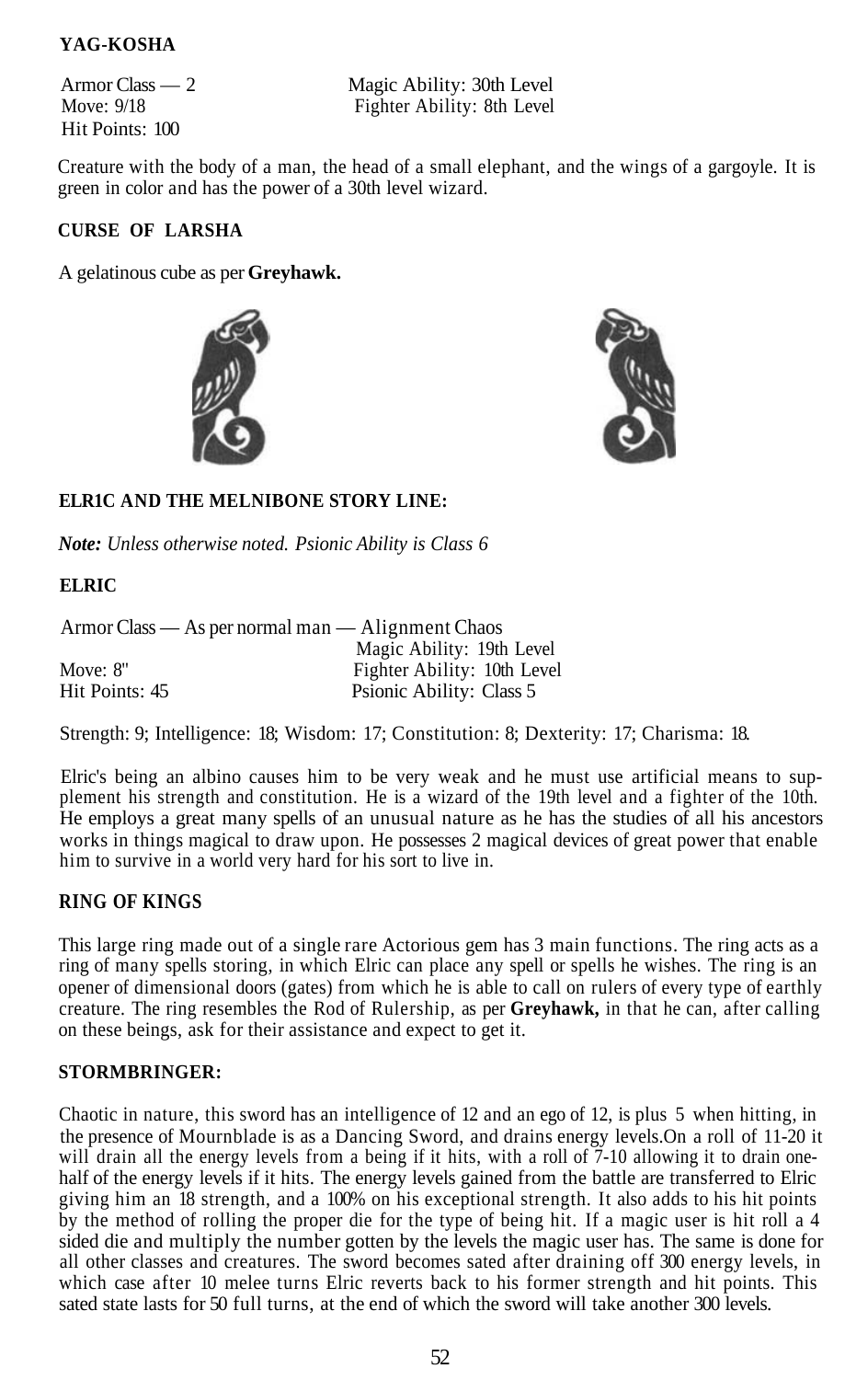## YAG-KOSHA

Armor Class — 2
Move: 9/18
Hit Points: 100

Magic Ability: 30th Level
Fighter Ability: 8th Level

Creature with the body of a man, the head of a small elephant, and the wings of a gargoyle. It is green in color and has the power of a 30th level wizard.

## CURSE OF LARSHA

A gelatinous cube as per **Greyhawk.**

## ELR1C AND THE MELNIBONE STORY LINE:

***Note:*** *Unless otherwise noted. Psionic Ability is Class 6*

## ELRIC

Armor Class — As per normal man — Alignment Chaos
Magic Ability: 19th Level
Move: 8"
Fighter Ability: 10th Level
Hit Points: 45
Psionic Ability: Class 5

Strength: 9; Intelligence: 18; Wisdom: 17; Constitution: 8; Dexterity: 17; Charisma: 18.

Elric's being an albino causes him to be very weak and he must use artificial means to supplement his strength and constitution. He is a wizard of the 19th level and a fighter of the 10th. He employs a great many spells of an unusual nature as he has the studies of all his ancestors works in things magical to draw upon. He possesses 2 magical devices of great power that enable him to survive in a world very hard for his sort to live in.

## RING OF KINGS

This large ring made out of a single rare Actorious gem has 3 main functions. The ring acts as a ring of many spells storing, in which Elric can place any spell or spells he wishes. The ring is an opener of dimensional doors (gates) from which he is able to call on rulers of every type of earthly creature. The ring resembles the Rod of Rulership, as per **Greyhawk,** in that he can, after calling on these beings, ask for their assistance and expect to get it.

## STORMBRINGER:

Chaotic in nature, this sword has an intelligence of 12 and an ego of 12, is plus 5 when hitting, in the presence of Mournblade is as a Dancing Sword, and drains energy levels.On a roll of 11-20 it will drain all the energy levels from a being if it hits, with a roll of 7-10 allowing it to drain one-half of the energy levels if it hits. The energy levels gained from the battle are transferred to Elric giving him an 18 strength, and a 100% on his exceptional strength. It also adds to his hit points by the method of rolling the proper die for the type of being hit. If a magic user is hit roll a 4 sided die and multiply the number gotten by the levels the magic user has. The same is done for all other classes and creatures. The sword becomes sated after draining off 300 energy levels, in which case after 10 melee turns Elric reverts back to his former strength and hit points. This sated state lasts for 50 full turns, at the end of which the sword will take another 300 levels.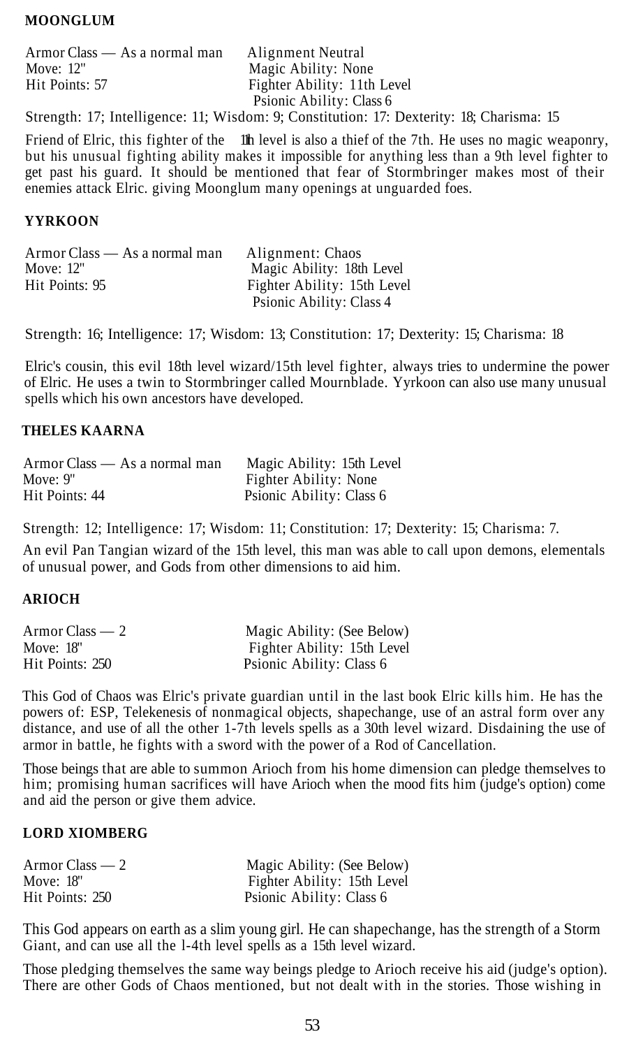### MOONGLUM

Armor Class — As a normal man
Move: 12"
Hit Points: 57

Alignment Neutral
Magic Ability: None
Fighter Ability: 11th Level
Psionic Ability: Class 6

Strength: 17; Intelligence: 11; Wisdom: 9; Constitution: 17: Dexterity: 18; Charisma: 15

Friend of Elric, this fighter of the 11h level is also a thief of the 7th. He uses no magic weaponry, but his unusual fighting ability makes it impossible for anything less than a 9th level fighter to get past his guard. It should be mentioned that fear of Stormbringer makes most of their enemies attack Elric. giving Moonglum many openings at unguarded foes.

### YYRKOON

Armor Class — As a normal man
Move: 12"
Hit Points: 95

Alignment: Chaos
Magic Ability: 18th Level
Fighter Ability: 15th Level
Psionic Ability: Class 4

Strength: 16; Intelligence: 17; Wisdom: 13; Constitution: 17; Dexterity: 15; Charisma: 18

Elric's cousin, this evil 18th level wizard/15th level fighter, always tries to undermine the power of Elric. He uses a twin to Stormbringer called Mournblade. Yyrkoon can also use many unusual spells which his own ancestors have developed.

### THELES KAARNA

Armor Class — As a normal man
Move: 9"
Hit Points: 44

Magic Ability: 15th Level
Fighter Ability: None
Psionic Ability: Class 6

Strength: 12; Intelligence: 17; Wisdom: 11; Constitution: 17; Dexterity: 15; Charisma: 7.

An evil Pan Tangian wizard of the 15th level, this man was able to call upon demons, elementals of unusual power, and Gods from other dimensions to aid him.

### ARIOCH

Armor Class — 2
Move: 18"
Hit Points: 250

Magic Ability: (See Below)
Fighter Ability: 15th Level
Psionic Ability: Class 6

This God of Chaos was Elric's private guardian until in the last book Elric kills him. He has the powers of: ESP, Telekenesis of nonmagical objects, shapechange, use of an astral form over any distance, and use of all the other 1-7th levels spells as a 30th level wizard. Disdaining the use of armor in battle, he fights with a sword with the power of a Rod of Cancellation.

Those beings that are able to summon Arioch from his home dimension can pledge themselves to him; promising human sacrifices will have Arioch when the mood fits him (judge's option) come and aid the person or give them advice.

### LORD XIOMBERG

Armor Class — 2
Move: 18"
Hit Points: 250

Magic Ability: (See Below)
Fighter Ability: 15th Level
Psionic Ability: Class 6

This God appears on earth as a slim young girl. He can shapechange, has the strength of a Storm Giant, and can use all the l-4th level spells as a 15th level wizard.

Those pledging themselves the same way beings pledge to Arioch receive his aid (judge's option). There are other Gods of Chaos mentioned, but not dealt with in the stories. Those wishing in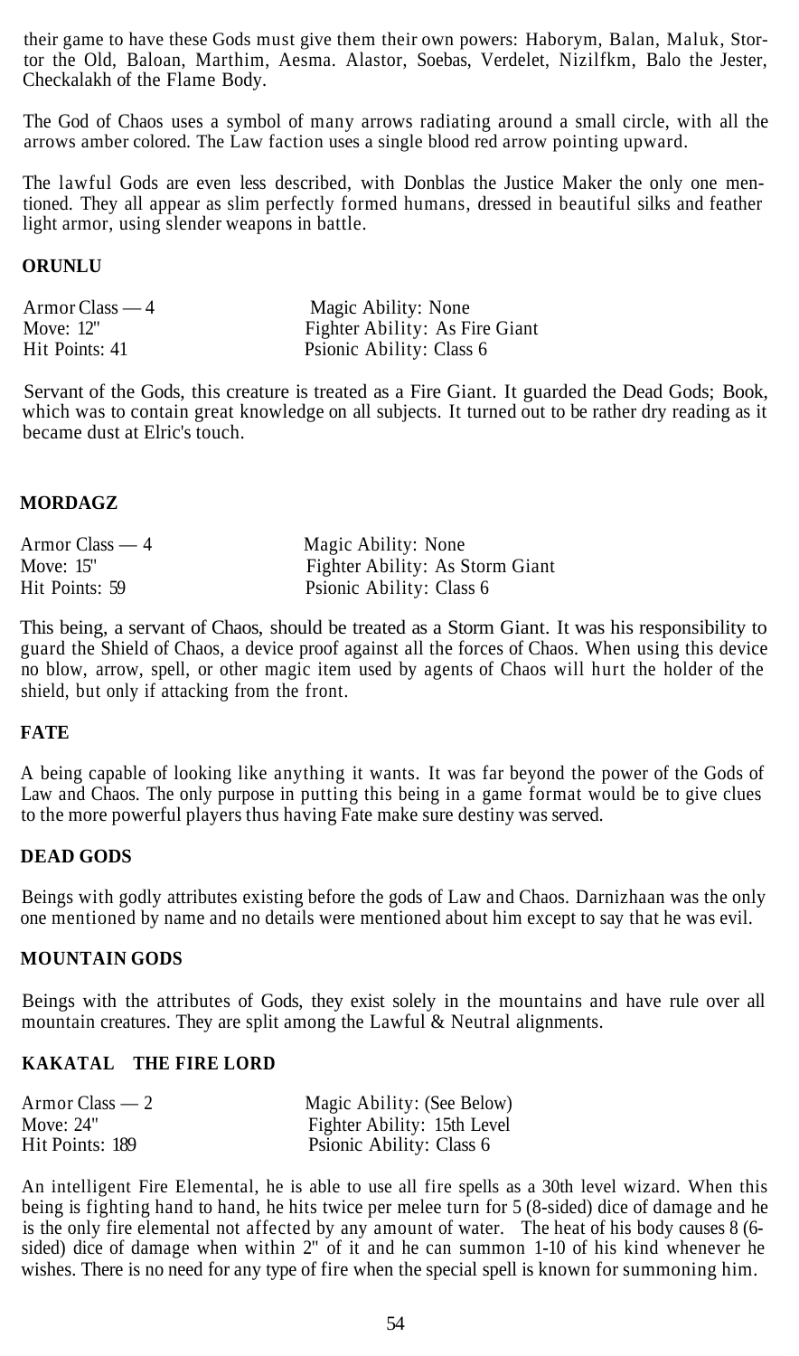their game to have these Gods must give them their own powers: Haborym, Balan, Maluk, Stortor the Old, Baloan, Marthim, Aesma. Alastor, Soebas, Verdelet, Nizilfkm, Balo the Jester, Checkalakh of the Flame Body.

The God of Chaos uses a symbol of many arrows radiating around a small circle, with all the arrows amber colored. The Law faction uses a single blood red arrow pointing upward.

The lawful Gods are even less described, with Donblas the Justice Maker the only one mentioned. They all appear as slim perfectly formed humans, dressed in beautiful silks and feather light armor, using slender weapons in battle.

### ORUNLU

| | |
|---|---|
| Armor Class — 4 | Magic Ability: None |
| Move: 12" | Fighter Ability: As Fire Giant |
| Hit Points: 41 | Psionic Ability: Class 6 |

Servant of the Gods, this creature is treated as a Fire Giant. It guarded the Dead Gods; Book, which was to contain great knowledge on all subjects. It turned out to be rather dry reading as it became dust at Elric's touch.

### MORDAGZ

| | |
|---|---|
| Armor Class — 4 | Magic Ability: None |
| Move: 15" | Fighter Ability: As Storm Giant |
| Hit Points: 59 | Psionic Ability: Class 6 |

This being, a servant of Chaos, should be treated as a Storm Giant. It was his responsibility to guard the Shield of Chaos, a device proof against all the forces of Chaos. When using this device no blow, arrow, spell, or other magic item used by agents of Chaos will hurt the holder of the shield, but only if attacking from the front.

### FATE

A being capable of looking like anything it wants. It was far beyond the power of the Gods of Law and Chaos. The only purpose in putting this being in a game format would be to give clues to the more powerful players thus having Fate make sure destiny was served.

### DEAD GODS

Beings with godly attributes existing before the gods of Law and Chaos. Darnizhaan was the only one mentioned by name and no details were mentioned about him except to say that he was evil.

### MOUNTAIN GODS

Beings with the attributes of Gods, they exist solely in the mountains and have rule over all mountain creatures. They are split among the Lawful & Neutral alignments.

### KAKATAL THE FIRE LORD

| | |
|---|---|
| Armor Class — 2 | Magic Ability: (See Below) |
| Move: 24" | Fighter Ability: 15th Level |
| Hit Points: 189 | Psionic Ability: Class 6 |

An intelligent Fire Elemental, he is able to use all fire spells as a 30th level wizard. When this being is fighting hand to hand, he hits twice per melee turn for 5 (8-sided) dice of damage and he is the only fire elemental not affected by any amount of water. The heat of his body causes 8 (6-sided) dice of damage when within 2" of it and he can summon 1-10 of his kind whenever he wishes. There is no need for any type of fire when the special spell is known for summoning him.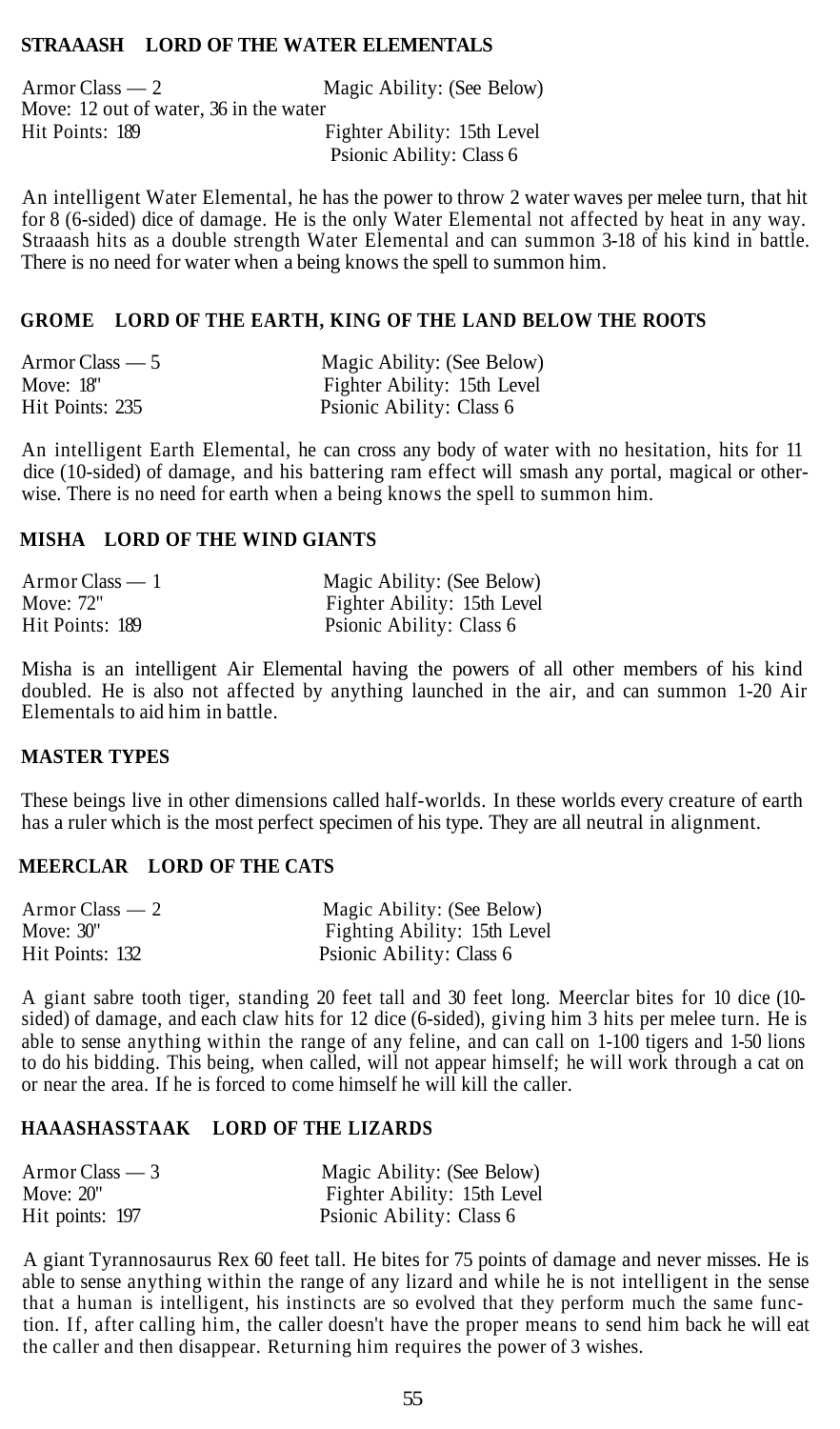### STRAAASH LORD OF THE WATER ELEMENTALS

| | |
|---|---|
| Armor Class — 2 | Magic Ability: (See Below) |
| Move: 12 out of water, 36 in the water | |
| Hit Points: 189 | Fighter Ability: 15th Level |
| | Psionic Ability: Class 6 |

An intelligent Water Elemental, he has the power to throw 2 water waves per melee turn, that hit for 8 (6-sided) dice of damage. He is the only Water Elemental not affected by heat in any way. Straaash hits as a double strength Water Elemental and can summon 3-18 of his kind in battle. There is no need for water when a being knows the spell to summon him.

### GROME LORD OF THE EARTH, KING OF THE LAND BELOW THE ROOTS

| | |
|---|---|
| Armor Class — 5 | Magic Ability: (See Below) |
| Move: 18" | Fighter Ability: 15th Level |
| Hit Points: 235 | Psionic Ability: Class 6 |

An intelligent Earth Elemental, he can cross any body of water with no hesitation, hits for 11 dice (10-sided) of damage, and his battering ram effect will smash any portal, magical or otherwise. There is no need for earth when a being knows the spell to summon him.

### MISHA LORD OF THE WIND GIANTS

| | |
|---|---|
| Armor Class — 1 | Magic Ability: (See Below) |
| Move: 72" | Fighter Ability: 15th Level |
| Hit Points: 189 | Psionic Ability: Class 6 |

Misha is an intelligent Air Elemental having the powers of all other members of his kind doubled. He is also not affected by anything launched in the air, and can summon 1-20 Air Elementals to aid him in battle.

### MASTER TYPES

These beings live in other dimensions called half-worlds. In these worlds every creature of earth has a ruler which is the most perfect specimen of his type. They are all neutral in alignment.

### MEERCLAR LORD OF THE CATS

| | |
|---|---|
| Armor Class — 2 | Magic Ability: (See Below) |
| Move: 30" | Fighting Ability: 15th Level |
| Hit Points: 132 | Psionic Ability: Class 6 |

A giant sabre tooth tiger, standing 20 feet tall and 30 feet long. Meerclar bites for 10 dice (10-sided) of damage, and each claw hits for 12 dice (6-sided), giving him 3 hits per melee turn. He is able to sense anything within the range of any feline, and can call on 1-100 tigers and 1-50 lions to do his bidding. This being, when called, will not appear himself; he will work through a cat on or near the area. If he is forced to come himself he will kill the caller.

### HAAASHASSTAAK LORD OF THE LIZARDS

| | |
|---|---|
| Armor Class — 3 | Magic Ability: (See Below) |
| Move: 20" | Fighter Ability: 15th Level |
| Hit points: 197 | Psionic Ability: Class 6 |

A giant Tyrannosaurus Rex 60 feet tall. He bites for 75 points of damage and never misses. He is able to sense anything within the range of any lizard and while he is not intelligent in the sense that a human is intelligent, his instincts are so evolved that they perform much the same function. If, after calling him, the caller doesn't have the proper means to send him back he will eat the caller and then disappear. Returning him requires the power of 3 wishes.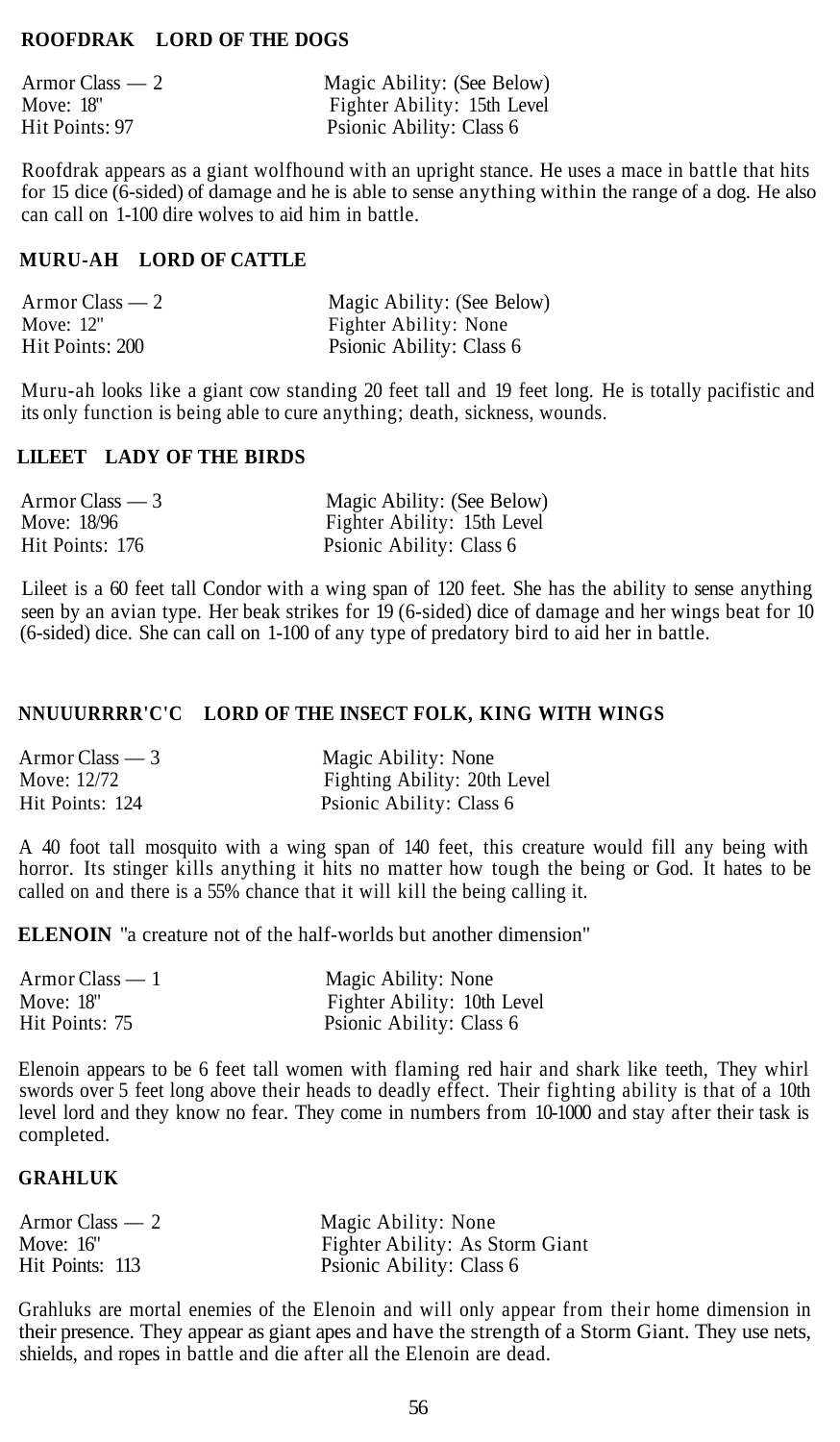### ROOFDRAK LORD OF THE DOGS

| | |
|---|---|
| Armor Class — 2 | Magic Ability: (See Below) |
| Move: 18" | Fighter Ability: 15th Level |
| Hit Points: 97 | Psionic Ability: Class 6 |

Roofdrak appears as a giant wolfhound with an upright stance. He uses a mace in battle that hits for 15 dice (6-sided) of damage and he is able to sense anything within the range of a dog. He also can call on 1-100 dire wolves to aid him in battle.

### MURU-AH LORD OF CATTLE

| | |
|---|---|
| Armor Class — 2 | Magic Ability: (See Below) |
| Move: 12" | Fighter Ability: None |
| Hit Points: 200 | Psionic Ability: Class 6 |

Muru-ah looks like a giant cow standing 20 feet tall and 19 feet long. He is totally pacifistic and its only function is being able to cure anything; death, sickness, wounds.

### LILEET LADY OF THE BIRDS

| | |
|---|---|
| Armor Class — 3 | Magic Ability: (See Below) |
| Move: 18/96 | Fighter Ability: 15th Level |
| Hit Points: 176 | Psionic Ability: Class 6 |

Lileet is a 60 feet tall Condor with a wing span of 120 feet. She has the ability to sense anything seen by an avian type. Her beak strikes for 19 (6-sided) dice of damage and her wings beat for 10 (6-sided) dice. She can call on 1-100 of any type of predatory bird to aid her in battle.

### NNUUURRRR'C'C LORD OF THE INSECT FOLK, KING WITH WINGS

| | |
|---|---|
| Armor Class — 3 | Magic Ability: None |
| Move: 12/72 | Fighting Ability: 20th Level |
| Hit Points: 124 | Psionic Ability: Class 6 |

A 40 foot tall mosquito with a wing span of 140 feet, this creature would fill any being with horror. Its stinger kills anything it hits no matter how tough the being or God. It hates to be called on and there is a 55% chance that it will kill the being calling it.

### ELENOIN "a creature not of the half-worlds but another dimension"

| | |
|---|---|
| Armor Class — 1 | Magic Ability: None |
| Move: 18" | Fighter Ability: 10th Level |
| Hit Points: 75 | Psionic Ability: Class 6 |

Elenoin appears to be 6 feet tall women with flaming red hair and shark like teeth, They whirl swords over 5 feet long above their heads to deadly effect. Their fighting ability is that of a 10th level lord and they know no fear. They come in numbers from 10-1000 and stay after their task is completed.

### GRAHLUK

| | |
|---|---|
| Armor Class — 2 | Magic Ability: None |
| Move: 16" | Fighter Ability: As Storm Giant |
| Hit Points: 113 | Psionic Ability: Class 6 |

Grahluks are mortal enemies of the Elenoin and will only appear from their home dimension in their presence. They appear as giant apes and have the strength of a Storm Giant. They use nets, shields, and ropes in battle and die after all the Elenoin are dead.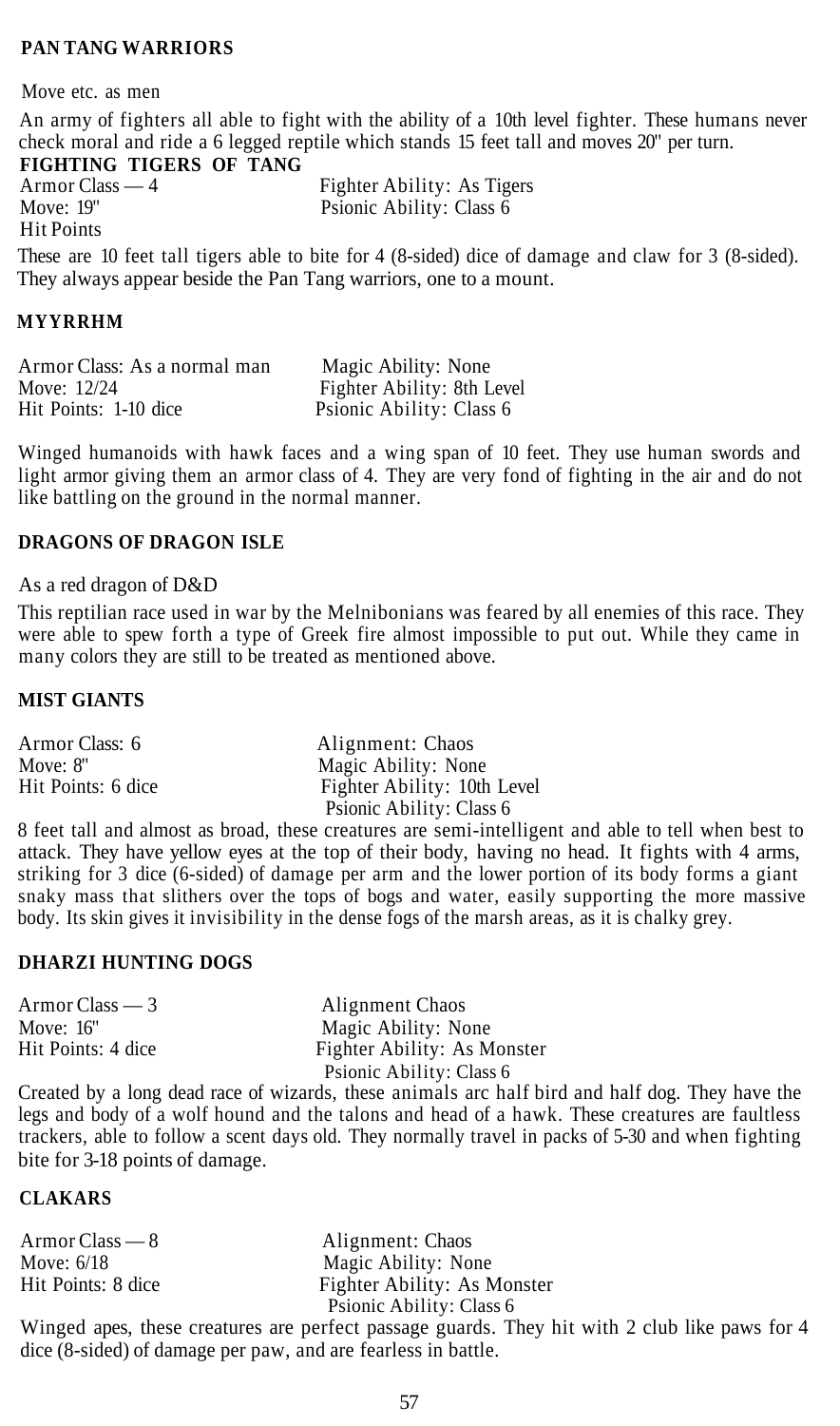## PAN TANG WARRIORS

Move etc. as men

An army of fighters all able to fight with the ability of a 10th level fighter. These humans never check moral and ride a 6 legged reptile which stands 15 feet tall and moves 20" per turn.

## FIGHTING TIGERS OF TANG

| | |
|---|---|
| Armor Class — 4 | Fighter Ability: As Tigers |
| Move: 19" | Psionic Ability: Class 6 |
| Hit Points | |

These are 10 feet tall tigers able to bite for 4 (8-sided) dice of damage and claw for 3 (8-sided). They always appear beside the Pan Tang warriors, one to a mount.

## MYYRRHM

| | |
|---|---|
| Armor Class: As a normal man | Magic Ability: None |
| Move: 12/24 | Fighter Ability: 8th Level |
| Hit Points: 1-10 dice | Psionic Ability: Class 6 |

Winged humanoids with hawk faces and a wing span of 10 feet. They use human swords and light armor giving them an armor class of 4. They are very fond of fighting in the air and do not like battling on the ground in the normal manner.

## DRAGONS OF DRAGON ISLE

As a red dragon of D&D

This reptilian race used in war by the Melnibonians was feared by all enemies of this race. They were able to spew forth a type of Greek fire almost impossible to put out. While they came in many colors they are still to be treated as mentioned above.

## MIST GIANTS

| | |
|---|---|
| Armor Class: 6 | Alignment: Chaos |
| Move: 8" | Magic Ability: None |
| Hit Points: 6 dice | Fighter Ability: 10th Level |
| | Psionic Ability: Class 6 |

8 feet tall and almost as broad, these creatures are semi-intelligent and able to tell when best to attack. They have yellow eyes at the top of their body, having no head. It fights with 4 arms, striking for 3 dice (6-sided) of damage per arm and the lower portion of its body forms a giant snaky mass that slithers over the tops of bogs and water, easily supporting the more massive body. Its skin gives it invisibility in the dense fogs of the marsh areas, as it is chalky grey.

## DHARZI HUNTING DOGS

| | |
|---|---|
| Armor Class — 3 | Alignment Chaos |
| Move: 16" | Magic Ability: None |
| Hit Points: 4 dice | Fighter Ability: As Monster |
| | Psionic Ability: Class 6 |

Created by a long dead race of wizards, these animals arc half bird and half dog. They have the legs and body of a wolf hound and the talons and head of a hawk. These creatures are faultless trackers, able to follow a scent days old. They normally travel in packs of 5-30 and when fighting bite for 3-18 points of damage.

## CLAKARS

| | |
|---|---|
| Armor Class — 8 | Alignment: Chaos |
| Move: 6/18 | Magic Ability: None |
| Hit Points: 8 dice | Fighter Ability: As Monster |
| | Psionic Ability: Class 6 |

Winged apes, these creatures are perfect passage guards. They hit with 2 club like paws for 4 dice (8-sided) of damage per paw, and are fearless in battle.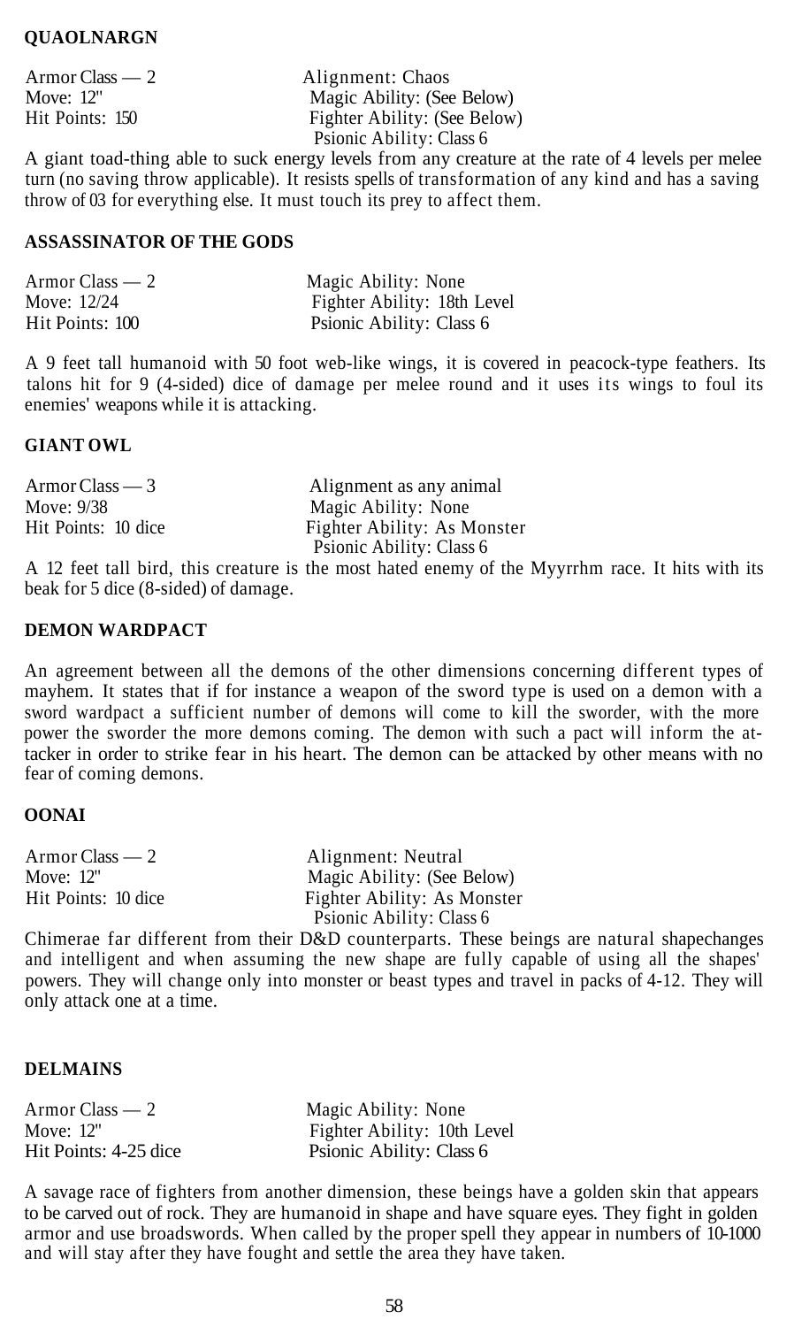## QUAOLNARGN

| | |
|---|---|
| Armor Class — 2 | Alignment: Chaos |
| Move: 12" | Magic Ability: (See Below) |
| Hit Points: 150 | Fighter Ability: (See Below) |
| | Psionic Ability: Class 6 |

A giant toad-thing able to suck energy levels from any creature at the rate of 4 levels per melee turn (no saving throw applicable). It resists spells of transformation of any kind and has a saving throw of 03 for everything else. It must touch its prey to affect them.

## ASSASSINATOR OF THE GODS

| | |
|---|---|
| Armor Class — 2 | Magic Ability: None |
| Move: 12/24 | Fighter Ability: 18th Level |
| Hit Points: 100 | Psionic Ability: Class 6 |

A 9 feet tall humanoid with 50 foot web-like wings, it is covered in peacock-type feathers. Its talons hit for 9 (4-sided) dice of damage per melee round and it uses its wings to foul its enemies' weapons while it is attacking.

## GIANT OWL

| | |
|---|---|
| Armor Class — 3 | Alignment as any animal |
| Move: 9/38 | Magic Ability: None |
| Hit Points: 10 dice | Fighter Ability: As Monster |
| | Psionic Ability: Class 6 |

A 12 feet tall bird, this creature is the most hated enemy of the Myyrrhm race. It hits with its beak for 5 dice (8-sided) of damage.

## DEMON WARDPACT

An agreement between all the demons of the other dimensions concerning different types of mayhem. It states that if for instance a weapon of the sword type is used on a demon with a sword wardpact a sufficient number of demons will come to kill the sworder, with the more power the sworder the more demons coming. The demon with such a pact will inform the attacker in order to strike fear in his heart. The demon can be attacked by other means with no fear of coming demons.

## OONAI

| | |
|---|---|
| Armor Class — 2 | Alignment: Neutral |
| Move: 12" | Magic Ability: (See Below) |
| Hit Points: 10 dice | Fighter Ability: As Monster |
| | Psionic Ability: Class 6 |

Chimerae far different from their D&D counterparts. These beings are natural shapechanges and intelligent and when assuming the new shape are fully capable of using all the shapes' powers. They will change only into monster or beast types and travel in packs of 4-12. They will only attack one at a time.

## DELMAINS

| | |
|---|---|
| Armor Class — 2 | Magic Ability: None |
| Move: 12" | Fighter Ability: 10th Level |
| Hit Points: 4-25 dice | Psionic Ability: Class 6 |

A savage race of fighters from another dimension, these beings have a golden skin that appears to be carved out of rock. They are humanoid in shape and have square eyes. They fight in golden armor and use broadswords. When called by the proper spell they appear in numbers of 10-1000 and will stay after they have fought and settle the area they have taken.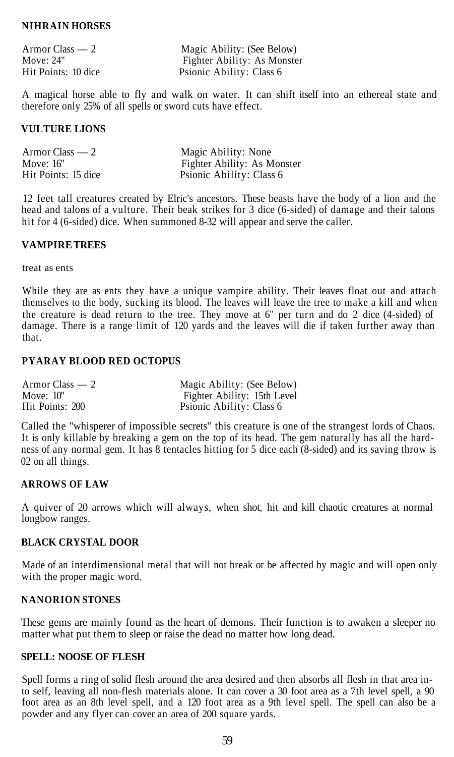### NIHRAIN HORSES

| | |
|---|---|
| Armor Class — 2 | Magic Ability: (See Below) |
| Move: 24" | Fighter Ability: As Monster |
| Hit Points: 10 dice | Psionic Ability: Class 6 |

A magical horse able to fly and walk on water. It can shift itself into an ethereal state and therefore only 25% of all spells or sword cuts have effect.

### VULTURE LIONS

| | |
|---|---|
| Armor Class — 2 | Magic Ability: None |
| Move: 16" | Fighter Ability: As Monster |
| Hit Points: 15 dice | Psionic Ability: Class 6 |

12 feet tall creatures created by Elric's ancestors. These beasts have the body of a lion and the head and talons of a vulture. Their beak strikes for 3 dice (6-sided) of damage and their talons hit for 4 (6-sided) dice. When summoned 8-32 will appear and serve the caller.

### VAMPIRE TREES

treat as ents

While they are as ents they have a unique vampire ability. Their leaves float out and attach themselves to the body, sucking its blood. The leaves will leave the tree to make a kill and when the creature is dead return to the tree. They move at 6" per turn and do 2 dice (4-sided) of damage. There is a range limit of 120 yards and the leaves will die if taken further away than that.

### PYARAY BLOOD RED OCTOPUS

| | |
|---|---|
| Armor Class — 2 | Magic Ability: (See Below) |
| Move: 10" | Fighter Ability: 15th Level |
| Hit Points: 200 | Psionic Ability: Class 6 |

Called the "whisperer of impossible secrets" this creature is one of the strangest lords of Chaos. It is only killable by breaking a gem on the top of its head. The gem naturally has all the hardness of any normal gem. It has 8 tentacles hitting for 5 dice each (8-sided) and its saving throw is 02 on all things.

### ARROWS OF LAW

A quiver of 20 arrows which will always, when shot, hit and kill chaotic creatures at normal longbow ranges.

### BLACK CRYSTAL DOOR

Made of an interdimensional metal that will not break or be affected by magic and will open only with the proper magic word.

### NANORION STONES

These gems are mainly found as the heart of demons. Their function is to awaken a sleeper no matter what put them to sleep or raise the dead no matter how long dead.

### SPELL: NOOSE OF FLESH

Spell forms a ring of solid flesh around the area desired and then absorbs all flesh in that area into self, leaving all non-flesh materials alone. It can cover a 30 foot area as a 7th level spell, a 90 foot area as an 8th level spell, and a 120 foot area as a 9th level spell. The spell can also be a powder and any flyer can cover an area of 200 square yards.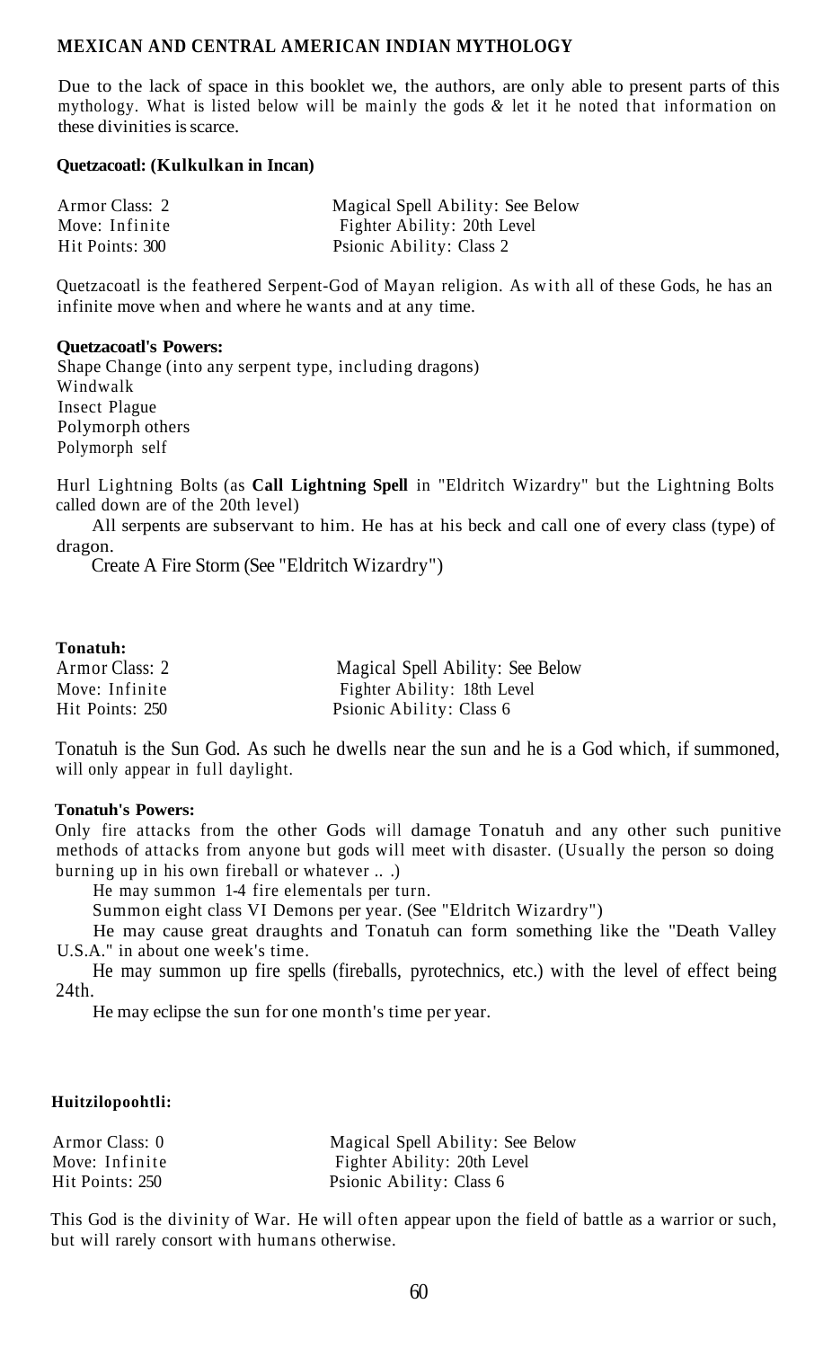## MEXICAN AND CENTRAL AMERICAN INDIAN MYTHOLOGY

Due to the lack of space in this booklet we, the authors, are only able to present parts of this mythology. What is listed below will be mainly the gods & let it he noted that information on these divinities is scarce.

**Quetzacoatl: (Kulkulkan in Incan)**

| | |
|---|---|
| Armor Class: 2 | Magical Spell Ability: See Below |
| Move: Infinite | Fighter Ability: 20th Level |
| Hit Points: 300 | Psionic Ability: Class 2 |

Quetzacoatl is the feathered Serpent-God of Mayan religion. As with all of these Gods, he has an infinite move when and where he wants and at any time.

**Quetzacoatl's Powers:**

Shape Change (into any serpent type, including dragons)
Windwalk
Insect Plague
Polymorph others
Polymorph self

Hurl Lightning Bolts (as **Call Lightning Spell** in "Eldritch Wizardry" but the Lightning Bolts called down are of the 20th level)

All serpents are subservant to him. He has at his beck and call one of every class (type) of dragon.

Create A Fire Storm (See "Eldritch Wizardry")

**Tonatuh:**

| | |
|---|---|
| Armor Class: 2 | Magical Spell Ability: See Below |
| Move: Infinite | Fighter Ability: 18th Level |
| Hit Points: 250 | Psionic Ability: Class 6 |

Tonatuh is the Sun God. As such he dwells near the sun and he is a God which, if summoned, will only appear in full daylight.

**Tonatuh's Powers:**

Only fire attacks from the other Gods will damage Tonatuh and any other such punitive methods of attacks from anyone but gods will meet with disaster. (Usually the person so doing burning up in his own fireball or whatever .. .)

He may summon 1-4 fire elementals per turn.

Summon eight class VI Demons per year. (See "Eldritch Wizardry")

He may cause great draughts and Tonatuh can form something like the "Death Valley U.S.A." in about one week's time.

He may summon up fire spells (fireballs, pyrotechnics, etc.) with the level of effect being 24th.

He may eclipse the sun for one month's time per year.

**Huitzilopoohtli:**

| | |
|---|---|
| Armor Class: 0 | Magical Spell Ability: See Below |
| Move: Infinite | Fighter Ability: 20th Level |
| Hit Points: 250 | Psionic Ability: Class 6 |

This God is the divinity of War. He will often appear upon the field of battle as a warrior or such, but will rarely consort with humans otherwise.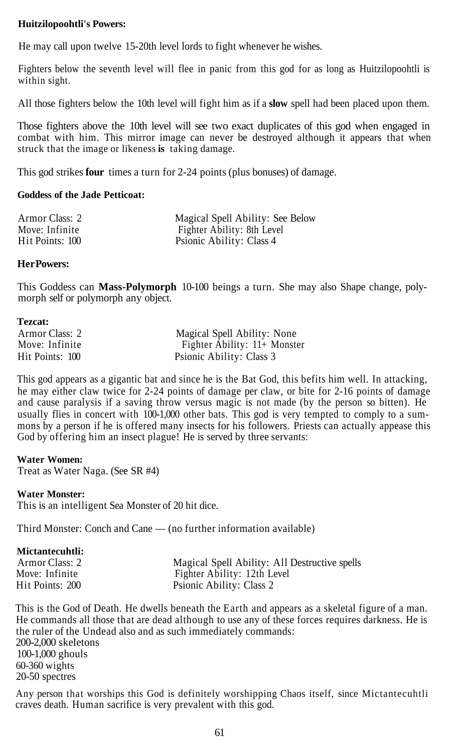**Huitzilopoohtli's Powers:**

He may call upon twelve 15-20th level lords to fight whenever he wishes.

Fighters below the seventh level will flee in panic from this god for as long as Huitzilopoohtli is within sight.

All those fighters below the 10th level will fight him as if a **slow** spell had been placed upon them.

Those fighters above the 10th level will see two exact duplicates of this god when engaged in combat with him. This mirror image can never be destroyed although it appears that when struck that the image or likeness **is** taking damage.

This god strikes **four** times a turn for 2-24 points (plus bonuses) of damage.

**Goddess of the Jade Petticoat:**

| | |
|---|---|
| Armor Class: 2 | Magical Spell Ability: See Below |
| Move: Infinite | Fighter Ability: 8th Level |
| Hit Points: 100 | Psionic Ability: Class 4 |

**Her Powers:**

This Goddess can **Mass-Polymorph** 10-100 beings a turn. She may also Shape change, polymorph self or polymorph any object.

**Tezcat:**

| | |
|---|---|
| Armor Class: 2 | Magical Spell Ability: None |
| Move: Infinite | Fighter Ability: 11+ Monster |
| Hit Points: 100 | Psionic Ability: Class 3 |

This god appears as a gigantic bat and since he is the Bat God, this befits him well. In attacking, he may either claw twice for 2-24 points of damage per claw, or bite for 2-16 points of damage and cause paralysis if a saving throw versus magic is not made (by the person so bitten). He usually flies in concert with 100-1,000 other bats. This god is very tempted to comply to a summons by a person if he is offered many insects for his followers. Priests can actually appease this God by offering him an insect plague! He is served by three servants:

**Water Women:**
Treat as Water Naga. (See SR #4)

**Water Monster:**
This is an intelligent Sea Monster of 20 hit dice.

Third Monster: Conch and Cane — (no further information available)

**Mictantecuhtli:**

| | |
|---|---|
| Armor Class: 2 | Magical Spell Ability: All Destructive spells |
| Move: Infinite | Fighter Ability: 12th Level |
| Hit Points: 200 | Psionic Ability: Class 2 |

This is the God of Death. He dwells beneath the Earth and appears as a skeletal figure of a man. He commands all those that are dead although to use any of these forces requires darkness. He is the ruler of the Undead also and as such immediately commands:
200-2,000 skeletons
100-1,000 ghouls
60-360 wights
20-50 spectres

Any person that worships this God is definitely worshipping Chaos itself, since Mictantecuhtli craves death. Human sacrifice is very prevalent with this god.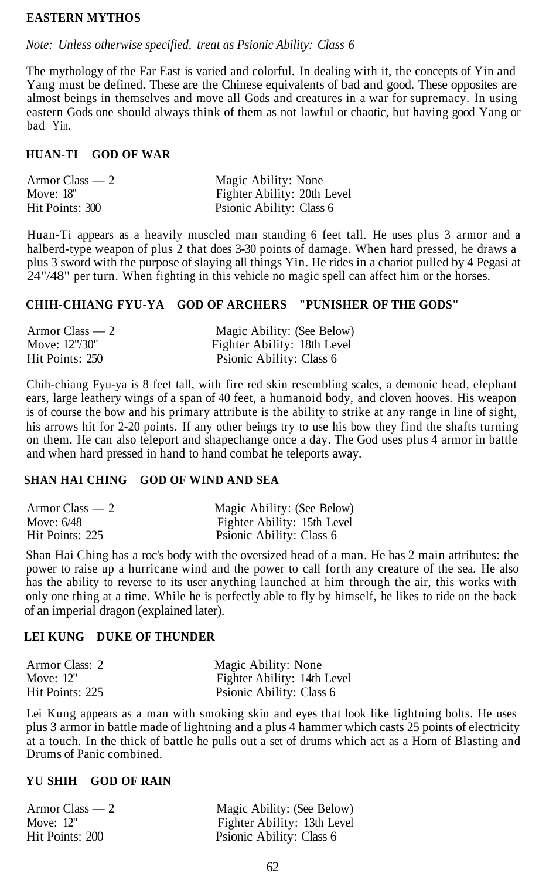## EASTERN MYTHOS

*Note: Unless otherwise specified, treat as Psionic Ability: Class 6*

The mythology of the Far East is varied and colorful. In dealing with it, the concepts of Yin and Yang must be defined. These are the Chinese equivalents of bad and good. These opposites are almost beings in themselves and move all Gods and creatures in a war for supremacy. In using eastern Gods one should always think of them as not lawful or chaotic, but having good Yang or bad Yin.

### HUAN-TI GOD OF WAR

| | |
|---|---|
| Armor Class — 2 | Magic Ability: None |
| Move: 18" | Fighter Ability: 20th Level |
| Hit Points: 300 | Psionic Ability: Class 6 |

Huan-Ti appears as a heavily muscled man standing 6 feet tall. He uses plus 3 armor and a halberd-type weapon of plus 2 that does 3-30 points of damage. When hard pressed, he draws a plus 3 sword with the purpose of slaying all things Yin. He rides in a chariot pulled by 4 Pegasi at 24"/48" per turn. When fighting in this vehicle no magic spell can affect him or the horses.

### CHIH-CHIANG FYU-YA GOD OF ARCHERS "PUNISHER OF THE GODS"

| | |
|---|---|
| Armor Class — 2 | Magic Ability: (See Below) |
| Move: 12"/30" | Fighter Ability: 18th Level |
| Hit Points: 250 | Psionic Ability: Class 6 |

Chih-chiang Fyu-ya is 8 feet tall, with fire red skin resembling scales, a demonic head, elephant ears, large leathery wings of a span of 40 feet, a humanoid body, and cloven hooves. His weapon is of course the bow and his primary attribute is the ability to strike at any range in line of sight, his arrows hit for 2-20 points. If any other beings try to use his bow they find the shafts turning on them. He can also teleport and shapechange once a day. The God uses plus 4 armor in battle and when hard pressed in hand to hand combat he teleports away.

### SHAN HAI CHING GOD OF WIND AND SEA

| | |
|---|---|
| Armor Class — 2 | Magic Ability: (See Below) |
| Move: 6/48 | Fighter Ability: 15th Level |
| Hit Points: 225 | Psionic Ability: Class 6 |

Shan Hai Ching has a roc's body with the oversized head of a man. He has 2 main attributes: the power to raise up a hurricane wind and the power to call forth any creature of the sea. He also has the ability to reverse to its user anything launched at him through the air, this works with only one thing at a time. While he is perfectly able to fly by himself, he likes to ride on the back of an imperial dragon (explained later).

### LEI KUNG DUKE OF THUNDER

| | |
|---|---|
| Armor Class: 2 | Magic Ability: None |
| Move: 12" | Fighter Ability: 14th Level |
| Hit Points: 225 | Psionic Ability: Class 6 |

Lei Kung appears as a man with smoking skin and eyes that look like lightning bolts. He uses plus 3 armor in battle made of lightning and a plus 4 hammer which casts 25 points of electricity at a touch. In the thick of battle he pulls out a set of drums which act as a Horn of Blasting and Drums of Panic combined.

### YU SHIH GOD OF RAIN

| | |
|---|---|
| Armor Class — 2 | Magic Ability: (See Below) |
| Move: 12" | Fighter Ability: 13th Level |
| Hit Points: 200 | Psionic Ability: Class 6 |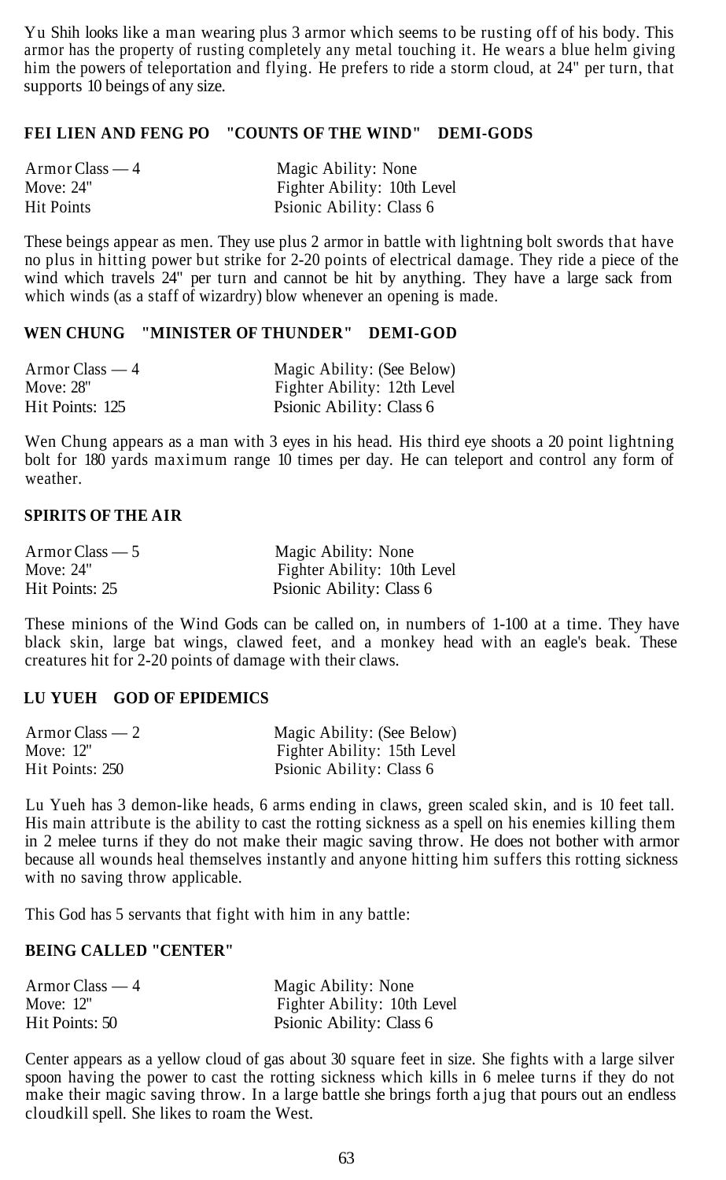Yu Shih looks like a man wearing plus 3 armor which seems to be rusting off of his body. This armor has the property of rusting completely any metal touching it. He wears a blue helm giving him the powers of teleportation and flying. He prefers to ride a storm cloud, at 24" per turn, that supports 10 beings of any size.

### FEI LIEN AND FENG PO "COUNTS OF THE WIND" DEMI-GODS

| | |
|---|---|
| Armor Class — 4 | Magic Ability: None |
| Move: 24" | Fighter Ability: 10th Level |
| Hit Points | Psionic Ability: Class 6 |

These beings appear as men. They use plus 2 armor in battle with lightning bolt swords that have no plus in hitting power but strike for 2-20 points of electrical damage. They ride a piece of the wind which travels 24" per turn and cannot be hit by anything. They have a large sack from which winds (as a staff of wizardry) blow whenever an opening is made.

### WEN CHUNG "MINISTER OF THUNDER" DEMI-GOD

| | |
|---|---|
| Armor Class — 4 | Magic Ability: (See Below) |
| Move: 28" | Fighter Ability: 12th Level |
| Hit Points: 125 | Psionic Ability: Class 6 |

Wen Chung appears as a man with 3 eyes in his head. His third eye shoots a 20 point lightning bolt for 180 yards maximum range 10 times per day. He can teleport and control any form of weather.

### SPIRITS OF THE AIR

| | |
|---|---|
| Armor Class — 5 | Magic Ability: None |
| Move: 24" | Fighter Ability: 10th Level |
| Hit Points: 25 | Psionic Ability: Class 6 |

These minions of the Wind Gods can be called on, in numbers of 1-100 at a time. They have black skin, large bat wings, clawed feet, and a monkey head with an eagle's beak. These creatures hit for 2-20 points of damage with their claws.

### LU YUEH GOD OF EPIDEMICS

| | |
|---|---|
| Armor Class — 2 | Magic Ability: (See Below) |
| Move: 12" | Fighter Ability: 15th Level |
| Hit Points: 250 | Psionic Ability: Class 6 |

Lu Yueh has 3 demon-like heads, 6 arms ending in claws, green scaled skin, and is 10 feet tall. His main attribute is the ability to cast the rotting sickness as a spell on his enemies killing them in 2 melee turns if they do not make their magic saving throw. He does not bother with armor because all wounds heal themselves instantly and anyone hitting him suffers this rotting sickness with no saving throw applicable.

This God has 5 servants that fight with him in any battle:

### BEING CALLED "CENTER"

| | |
|---|---|
| Armor Class — 4 | Magic Ability: None |
| Move: 12" | Fighter Ability: 10th Level |
| Hit Points: 50 | Psionic Ability: Class 6 |

Center appears as a yellow cloud of gas about 30 square feet in size. She fights with a large silver spoon having the power to cast the rotting sickness which kills in 6 melee turns if they do not make their magic saving throw. In a large battle she brings forth a jug that pours out an endless cloudkill spell. She likes to roam the West.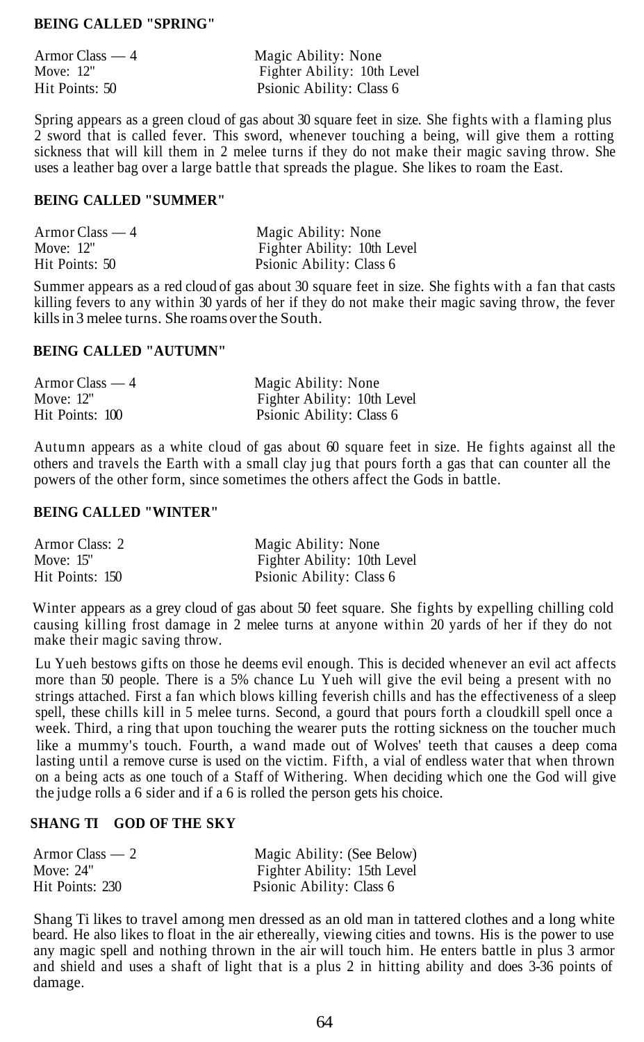#### BEING CALLED "SPRING"

| | |
|---|---|
| Armor Class — 4 | Magic Ability: None |
| Move: 12" | Fighter Ability: 10th Level |
| Hit Points: 50 | Psionic Ability: Class 6 |

Spring appears as a green cloud of gas about 30 square feet in size. She fights with a flaming plus 2 sword that is called fever. This sword, whenever touching a being, will give them a rotting sickness that will kill them in 2 melee turns if they do not make their magic saving throw. She uses a leather bag over a large battle that spreads the plague. She likes to roam the East.

#### BEING CALLED "SUMMER"

| | |
|---|---|
| Armor Class — 4 | Magic Ability: None |
| Move: 12" | Fighter Ability: 10th Level |
| Hit Points: 50 | Psionic Ability: Class 6 |

Summer appears as a red cloud of gas about 30 square feet in size. She fights with a fan that casts killing fevers to any within 30 yards of her if they do not make their magic saving throw, the fever kills in 3 melee turns. She roams over the South.

#### BEING CALLED "AUTUMN"

| | |
|---|---|
| Armor Class — 4 | Magic Ability: None |
| Move: 12" | Fighter Ability: 10th Level |
| Hit Points: 100 | Psionic Ability: Class 6 |

Autumn appears as a white cloud of gas about 60 square feet in size. He fights against all the others and travels the Earth with a small clay jug that pours forth a gas that can counter all the powers of the other form, since sometimes the others affect the Gods in battle.

#### BEING CALLED "WINTER"

| | |
|---|---|
| Armor Class: 2 | Magic Ability: None |
| Move: 15" | Fighter Ability: 10th Level |
| Hit Points: 150 | Psionic Ability: Class 6 |

Winter appears as a grey cloud of gas about 50 feet square. She fights by expelling chilling cold causing killing frost damage in 2 melee turns at anyone within 20 yards of her if they do not make their magic saving throw.

Lu Yueh bestows gifts on those he deems evil enough. This is decided whenever an evil act affects more than 50 people. There is a 5% chance Lu Yueh will give the evil being a present with no strings attached. First a fan which blows killing feverish chills and has the effectiveness of a sleep spell, these chills kill in 5 melee turns. Second, a gourd that pours forth a cloudkill spell once a week. Third, a ring that upon touching the wearer puts the rotting sickness on the toucher much like a mummy's touch. Fourth, a wand made out of Wolves' teeth that causes a deep coma lasting until a remove curse is used on the victim. Fifth, a vial of endless water that when thrown on a being acts as one touch of a Staff of Withering. When deciding which one the God will give the judge rolls a 6 sider and if a 6 is rolled the person gets his choice.

#### SHANG TI GOD OF THE SKY

| | |
|---|---|
| Armor Class — 2 | Magic Ability: (See Below) |
| Move: 24" | Fighter Ability: 15th Level |
| Hit Points: 230 | Psionic Ability: Class 6 |

Shang Ti likes to travel among men dressed as an old man in tattered clothes and a long white beard. He also likes to float in the air ethereally, viewing cities and towns. His is the power to use any magic spell and nothing thrown in the air will touch him. He enters battle in plus 3 armor and shield and uses a shaft of light that is a plus 2 in hitting ability and does 3-36 points of damage.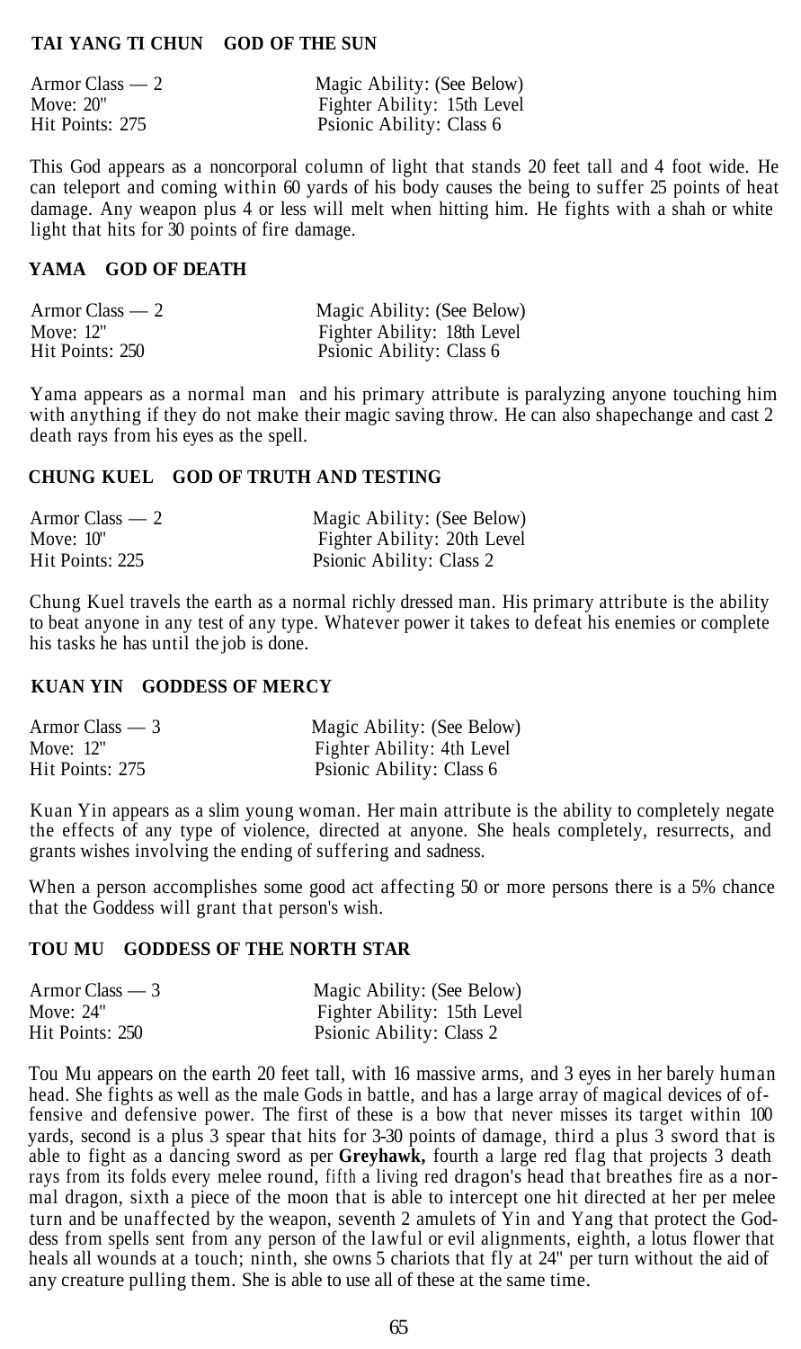### TAI YANG TI CHUN GOD OF THE SUN

| | |
|---|---|
| Armor Class — 2 | Magic Ability: (See Below) |
| Move: 20" | Fighter Ability: 15th Level |
| Hit Points: 275 | Psionic Ability: Class 6 |

This God appears as a noncorporal column of light that stands 20 feet tall and 4 foot wide. He can teleport and coming within 60 yards of his body causes the being to suffer 25 points of heat damage. Any weapon plus 4 or less will melt when hitting him. He fights with a shah or white light that hits for 30 points of fire damage.

### YAMA GOD OF DEATH

| | |
|---|---|
| Armor Class — 2 | Magic Ability: (See Below) |
| Move: 12" | Fighter Ability: 18th Level |
| Hit Points: 250 | Psionic Ability: Class 6 |

Yama appears as a normal man and his primary attribute is paralyzing anyone touching him with anything if they do not make their magic saving throw. He can also shapechange and cast 2 death rays from his eyes as the spell.

### CHUNG KUEL GOD OF TRUTH AND TESTING

| | |
|---|---|
| Armor Class — 2 | Magic Ability: (See Below) |
| Move: 10" | Fighter Ability: 20th Level |
| Hit Points: 225 | Psionic Ability: Class 2 |

Chung Kuel travels the earth as a normal richly dressed man. His primary attribute is the ability to beat anyone in any test of any type. Whatever power it takes to defeat his enemies or complete his tasks he has until the job is done.

### KUAN YIN GODDESS OF MERCY

| | |
|---|---|
| Armor Class — 3 | Magic Ability: (See Below) |
| Move: 12" | Fighter Ability: 4th Level |
| Hit Points: 275 | Psionic Ability: Class 6 |

Kuan Yin appears as a slim young woman. Her main attribute is the ability to completely negate the effects of any type of violence, directed at anyone. She heals completely, resurrects, and grants wishes involving the ending of suffering and sadness.

When a person accomplishes some good act affecting 50 or more persons there is a 5% chance that the Goddess will grant that person's wish.

### TOU MU GODDESS OF THE NORTH STAR

| | |
|---|---|
| Armor Class — 3 | Magic Ability: (See Below) |
| Move: 24" | Fighter Ability: 15th Level |
| Hit Points: 250 | Psionic Ability: Class 2 |

Tou Mu appears on the earth 20 feet tall, with 16 massive arms, and 3 eyes in her barely human head. She fights as well as the male Gods in battle, and has a large array of magical devices of offensive and defensive power. The first of these is a bow that never misses its target within 100 yards, second is a plus 3 spear that hits for 3-30 points of damage, third a plus 3 sword that is able to fight as a dancing sword as per **Greyhawk,** fourth a large red flag that projects 3 death rays from its folds every melee round, fifth a living red dragon's head that breathes fire as a normal dragon, sixth a piece of the moon that is able to intercept one hit directed at her per melee turn and be unaffected by the weapon, seventh 2 amulets of Yin and Yang that protect the Goddess from spells sent from any person of the lawful or evil alignments, eighth, a lotus flower that heals all wounds at a touch; ninth, she owns 5 chariots that fly at 24" per turn without the aid of any creature pulling them. She is able to use all of these at the same time.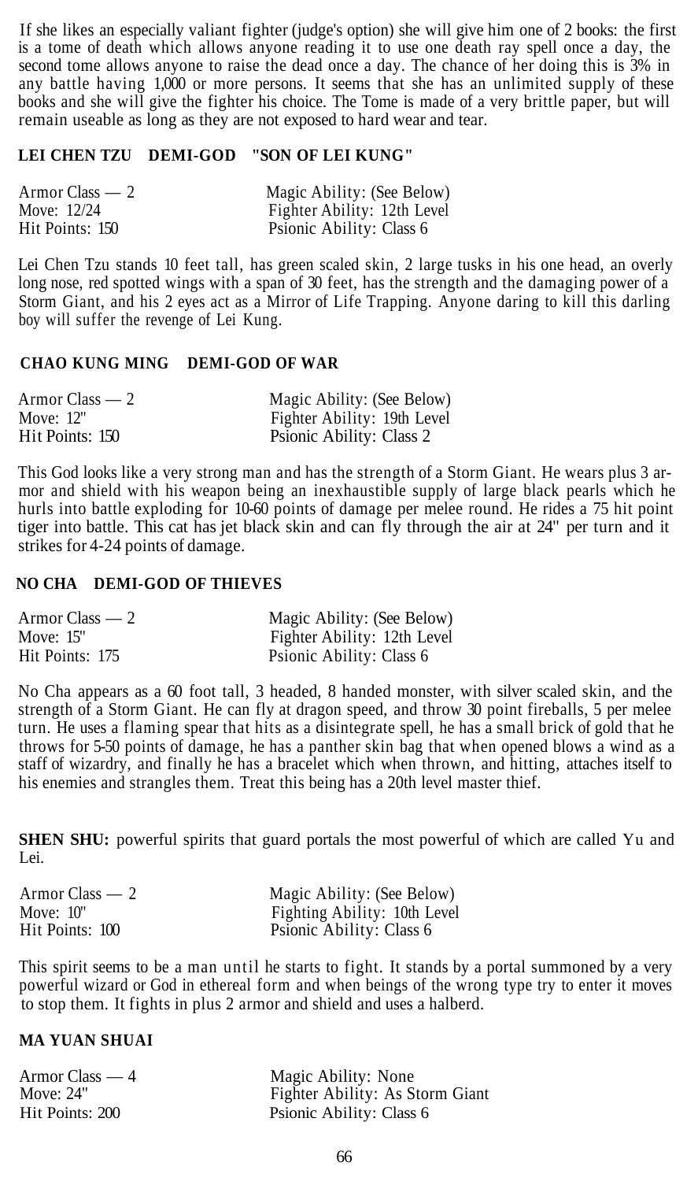If she likes an especially valiant fighter (judge's option) she will give him one of 2 books: the first is a tome of death which allows anyone reading it to use one death ray spell once a day, the second tome allows anyone to raise the dead once a day. The chance of her doing this is 3% in any battle having 1,000 or more persons. It seems that she has an unlimited supply of these books and she will give the fighter his choice. The Tome is made of a very brittle paper, but will remain useable as long as they are not exposed to hard wear and tear.

### LEI CHEN TZU DEMI-GOD "SON OF LEI KUNG"

| | |
|---|---|
| Armor Class — 2 | Magic Ability: (See Below) |
| Move: 12/24 | Fighter Ability: 12th Level |
| Hit Points: 150 | Psionic Ability: Class 6 |

Lei Chen Tzu stands 10 feet tall, has green scaled skin, 2 large tusks in his one head, an overly long nose, red spotted wings with a span of 30 feet, has the strength and the damaging power of a Storm Giant, and his 2 eyes act as a Mirror of Life Trapping. Anyone daring to kill this darling boy will suffer the revenge of Lei Kung.

### CHAO KUNG MING DEMI-GOD OF WAR

| | |
|---|---|
| Armor Class — 2 | Magic Ability: (See Below) |
| Move: 12" | Fighter Ability: 19th Level |
| Hit Points: 150 | Psionic Ability: Class 2 |

This God looks like a very strong man and has the strength of a Storm Giant. He wears plus 3 armor and shield with his weapon being an inexhaustible supply of large black pearls which he hurls into battle exploding for 10-60 points of damage per melee round. He rides a 75 hit point tiger into battle. This cat has jet black skin and can fly through the air at 24" per turn and it strikes for 4-24 points of damage.

### NO CHA DEMI-GOD OF THIEVES

| | |
|---|---|
| Armor Class — 2 | Magic Ability: (See Below) |
| Move: 15" | Fighter Ability: 12th Level |
| Hit Points: 175 | Psionic Ability: Class 6 |

No Cha appears as a 60 foot tall, 3 headed, 8 handed monster, with silver scaled skin, and the strength of a Storm Giant. He can fly at dragon speed, and throw 30 point fireballs, 5 per melee turn. He uses a flaming spear that hits as a disintegrate spell, he has a small brick of gold that he throws for 5-50 points of damage, he has a panther skin bag that when opened blows a wind as a staff of wizardry, and finally he has a bracelet which when thrown, and hitting, attaches itself to his enemies and strangles them. Treat this being has a 20th level master thief.

**SHEN SHU:** powerful spirits that guard portals the most powerful of which are called Yu and Lei.

| | |
|---|---|
| Armor Class — 2 | Magic Ability: (See Below) |
| Move: 10" | Fighting Ability: 10th Level |
| Hit Points: 100 | Psionic Ability: Class 6 |

This spirit seems to be a man until he starts to fight. It stands by a portal summoned by a very powerful wizard or God in ethereal form and when beings of the wrong type try to enter it moves to stop them. It fights in plus 2 armor and shield and uses a halberd.

### MA YUAN SHUAI

| | |
|---|---|
| Armor Class — 4 | Magic Ability: None |
| Move: 24" | Fighter Ability: As Storm Giant |
| Hit Points: 200 | Psionic Ability: Class 6 |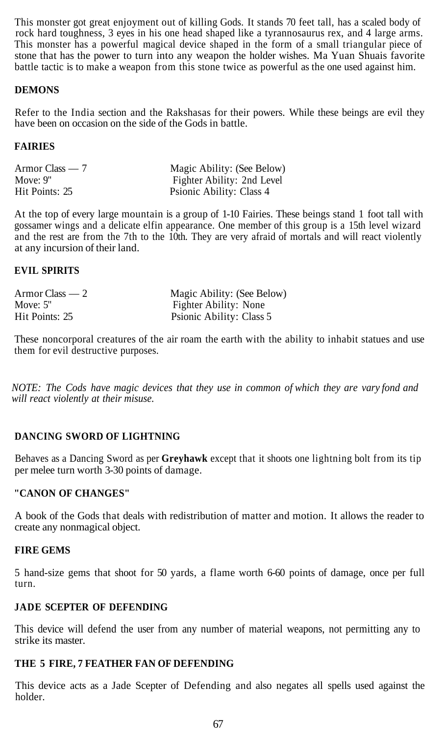This monster got great enjoyment out of killing Gods. It stands 70 feet tall, has a scaled body of rock hard toughness, 3 eyes in his one head shaped like a tyrannosaurus rex, and 4 large arms. This monster has a powerful magical device shaped in the form of a small triangular piece of stone that has the power to turn into any weapon the holder wishes. Ma Yuan Shuais favorite battle tactic is to make a weapon from this stone twice as powerful as the one used against him.

**DEMONS**

Refer to the India section and the Rakshasas for their powers. While these beings are evil they have been on occasion on the side of the Gods in battle.

**FAIRIES**

| | |
|---|---|
| Armor Class — 7 | Magic Ability: (See Below) |
| Move: 9" | Fighter Ability: 2nd Level |
| Hit Points: 25 | Psionic Ability: Class 4 |

At the top of every large mountain is a group of 1-10 Fairies. These beings stand 1 foot tall with gossamer wings and a delicate elfin appearance. One member of this group is a 15th level wizard and the rest are from the 7th to the 10th. They are very afraid of mortals and will react violently at any incursion of their land.

**EVIL SPIRITS**

| | |
|---|---|
| Armor Class — 2 | Magic Ability: (See Below) |
| Move: 5" | Fighter Ability: None |
| Hit Points: 25 | Psionic Ability: Class 5 |

These noncorporal creatures of the air roam the earth with the ability to inhabit statues and use them for evil destructive purposes.

*NOTE: The Cods have magic devices that they use in common of which they are vary fond and will react violently at their misuse.*

**DANCING SWORD OF LIGHTNING**

Behaves as a Dancing Sword as per **Greyhawk** except that it shoots one lightning bolt from its tip per melee turn worth 3-30 points of damage.

**"CANON OF CHANGES"**

A book of the Gods that deals with redistribution of matter and motion. It allows the reader to create any nonmagical object.

**FIRE GEMS**

5 hand-size gems that shoot for 50 yards, a flame worth 6-60 points of damage, once per full turn.

**JADE SCEPTER OF DEFENDING**

This device will defend the user from any number of material weapons, not permitting any to strike its master.

**THE 5 FIRE, 7 FEATHER FAN OF DEFENDING**

This device acts as a Jade Scepter of Defending and also negates all spells used against the holder.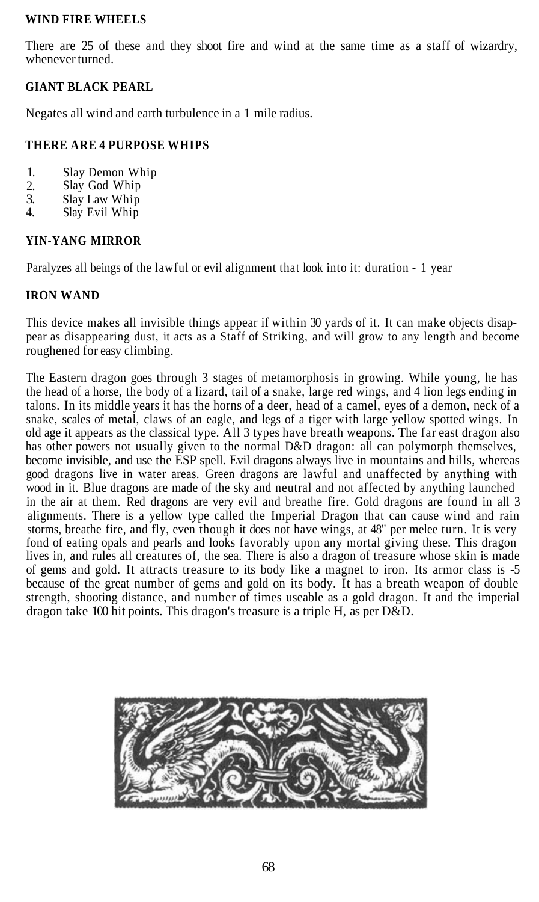**WIND FIRE WHEELS**

There are 25 of these and they shoot fire and wind at the same time as a staff of wizardry, whenever turned.

**GIANT BLACK PEARL**

Negates all wind and earth turbulence in a 1 mile radius.

**THERE ARE 4 PURPOSE WHIPS**

1. Slay Demon Whip
2. Slay God Whip
3. Slay Law Whip
4. Slay Evil Whip

**YIN-YANG MIRROR**

Paralyzes all beings of the lawful or evil alignment that look into it: duration - 1 year

**IRON WAND**

This device makes all invisible things appear if within 30 yards of it. It can make objects disappear as disappearing dust, it acts as a Staff of Striking, and will grow to any length and become roughened for easy climbing.

The Eastern dragon goes through 3 stages of metamorphosis in growing. While young, he has the head of a horse, the body of a lizard, tail of a snake, large red wings, and 4 lion legs ending in talons. In its middle years it has the horns of a deer, head of a camel, eyes of a demon, neck of a snake, scales of metal, claws of an eagle, and legs of a tiger with large yellow spotted wings. In old age it appears as the classical type. All 3 types have breath weapons. The far east dragon also has other powers not usually given to the normal D&D dragon: all can polymorph themselves, become invisible, and use the ESP spell. Evil dragons always live in mountains and hills, whereas good dragons live in water areas. Green dragons are lawful and unaffected by anything with wood in it. Blue dragons are made of the sky and neutral and not affected by anything launched in the air at them. Red dragons are very evil and breathe fire. Gold dragons are found in all 3 alignments. There is a yellow type called the Imperial Dragon that can cause wind and rain storms, breathe fire, and fly, even though it does not have wings, at 48" per melee turn. It is very fond of eating opals and pearls and looks favorably upon any mortal giving these. This dragon lives in, and rules all creatures of, the sea. There is also a dragon of treasure whose skin is made of gems and gold. It attracts treasure to its body like a magnet to iron. Its armor class is -5 because of the great number of gems and gold on its body. It has a breath weapon of double strength, shooting distance, and number of times useable as a gold dragon. It and the imperial dragon take 100 hit points. This dragon's treasure is a triple H, as per D&D.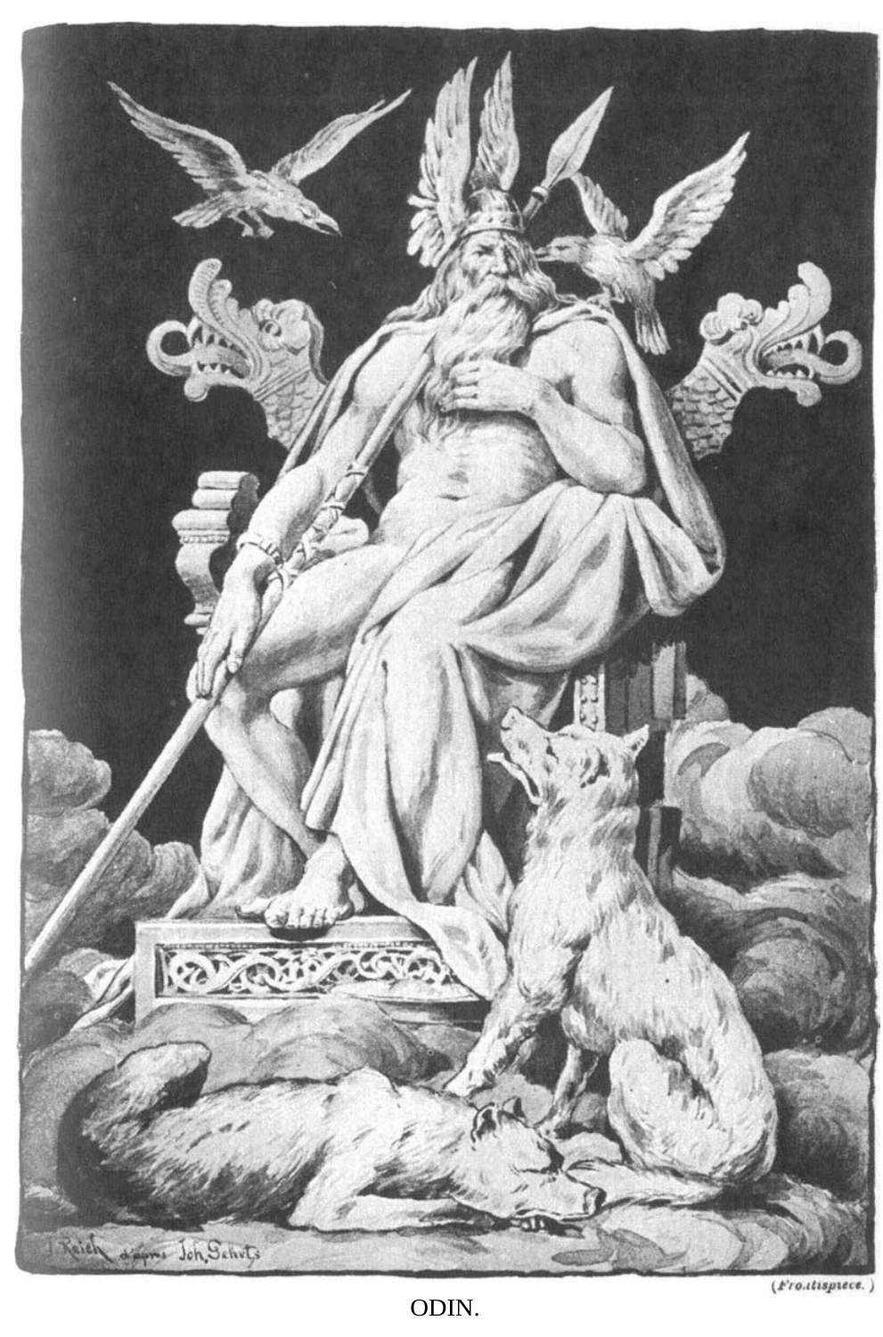(Frontispiece.)

ODIN.